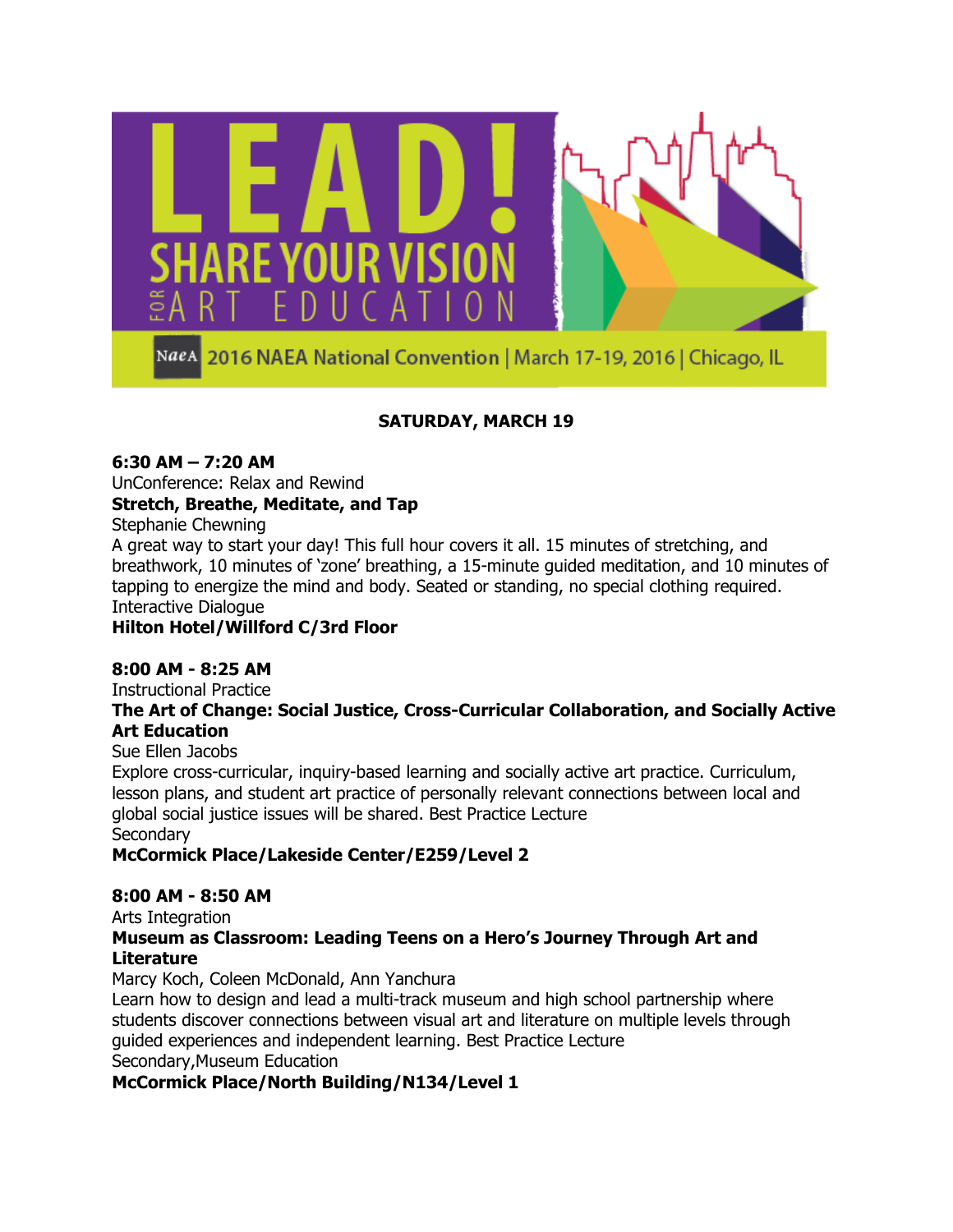# LEAD! SHARE YOUR VISION FOR ART EDUCATION

2016 NAEA National Convention | March 17-19, 2016 | Chicago, IL

## SATURDAY, MARCH 19

**6:30 AM – 7:20 AM**
UnConference: Relax and Rewind
**Stretch, Breathe, Meditate, and Tap**
Stephanie Chewning
A great way to start your day! This full hour covers it all. 15 minutes of stretching, and breathwork, 10 minutes of 'zone' breathing, a 15-minute guided meditation, and 10 minutes of tapping to energize the mind and body. Seated or standing, no special clothing required.
Interactive Dialogue
**Hilton Hotel/Willford C/3rd Floor**

**8:00 AM - 8:25 AM**
Instructional Practice
**The Art of Change: Social Justice, Cross-Curricular Collaboration, and Socially Active Art Education**
Sue Ellen Jacobs
Explore cross-curricular, inquiry-based learning and socially active art practice. Curriculum, lesson plans, and student art practice of personally relevant connections between local and global social justice issues will be shared. Best Practice Lecture
Secondary
**McCormick Place/Lakeside Center/E259/Level 2**

**8:00 AM - 8:50 AM**
Arts Integration
**Museum as Classroom: Leading Teens on a Hero's Journey Through Art and Literature**
Marcy Koch, Coleen McDonald, Ann Yanchura
Learn how to design and lead a multi-track museum and high school partnership where students discover connections between visual art and literature on multiple levels through guided experiences and independent learning. Best Practice Lecture
Secondary,Museum Education
**McCormick Place/North Building/N134/Level 1**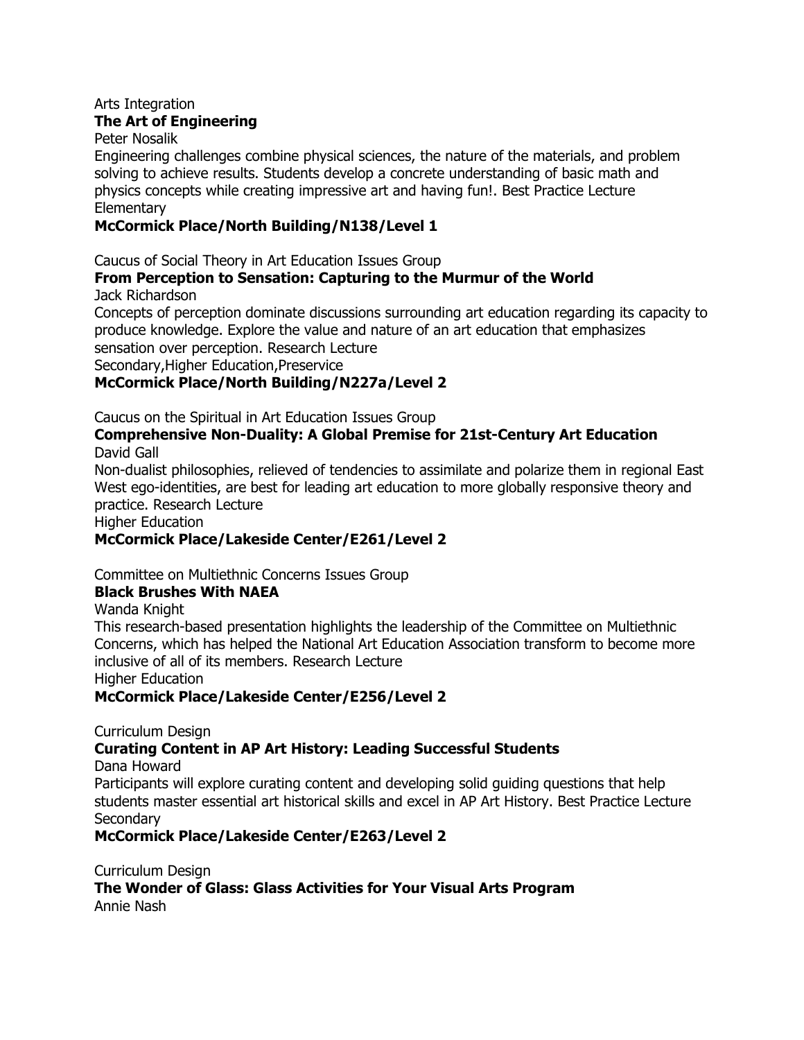Arts Integration

**The Art of Engineering**

Peter Nosalik

Engineering challenges combine physical sciences, the nature of the materials, and problem solving to achieve results. Students develop a concrete understanding of basic math and physics concepts while creating impressive art and having fun!. Best Practice Lecture

Elementary

**McCormick Place/North Building/N138/Level 1**

Caucus of Social Theory in Art Education Issues Group

**From Perception to Sensation: Capturing to the Murmur of the World**

Jack Richardson

Concepts of perception dominate discussions surrounding art education regarding its capacity to produce knowledge. Explore the value and nature of an art education that emphasizes sensation over perception. Research Lecture

Secondary,Higher Education,Preservice

**McCormick Place/North Building/N227a/Level 2**

Caucus on the Spiritual in Art Education Issues Group

**Comprehensive Non-Duality: A Global Premise for 21st-Century Art Education**

David Gall

Non-dualist philosophies, relieved of tendencies to assimilate and polarize them in regional East West ego-identities, are best for leading art education to more globally responsive theory and practice. Research Lecture

Higher Education

**McCormick Place/Lakeside Center/E261/Level 2**

Committee on Multiethnic Concerns Issues Group

**Black Brushes With NAEA**

Wanda Knight

This research-based presentation highlights the leadership of the Committee on Multiethnic Concerns, which has helped the National Art Education Association transform to become more inclusive of all of its members. Research Lecture

Higher Education

**McCormick Place/Lakeside Center/E256/Level 2**

Curriculum Design

**Curating Content in AP Art History: Leading Successful Students**

Dana Howard

Participants will explore curating content and developing solid guiding questions that help students master essential art historical skills and excel in AP Art History. Best Practice Lecture

Secondary

**McCormick Place/Lakeside Center/E263/Level 2**

Curriculum Design

**The Wonder of Glass: Glass Activities for Your Visual Arts Program**

Annie Nash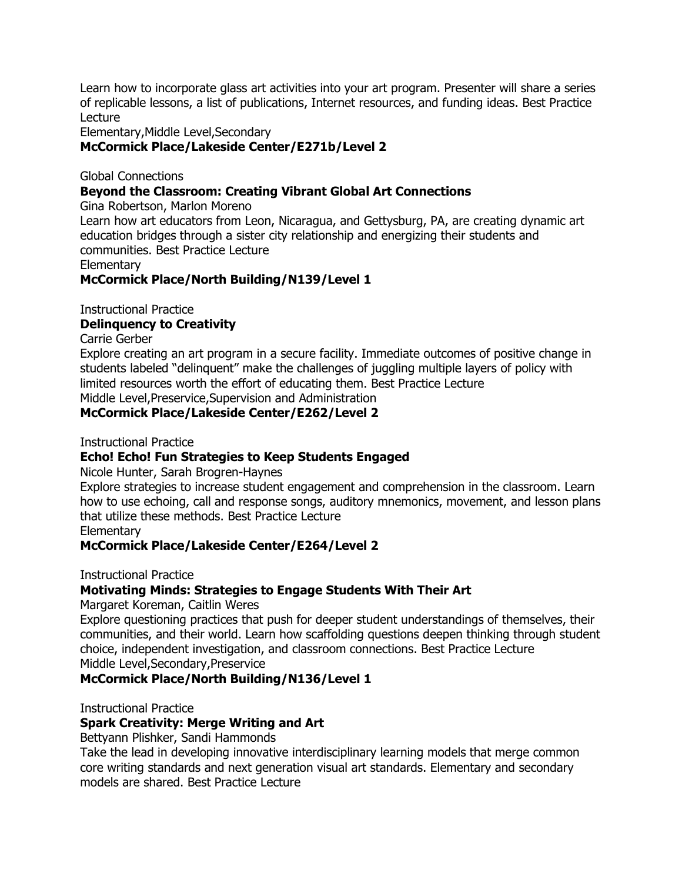Learn how to incorporate glass art activities into your art program. Presenter will share a series of replicable lessons, a list of publications, Internet resources, and funding ideas. Best Practice Lecture

Elementary,Middle Level,Secondary

**McCormick Place/Lakeside Center/E271b/Level 2**

Global Connections

**Beyond the Classroom: Creating Vibrant Global Art Connections**

Gina Robertson, Marlon Moreno

Learn how art educators from Leon, Nicaragua, and Gettysburg, PA, are creating dynamic art education bridges through a sister city relationship and energizing their students and communities. Best Practice Lecture

Elementary

**McCormick Place/North Building/N139/Level 1**

Instructional Practice

**Delinquency to Creativity**

Carrie Gerber

Explore creating an art program in a secure facility. Immediate outcomes of positive change in students labeled "delinquent" make the challenges of juggling multiple layers of policy with limited resources worth the effort of educating them. Best Practice Lecture

Middle Level,Preservice,Supervision and Administration

**McCormick Place/Lakeside Center/E262/Level 2**

Instructional Practice

**Echo! Echo! Fun Strategies to Keep Students Engaged**

Nicole Hunter, Sarah Brogren-Haynes

Explore strategies to increase student engagement and comprehension in the classroom. Learn how to use echoing, call and response songs, auditory mnemonics, movement, and lesson plans that utilize these methods. Best Practice Lecture

Elementary

**McCormick Place/Lakeside Center/E264/Level 2**

Instructional Practice

**Motivating Minds: Strategies to Engage Students With Their Art**

Margaret Koreman, Caitlin Weres

Explore questioning practices that push for deeper student understandings of themselves, their communities, and their world. Learn how scaffolding questions deepen thinking through student choice, independent investigation, and classroom connections. Best Practice Lecture

Middle Level,Secondary,Preservice

**McCormick Place/North Building/N136/Level 1**

Instructional Practice

**Spark Creativity: Merge Writing and Art**

Bettyann Plishker, Sandi Hammonds

Take the lead in developing innovative interdisciplinary learning models that merge common core writing standards and next generation visual art standards. Elementary and secondary models are shared. Best Practice Lecture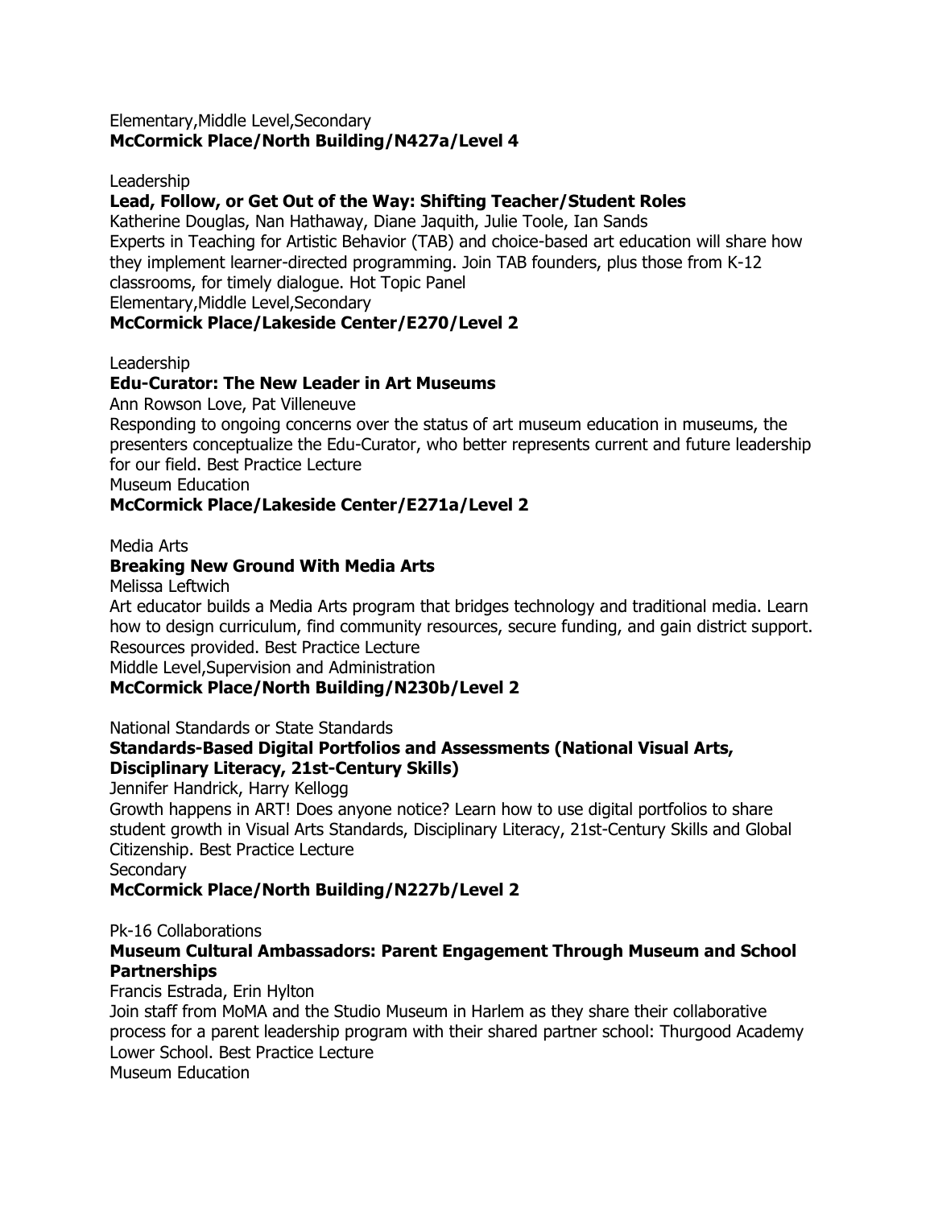Elementary,Middle Level,Secondary
**McCormick Place/North Building/N427a/Level 4**

Leadership
**Lead, Follow, or Get Out of the Way: Shifting Teacher/Student Roles**
Katherine Douglas, Nan Hathaway, Diane Jaquith, Julie Toole, Ian Sands
Experts in Teaching for Artistic Behavior (TAB) and choice-based art education will share how they implement learner-directed programming. Join TAB founders, plus those from K-12 classrooms, for timely dialogue. Hot Topic Panel
Elementary,Middle Level,Secondary
**McCormick Place/Lakeside Center/E270/Level 2**

Leadership
**Edu-Curator: The New Leader in Art Museums**
Ann Rowson Love, Pat Villeneuve
Responding to ongoing concerns over the status of art museum education in museums, the presenters conceptualize the Edu-Curator, who better represents current and future leadership for our field. Best Practice Lecture
Museum Education
**McCormick Place/Lakeside Center/E271a/Level 2**

Media Arts
**Breaking New Ground With Media Arts**
Melissa Leftwich
Art educator builds a Media Arts program that bridges technology and traditional media. Learn how to design curriculum, find community resources, secure funding, and gain district support. Resources provided. Best Practice Lecture
Middle Level,Supervision and Administration
**McCormick Place/North Building/N230b/Level 2**

National Standards or State Standards
**Standards-Based Digital Portfolios and Assessments (National Visual Arts, Disciplinary Literacy, 21st-Century Skills)**
Jennifer Handrick, Harry Kellogg
Growth happens in ART! Does anyone notice? Learn how to use digital portfolios to share student growth in Visual Arts Standards, Disciplinary Literacy, 21st-Century Skills and Global Citizenship. Best Practice Lecture
Secondary
**McCormick Place/North Building/N227b/Level 2**

Pk-16 Collaborations
**Museum Cultural Ambassadors: Parent Engagement Through Museum and School Partnerships**
Francis Estrada, Erin Hylton
Join staff from MoMA and the Studio Museum in Harlem as they share their collaborative process for a parent leadership program with their shared partner school: Thurgood Academy Lower School. Best Practice Lecture
Museum Education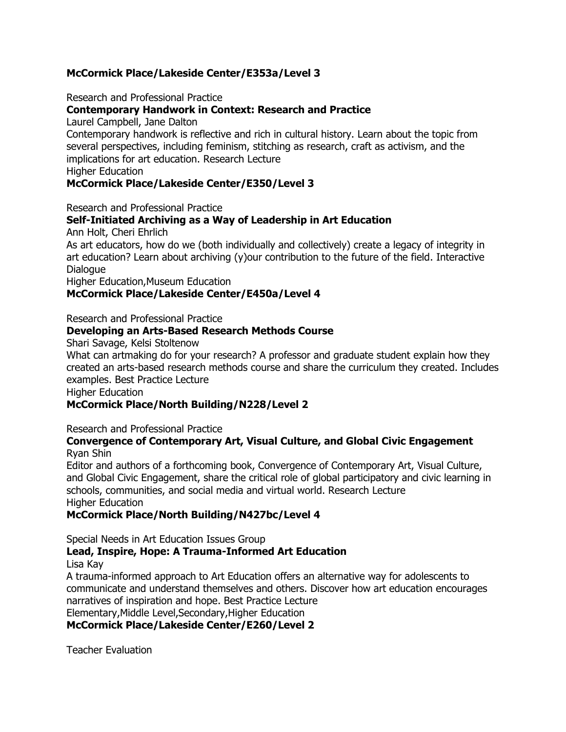**McCormick Place/Lakeside Center/E353a/Level 3**

Research and Professional Practice

**Contemporary Handwork in Context: Research and Practice**

Laurel Campbell, Jane Dalton

Contemporary handwork is reflective and rich in cultural history. Learn about the topic from several perspectives, including feminism, stitching as research, craft as activism, and the implications for art education. Research Lecture

Higher Education

**McCormick Place/Lakeside Center/E350/Level 3**

Research and Professional Practice

**Self-Initiated Archiving as a Way of Leadership in Art Education**

Ann Holt, Cheri Ehrlich

As art educators, how do we (both individually and collectively) create a legacy of integrity in art education? Learn about archiving (y)our contribution to the future of the field. Interactive Dialogue

Higher Education,Museum Education

**McCormick Place/Lakeside Center/E450a/Level 4**

Research and Professional Practice

**Developing an Arts-Based Research Methods Course**

Shari Savage, Kelsi Stoltenow

What can artmaking do for your research? A professor and graduate student explain how they created an arts-based research methods course and share the curriculum they created. Includes examples. Best Practice Lecture

Higher Education

**McCormick Place/North Building/N228/Level 2**

Research and Professional Practice

**Convergence of Contemporary Art, Visual Culture, and Global Civic Engagement**

Ryan Shin

Editor and authors of a forthcoming book, Convergence of Contemporary Art, Visual Culture, and Global Civic Engagement, share the critical role of global participatory and civic learning in schools, communities, and social media and virtual world. Research Lecture

Higher Education

**McCormick Place/North Building/N427bc/Level 4**

Special Needs in Art Education Issues Group

**Lead, Inspire, Hope: A Trauma-Informed Art Education**

Lisa Kay

A trauma-informed approach to Art Education offers an alternative way for adolescents to communicate and understand themselves and others. Discover how art education encourages narratives of inspiration and hope. Best Practice Lecture

Elementary,Middle Level,Secondary,Higher Education

**McCormick Place/Lakeside Center/E260/Level 2**

Teacher Evaluation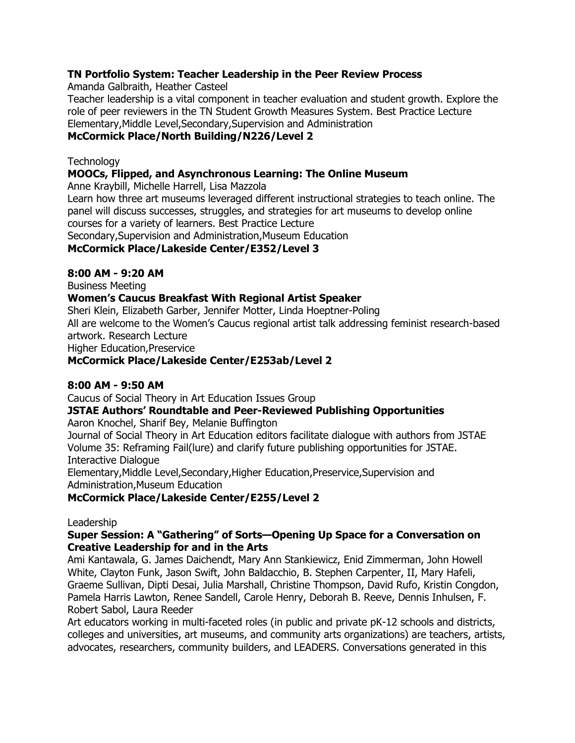**TN Portfolio System: Teacher Leadership in the Peer Review Process**
Amanda Galbraith, Heather Casteel
Teacher leadership is a vital component in teacher evaluation and student growth. Explore the role of peer reviewers in the TN Student Growth Measures System. Best Practice Lecture
Elementary,Middle Level,Secondary,Supervision and Administration
**McCormick Place/North Building/N226/Level 2**

Technology
**MOOCs, Flipped, and Asynchronous Learning: The Online Museum**
Anne Kraybill, Michelle Harrell, Lisa Mazzola
Learn how three art museums leveraged different instructional strategies to teach online. The panel will discuss successes, struggles, and strategies for art museums to develop online courses for a variety of learners. Best Practice Lecture
Secondary,Supervision and Administration,Museum Education
**McCormick Place/Lakeside Center/E352/Level 3**

**8:00 AM - 9:20 AM**
Business Meeting
**Women's Caucus Breakfast With Regional Artist Speaker**
Sheri Klein, Elizabeth Garber, Jennifer Motter, Linda Hoeptner-Poling
All are welcome to the Women's Caucus regional artist talk addressing feminist research-based artwork. Research Lecture
Higher Education,Preservice
**McCormick Place/Lakeside Center/E253ab/Level 2**

**8:00 AM - 9:50 AM**
Caucus of Social Theory in Art Education Issues Group
**JSTAE Authors' Roundtable and Peer-Reviewed Publishing Opportunities**
Aaron Knochel, Sharif Bey, Melanie Buffington
Journal of Social Theory in Art Education editors facilitate dialogue with authors from JSTAE Volume 35: Reframing Fail(lure) and clarify future publishing opportunities for JSTAE. Interactive Dialogue
Elementary,Middle Level,Secondary,Higher Education,Preservice,Supervision and Administration,Museum Education
**McCormick Place/Lakeside Center/E255/Level 2**

Leadership
**Super Session: A "Gathering" of Sorts—Opening Up Space for a Conversation on Creative Leadership for and in the Arts**
Ami Kantawala, G. James Daichendt, Mary Ann Stankiewicz, Enid Zimmerman, John Howell White, Clayton Funk, Jason Swift, John Baldacchio, B. Stephen Carpenter, II, Mary Hafeli, Graeme Sullivan, Dipti Desai, Julia Marshall, Christine Thompson, David Rufo, Kristin Congdon, Pamela Harris Lawton, Renee Sandell, Carole Henry, Deborah B. Reeve, Dennis Inhulsen, F. Robert Sabol, Laura Reeder
Art educators working in multi-faceted roles (in public and private pK-12 schools and districts, colleges and universities, art museums, and community arts organizations) are teachers, artists, advocates, researchers, community builders, and LEADERS. Conversations generated in this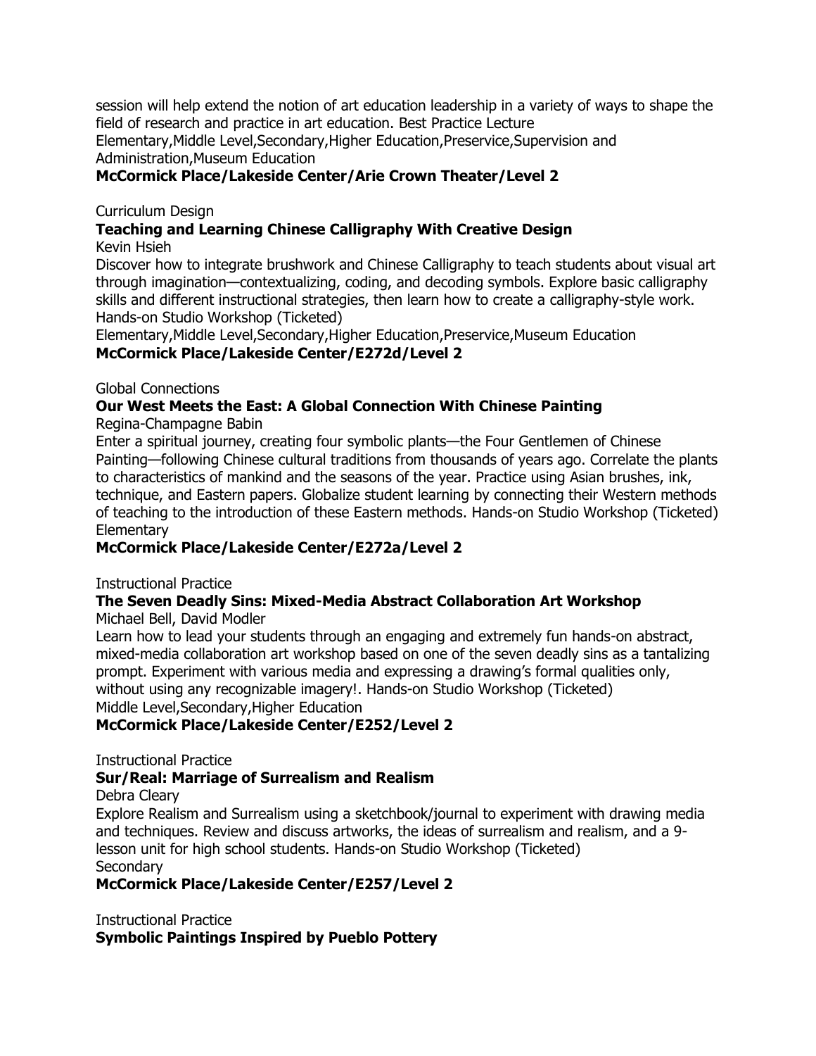session will help extend the notion of art education leadership in a variety of ways to shape the field of research and practice in art education. Best Practice Lecture
Elementary,Middle Level,Secondary,Higher Education,Preservice,Supervision and Administration,Museum Education
**McCormick Place/Lakeside Center/Arie Crown Theater/Level 2**

Curriculum Design
**Teaching and Learning Chinese Calligraphy With Creative Design**
Kevin Hsieh
Discover how to integrate brushwork and Chinese Calligraphy to teach students about visual art through imagination—contextualizing, coding, and decoding symbols. Explore basic calligraphy skills and different instructional strategies, then learn how to create a calligraphy-style work. Hands-on Studio Workshop (Ticketed)
Elementary,Middle Level,Secondary,Higher Education,Preservice,Museum Education
**McCormick Place/Lakeside Center/E272d/Level 2**

Global Connections
**Our West Meets the East: A Global Connection With Chinese Painting**
Regina-Champagne Babin
Enter a spiritual journey, creating four symbolic plants—the Four Gentlemen of Chinese Painting—following Chinese cultural traditions from thousands of years ago. Correlate the plants to characteristics of mankind and the seasons of the year. Practice using Asian brushes, ink, technique, and Eastern papers. Globalize student learning by connecting their Western methods of teaching to the introduction of these Eastern methods. Hands-on Studio Workshop (Ticketed)
Elementary
**McCormick Place/Lakeside Center/E272a/Level 2**

Instructional Practice
**The Seven Deadly Sins: Mixed-Media Abstract Collaboration Art Workshop**
Michael Bell, David Modler
Learn how to lead your students through an engaging and extremely fun hands-on abstract, mixed-media collaboration art workshop based on one of the seven deadly sins as a tantalizing prompt. Experiment with various media and expressing a drawing's formal qualities only, without using any recognizable imagery!. Hands-on Studio Workshop (Ticketed)
Middle Level,Secondary,Higher Education
**McCormick Place/Lakeside Center/E252/Level 2**

Instructional Practice
**Sur/Real: Marriage of Surrealism and Realism**
Debra Cleary
Explore Realism and Surrealism using a sketchbook/journal to experiment with drawing media and techniques. Review and discuss artworks, the ideas of surrealism and realism, and a 9-lesson unit for high school students. Hands-on Studio Workshop (Ticketed)
Secondary
**McCormick Place/Lakeside Center/E257/Level 2**

Instructional Practice
**Symbolic Paintings Inspired by Pueblo Pottery**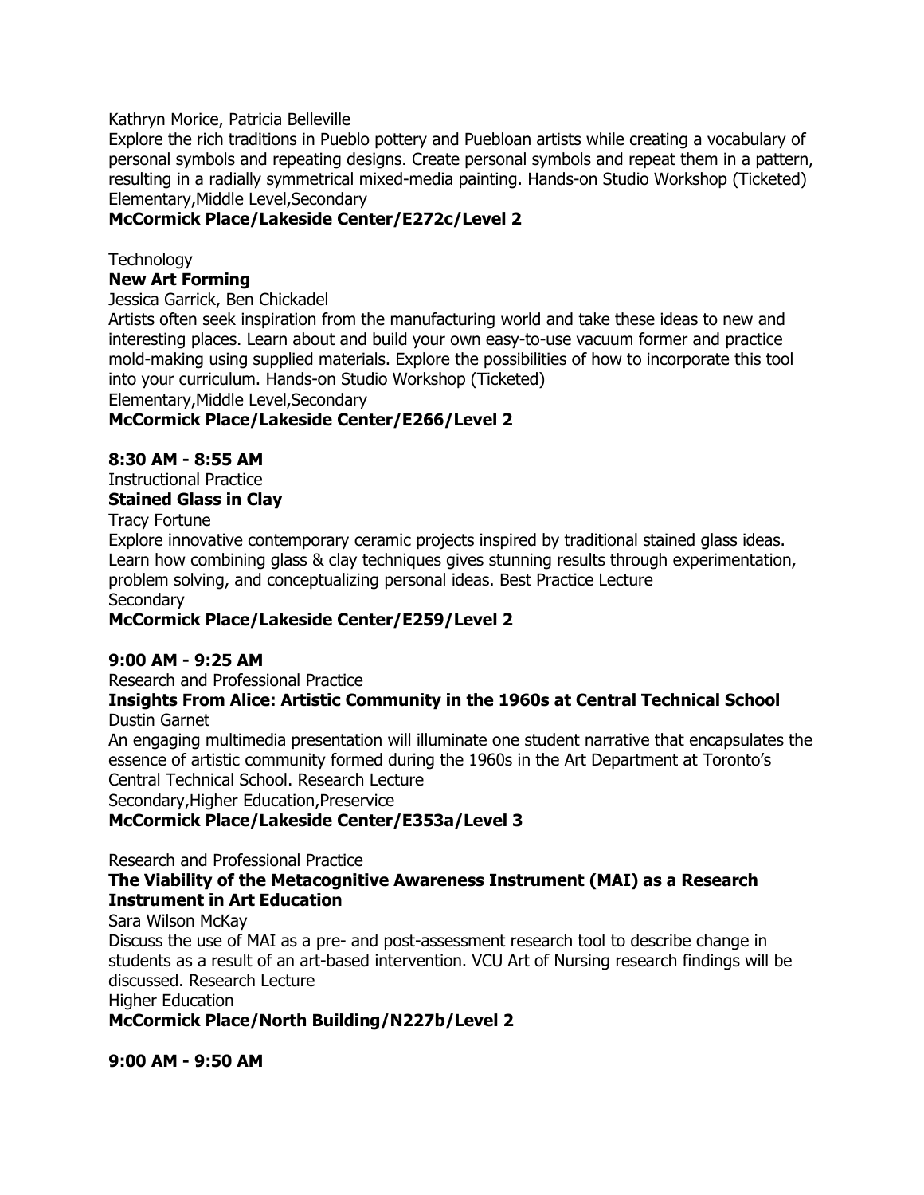Kathryn Morice, Patricia Belleville

Explore the rich traditions in Pueblo pottery and Puebloan artists while creating a vocabulary of personal symbols and repeating designs. Create personal symbols and repeat them in a pattern, resulting in a radially symmetrical mixed-media painting. Hands-on Studio Workshop (Ticketed)

Elementary,Middle Level,Secondary

**McCormick Place/Lakeside Center/E272c/Level 2**

Technology

**New Art Forming**

Jessica Garrick, Ben Chickadel

Artists often seek inspiration from the manufacturing world and take these ideas to new and interesting places. Learn about and build your own easy-to-use vacuum former and practice mold-making using supplied materials. Explore the possibilities of how to incorporate this tool into your curriculum. Hands-on Studio Workshop (Ticketed)

Elementary,Middle Level,Secondary

**McCormick Place/Lakeside Center/E266/Level 2**

**8:30 AM - 8:55 AM**

Instructional Practice

**Stained Glass in Clay**

Tracy Fortune

Explore innovative contemporary ceramic projects inspired by traditional stained glass ideas. Learn how combining glass & clay techniques gives stunning results through experimentation, problem solving, and conceptualizing personal ideas. Best Practice Lecture

Secondary

**McCormick Place/Lakeside Center/E259/Level 2**

**9:00 AM - 9:25 AM**

Research and Professional Practice

**Insights From Alice: Artistic Community in the 1960s at Central Technical School**

Dustin Garnet

An engaging multimedia presentation will illuminate one student narrative that encapsulates the essence of artistic community formed during the 1960s in the Art Department at Toronto's Central Technical School. Research Lecture

Secondary,Higher Education,Preservice

**McCormick Place/Lakeside Center/E353a/Level 3**

Research and Professional Practice

**The Viability of the Metacognitive Awareness Instrument (MAI) as a Research Instrument in Art Education**

Sara Wilson McKay

Discuss the use of MAI as a pre- and post-assessment research tool to describe change in students as a result of an art-based intervention. VCU Art of Nursing research findings will be discussed. Research Lecture

Higher Education

**McCormick Place/North Building/N227b/Level 2**

**9:00 AM - 9:50 AM**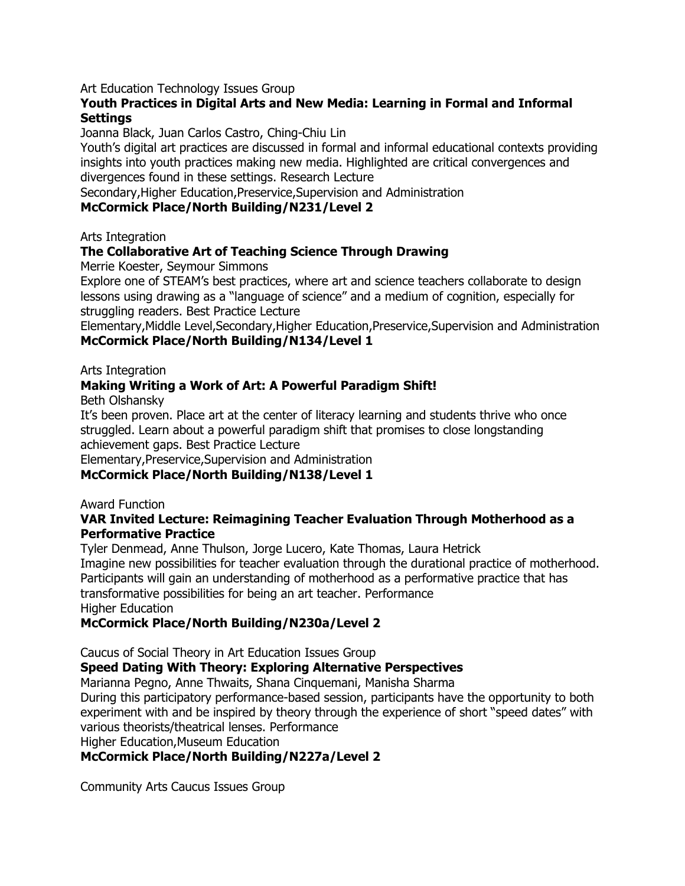Art Education Technology Issues Group

**Youth Practices in Digital Arts and New Media: Learning in Formal and Informal Settings**

Joanna Black, Juan Carlos Castro, Ching-Chiu Lin

Youth's digital art practices are discussed in formal and informal educational contexts providing insights into youth practices making new media. Highlighted are critical convergences and divergences found in these settings. Research Lecture

Secondary,Higher Education,Preservice,Supervision and Administration

**McCormick Place/North Building/N231/Level 2**

Arts Integration

**The Collaborative Art of Teaching Science Through Drawing**

Merrie Koester, Seymour Simmons

Explore one of STEAM's best practices, where art and science teachers collaborate to design lessons using drawing as a "language of science" and a medium of cognition, especially for struggling readers. Best Practice Lecture

Elementary,Middle Level,Secondary,Higher Education,Preservice,Supervision and Administration

**McCormick Place/North Building/N134/Level 1**

Arts Integration

**Making Writing a Work of Art: A Powerful Paradigm Shift!**

Beth Olshansky

It's been proven. Place art at the center of literacy learning and students thrive who once struggled. Learn about a powerful paradigm shift that promises to close longstanding achievement gaps. Best Practice Lecture

Elementary,Preservice,Supervision and Administration

**McCormick Place/North Building/N138/Level 1**

Award Function

**VAR Invited Lecture: Reimagining Teacher Evaluation Through Motherhood as a Performative Practice**

Tyler Denmead, Anne Thulson, Jorge Lucero, Kate Thomas, Laura Hetrick

Imagine new possibilities for teacher evaluation through the durational practice of motherhood. Participants will gain an understanding of motherhood as a performative practice that has transformative possibilities for being an art teacher. Performance

Higher Education

**McCormick Place/North Building/N230a/Level 2**

Caucus of Social Theory in Art Education Issues Group

**Speed Dating With Theory: Exploring Alternative Perspectives**

Marianna Pegno, Anne Thwaits, Shana Cinquemani, Manisha Sharma

During this participatory performance-based session, participants have the opportunity to both experiment with and be inspired by theory through the experience of short "speed dates" with various theorists/theatrical lenses. Performance

Higher Education,Museum Education

**McCormick Place/North Building/N227a/Level 2**

Community Arts Caucus Issues Group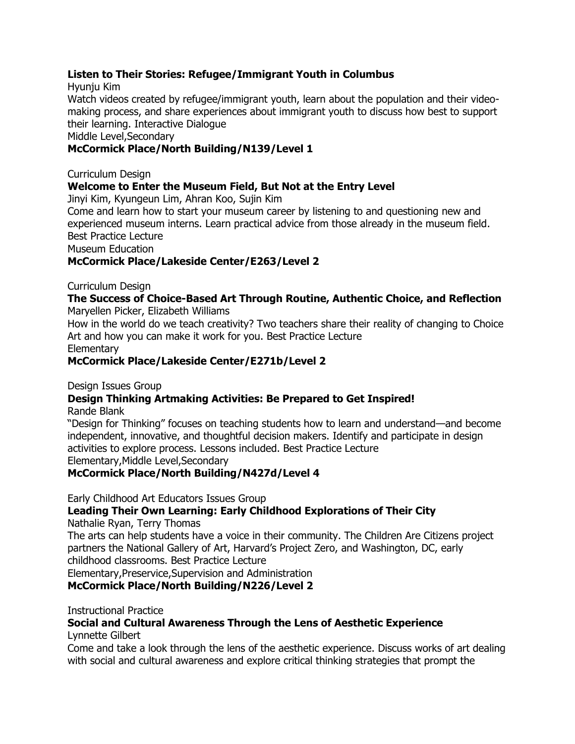**Listen to Their Stories: Refugee/Immigrant Youth in Columbus**
Hyunju Kim
Watch videos created by refugee/immigrant youth, learn about the population and their video-making process, and share experiences about immigrant youth to discuss how best to support their learning. Interactive Dialogue
Middle Level,Secondary
**McCormick Place/North Building/N139/Level 1**

Curriculum Design
**Welcome to Enter the Museum Field, But Not at the Entry Level**
Jinyi Kim, Kyungeun Lim, Ahran Koo, Sujin Kim
Come and learn how to start your museum career by listening to and questioning new and experienced museum interns. Learn practical advice from those already in the museum field. Best Practice Lecture
Museum Education
**McCormick Place/Lakeside Center/E263/Level 2**

Curriculum Design
**The Success of Choice-Based Art Through Routine, Authentic Choice, and Reflection**
Maryellen Picker, Elizabeth Williams
How in the world do we teach creativity? Two teachers share their reality of changing to Choice Art and how you can make it work for you. Best Practice Lecture
Elementary
**McCormick Place/Lakeside Center/E271b/Level 2**

Design Issues Group
**Design Thinking Artmaking Activities: Be Prepared to Get Inspired!**
Rande Blank
"Design for Thinking" focuses on teaching students how to learn and understand—and become independent, innovative, and thoughtful decision makers. Identify and participate in design activities to explore process. Lessons included. Best Practice Lecture
Elementary,Middle Level,Secondary
**McCormick Place/North Building/N427d/Level 4**

Early Childhood Art Educators Issues Group
**Leading Their Own Learning: Early Childhood Explorations of Their City**
Nathalie Ryan, Terry Thomas
The arts can help students have a voice in their community. The Children Are Citizens project partners the National Gallery of Art, Harvard's Project Zero, and Washington, DC, early childhood classrooms. Best Practice Lecture
Elementary,Preservice,Supervision and Administration
**McCormick Place/North Building/N226/Level 2**

Instructional Practice
**Social and Cultural Awareness Through the Lens of Aesthetic Experience**
Lynnette Gilbert
Come and take a look through the lens of the aesthetic experience. Discuss works of art dealing with social and cultural awareness and explore critical thinking strategies that prompt the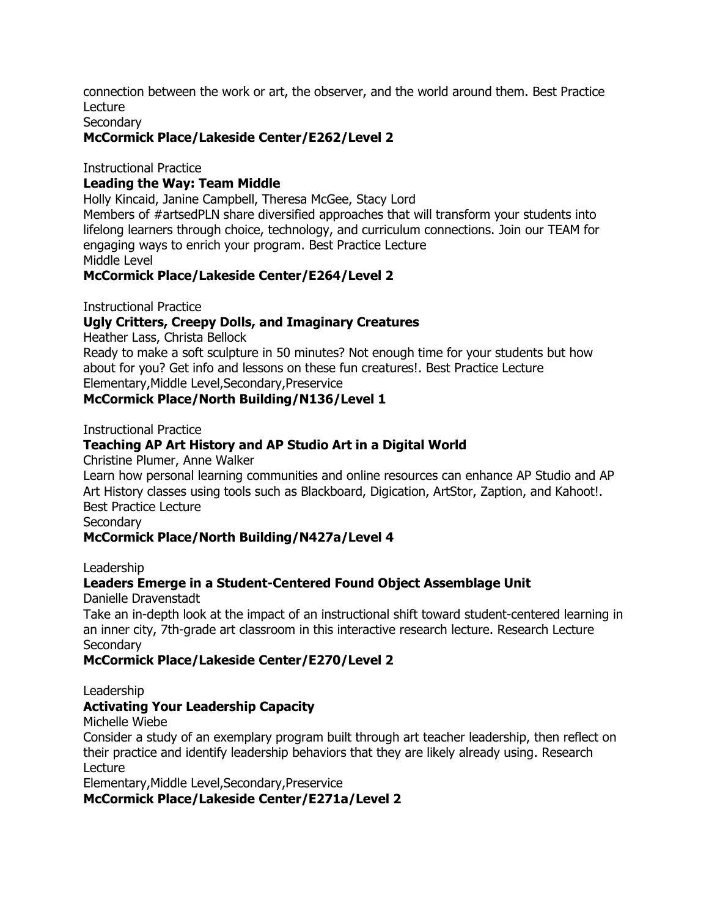connection between the work or art, the observer, and the world around them. Best Practice Lecture
Secondary
**McCormick Place/Lakeside Center/E262/Level 2**

Instructional Practice
**Leading the Way: Team Middle**
Holly Kincaid, Janine Campbell, Theresa McGee, Stacy Lord
Members of #artsedPLN share diversified approaches that will transform your students into lifelong learners through choice, technology, and curriculum connections. Join our TEAM for engaging ways to enrich your program. Best Practice Lecture
Middle Level
**McCormick Place/Lakeside Center/E264/Level 2**

Instructional Practice
**Ugly Critters, Creepy Dolls, and Imaginary Creatures**
Heather Lass, Christa Bellock
Ready to make a soft sculpture in 50 minutes? Not enough time for your students but how about for you? Get info and lessons on these fun creatures!. Best Practice Lecture
Elementary,Middle Level,Secondary,Preservice
**McCormick Place/North Building/N136/Level 1**

Instructional Practice
**Teaching AP Art History and AP Studio Art in a Digital World**
Christine Plumer, Anne Walker
Learn how personal learning communities and online resources can enhance AP Studio and AP Art History classes using tools such as Blackboard, Digication, ArtStor, Zaption, and Kahoot!. Best Practice Lecture
Secondary
**McCormick Place/North Building/N427a/Level 4**

Leadership
**Leaders Emerge in a Student-Centered Found Object Assemblage Unit**
Danielle Dravenstadt
Take an in-depth look at the impact of an instructional shift toward student-centered learning in an inner city, 7th-grade art classroom in this interactive research lecture. Research Lecture
Secondary
**McCormick Place/Lakeside Center/E270/Level 2**

Leadership
**Activating Your Leadership Capacity**
Michelle Wiebe
Consider a study of an exemplary program built through art teacher leadership, then reflect on their practice and identify leadership behaviors that they are likely already using. Research Lecture
Elementary,Middle Level,Secondary,Preservice
**McCormick Place/Lakeside Center/E271a/Level 2**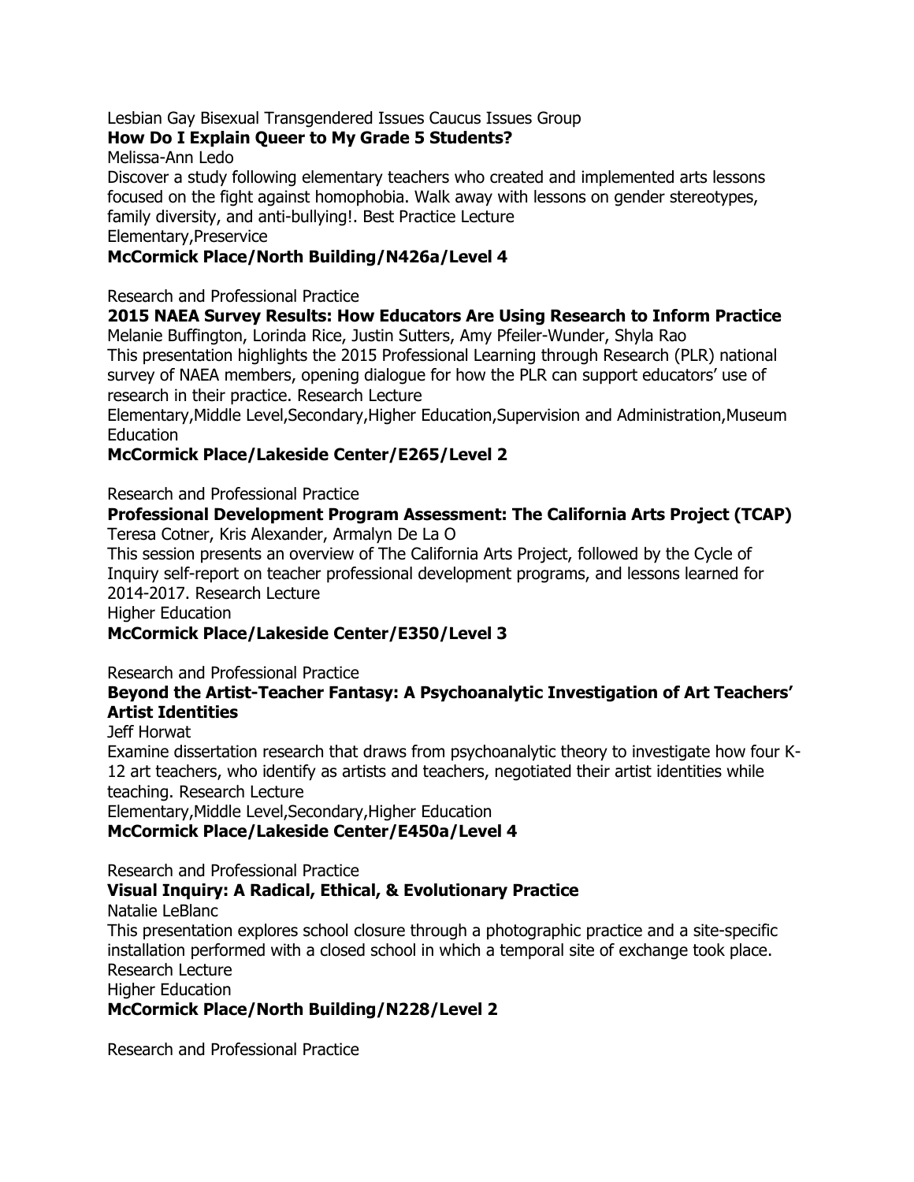Lesbian Gay Bisexual Transgendered Issues Caucus Issues Group

**How Do I Explain Queer to My Grade 5 Students?**

Melissa-Ann Ledo

Discover a study following elementary teachers who created and implemented arts lessons focused on the fight against homophobia. Walk away with lessons on gender stereotypes, family diversity, and anti-bullying!. Best Practice Lecture

Elementary,Preservice

**McCormick Place/North Building/N426a/Level 4**

Research and Professional Practice

**2015 NAEA Survey Results: How Educators Are Using Research to Inform Practice**

Melanie Buffington, Lorinda Rice, Justin Sutters, Amy Pfeiler-Wunder, Shyla Rao

This presentation highlights the 2015 Professional Learning through Research (PLR) national survey of NAEA members, opening dialogue for how the PLR can support educators' use of research in their practice. Research Lecture

Elementary,Middle Level,Secondary,Higher Education,Supervision and Administration,Museum Education

**McCormick Place/Lakeside Center/E265/Level 2**

Research and Professional Practice

**Professional Development Program Assessment: The California Arts Project (TCAP)**

Teresa Cotner, Kris Alexander, Armalyn De La O

This session presents an overview of The California Arts Project, followed by the Cycle of Inquiry self-report on teacher professional development programs, and lessons learned for 2014-2017. Research Lecture

Higher Education

**McCormick Place/Lakeside Center/E350/Level 3**

Research and Professional Practice

**Beyond the Artist-Teacher Fantasy: A Psychoanalytic Investigation of Art Teachers' Artist Identities**

Jeff Horwat

Examine dissertation research that draws from psychoanalytic theory to investigate how four K-12 art teachers, who identify as artists and teachers, negotiated their artist identities while teaching. Research Lecture

Elementary,Middle Level,Secondary,Higher Education

**McCormick Place/Lakeside Center/E450a/Level 4**

Research and Professional Practice

**Visual Inquiry: A Radical, Ethical, & Evolutionary Practice**

Natalie LeBlanc

This presentation explores school closure through a photographic practice and a site-specific installation performed with a closed school in which a temporal site of exchange took place. Research Lecture

Higher Education

**McCormick Place/North Building/N228/Level 2**

Research and Professional Practice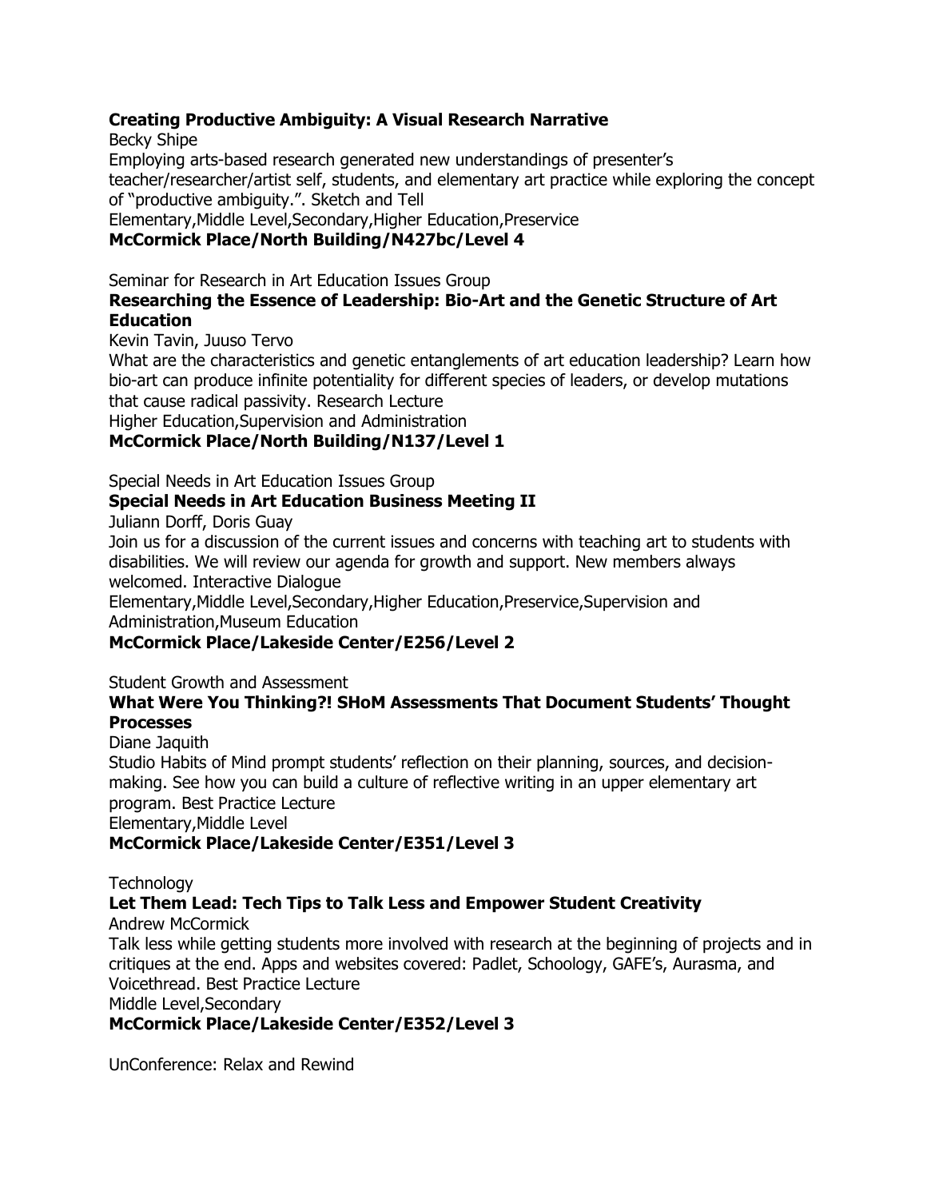**Creating Productive Ambiguity: A Visual Research Narrative**
Becky Shipe
Employing arts-based research generated new understandings of presenter's teacher/researcher/artist self, students, and elementary art practice while exploring the concept of "productive ambiguity.". Sketch and Tell
Elementary,Middle Level,Secondary,Higher Education,Preservice
**McCormick Place/North Building/N427bc/Level 4**

Seminar for Research in Art Education Issues Group
**Researching the Essence of Leadership: Bio-Art and the Genetic Structure of Art Education**
Kevin Tavin, Juuso Tervo
What are the characteristics and genetic entanglements of art education leadership? Learn how bio-art can produce infinite potentiality for different species of leaders, or develop mutations that cause radical passivity. Research Lecture
Higher Education,Supervision and Administration
**McCormick Place/North Building/N137/Level 1**

Special Needs in Art Education Issues Group
**Special Needs in Art Education Business Meeting II**
Juliann Dorff, Doris Guay
Join us for a discussion of the current issues and concerns with teaching art to students with disabilities. We will review our agenda for growth and support. New members always welcomed. Interactive Dialogue
Elementary,Middle Level,Secondary,Higher Education,Preservice,Supervision and Administration,Museum Education
**McCormick Place/Lakeside Center/E256/Level 2**

Student Growth and Assessment
**What Were You Thinking?! SHoM Assessments That Document Students' Thought Processes**
Diane Jaquith
Studio Habits of Mind prompt students' reflection on their planning, sources, and decision-making. See how you can build a culture of reflective writing in an upper elementary art program. Best Practice Lecture
Elementary,Middle Level
**McCormick Place/Lakeside Center/E351/Level 3**

Technology
**Let Them Lead: Tech Tips to Talk Less and Empower Student Creativity**
Andrew McCormick
Talk less while getting students more involved with research at the beginning of projects and in critiques at the end. Apps and websites covered: Padlet, Schoology, GAFE's, Aurasma, and Voicethread. Best Practice Lecture
Middle Level,Secondary
**McCormick Place/Lakeside Center/E352/Level 3**

UnConference: Relax and Rewind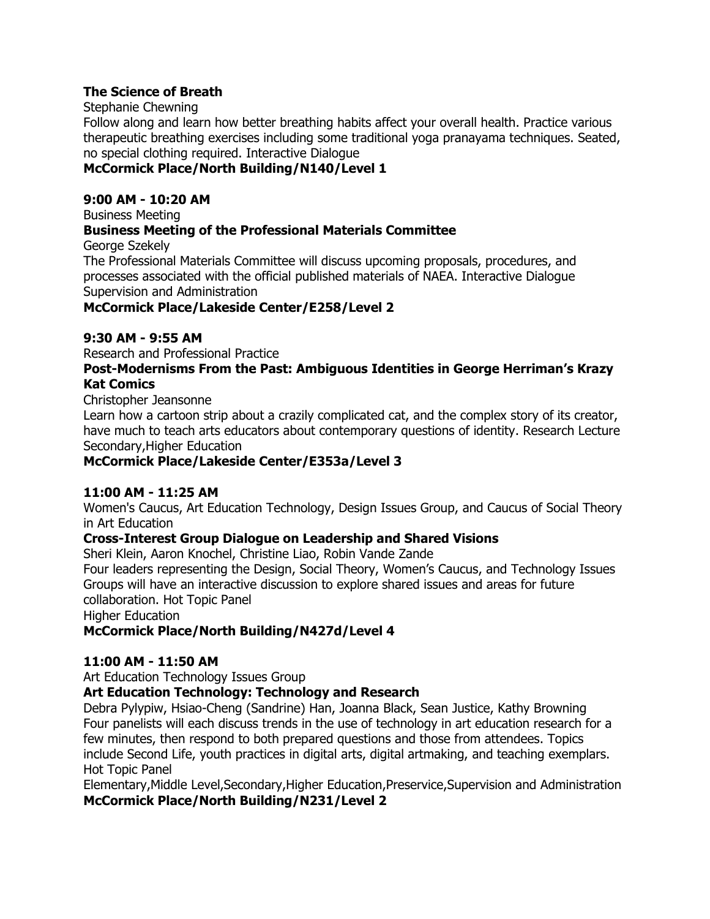**The Science of Breath**

Stephanie Chewning

Follow along and learn how better breathing habits affect your overall health. Practice various therapeutic breathing exercises including some traditional yoga pranayama techniques. Seated, no special clothing required. Interactive Dialogue

**McCormick Place/North Building/N140/Level 1**

**9:00 AM - 10:20 AM**

Business Meeting

**Business Meeting of the Professional Materials Committee**

George Szekely

The Professional Materials Committee will discuss upcoming proposals, procedures, and processes associated with the official published materials of NAEA. Interactive Dialogue

Supervision and Administration

**McCormick Place/Lakeside Center/E258/Level 2**

**9:30 AM - 9:55 AM**

Research and Professional Practice

**Post-Modernisms From the Past: Ambiguous Identities in George Herriman's Krazy Kat Comics**

Christopher Jeansonne

Learn how a cartoon strip about a crazily complicated cat, and the complex story of its creator, have much to teach arts educators about contemporary questions of identity. Research Lecture

Secondary,Higher Education

**McCormick Place/Lakeside Center/E353a/Level 3**

**11:00 AM - 11:25 AM**

Women's Caucus, Art Education Technology, Design Issues Group, and Caucus of Social Theory in Art Education

**Cross-Interest Group Dialogue on Leadership and Shared Visions**

Sheri Klein, Aaron Knochel, Christine Liao, Robin Vande Zande

Four leaders representing the Design, Social Theory, Women's Caucus, and Technology Issues Groups will have an interactive discussion to explore shared issues and areas for future collaboration. Hot Topic Panel

Higher Education

**McCormick Place/North Building/N427d/Level 4**

**11:00 AM - 11:50 AM**

Art Education Technology Issues Group

**Art Education Technology: Technology and Research**

Debra Pylypiw, Hsiao-Cheng (Sandrine) Han, Joanna Black, Sean Justice, Kathy Browning

Four panelists will each discuss trends in the use of technology in art education research for a few minutes, then respond to both prepared questions and those from attendees. Topics include Second Life, youth practices in digital arts, digital artmaking, and teaching exemplars. Hot Topic Panel

Elementary,Middle Level,Secondary,Higher Education,Preservice,Supervision and Administration

**McCormick Place/North Building/N231/Level 2**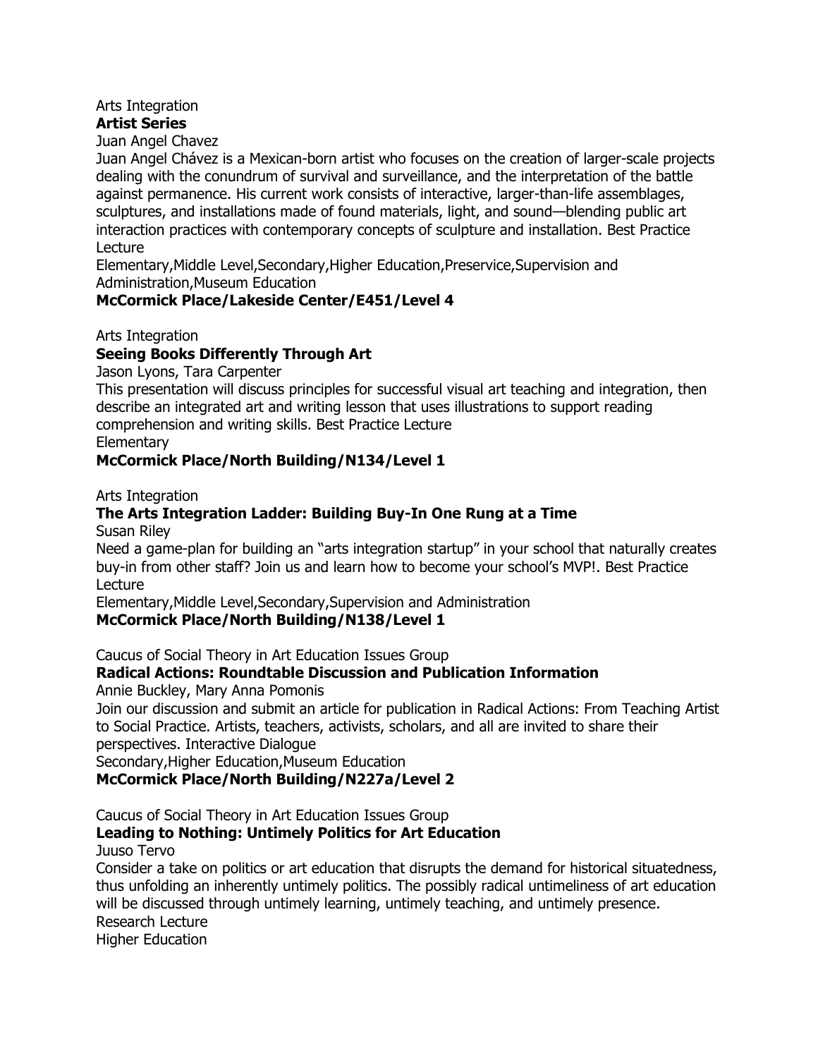Arts Integration

**Artist Series**

Juan Angel Chavez

Juan Angel Chávez is a Mexican-born artist who focuses on the creation of larger-scale projects dealing with the conundrum of survival and surveillance, and the interpretation of the battle against permanence. His current work consists of interactive, larger-than-life assemblages, sculptures, and installations made of found materials, light, and sound—blending public art interaction practices with contemporary concepts of sculpture and installation. Best Practice Lecture

Elementary,Middle Level,Secondary,Higher Education,Preservice,Supervision and Administration,Museum Education

**McCormick Place/Lakeside Center/E451/Level 4**

Arts Integration

**Seeing Books Differently Through Art**

Jason Lyons, Tara Carpenter

This presentation will discuss principles for successful visual art teaching and integration, then describe an integrated art and writing lesson that uses illustrations to support reading comprehension and writing skills. Best Practice Lecture

Elementary

**McCormick Place/North Building/N134/Level 1**

Arts Integration

**The Arts Integration Ladder: Building Buy-In One Rung at a Time**

Susan Riley

Need a game-plan for building an "arts integration startup" in your school that naturally creates buy-in from other staff? Join us and learn how to become your school's MVP!. Best Practice Lecture

Elementary,Middle Level,Secondary,Supervision and Administration

**McCormick Place/North Building/N138/Level 1**

Caucus of Social Theory in Art Education Issues Group

**Radical Actions: Roundtable Discussion and Publication Information**

Annie Buckley, Mary Anna Pomonis

Join our discussion and submit an article for publication in Radical Actions: From Teaching Artist to Social Practice. Artists, teachers, activists, scholars, and all are invited to share their perspectives. Interactive Dialogue

Secondary,Higher Education,Museum Education

**McCormick Place/North Building/N227a/Level 2**

Caucus of Social Theory in Art Education Issues Group

**Leading to Nothing: Untimely Politics for Art Education**

Juuso Tervo

Consider a take on politics or art education that disrupts the demand for historical situatedness, thus unfolding an inherently untimely politics. The possibly radical untimeliness of art education will be discussed through untimely learning, untimely teaching, and untimely presence.

Research Lecture

Higher Education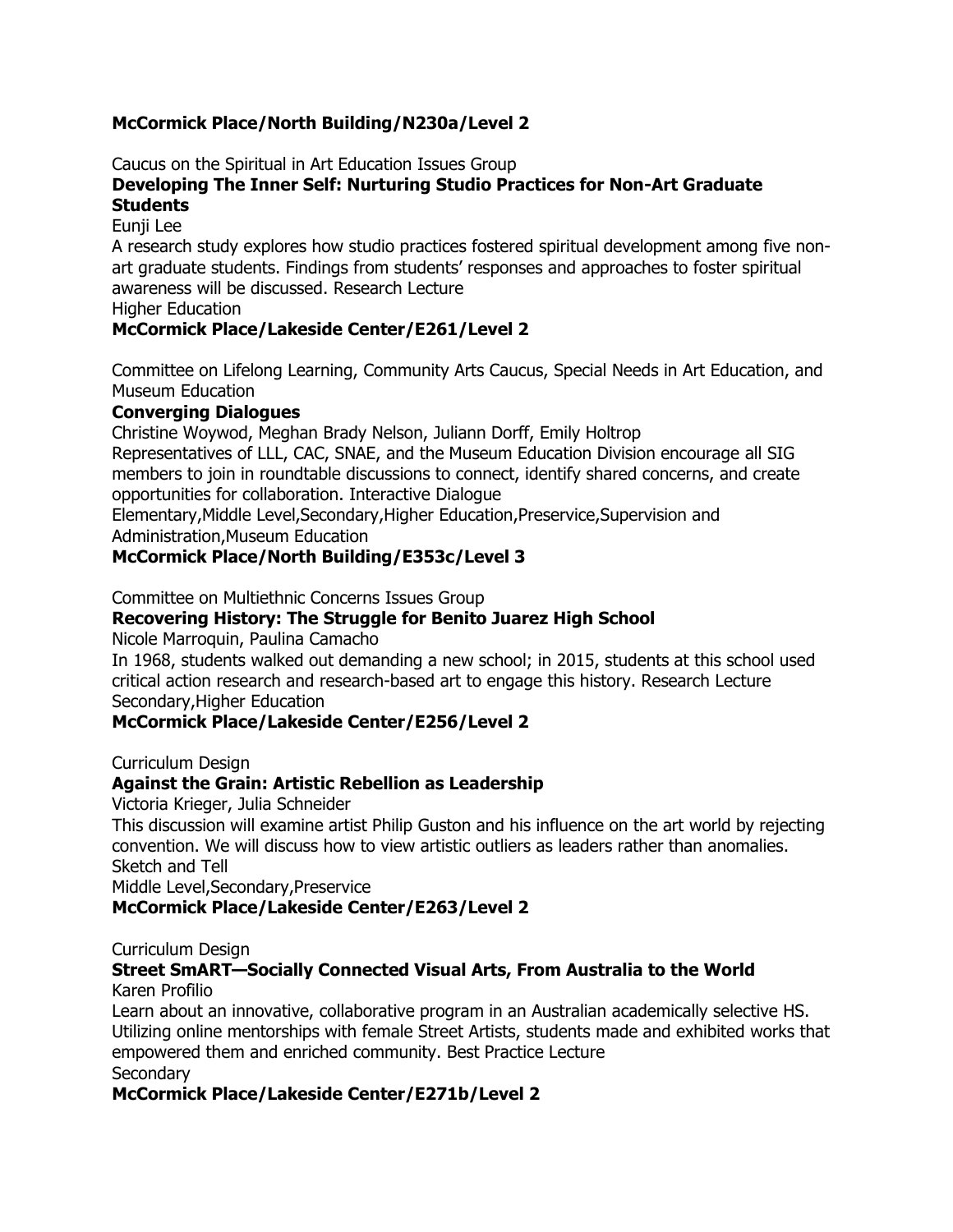**McCormick Place/North Building/N230a/Level 2**

Caucus on the Spiritual in Art Education Issues Group

**Developing The Inner Self: Nurturing Studio Practices for Non-Art Graduate Students**

Eunji Lee

A research study explores how studio practices fostered spiritual development among five non-art graduate students. Findings from students' responses and approaches to foster spiritual awareness will be discussed. Research Lecture

Higher Education

**McCormick Place/Lakeside Center/E261/Level 2**

Committee on Lifelong Learning, Community Arts Caucus, Special Needs in Art Education, and Museum Education

**Converging Dialogues**

Christine Woywod, Meghan Brady Nelson, Juliann Dorff, Emily Holtrop

Representatives of LLL, CAC, SNAE, and the Museum Education Division encourage all SIG members to join in roundtable discussions to connect, identify shared concerns, and create opportunities for collaboration. Interactive Dialogue

Elementary,Middle Level,Secondary,Higher Education,Preservice,Supervision and Administration,Museum Education

**McCormick Place/North Building/E353c/Level 3**

Committee on Multiethnic Concerns Issues Group

**Recovering History: The Struggle for Benito Juarez High School**

Nicole Marroquin, Paulina Camacho

In 1968, students walked out demanding a new school; in 2015, students at this school used critical action research and research-based art to engage this history. Research Lecture

Secondary,Higher Education

**McCormick Place/Lakeside Center/E256/Level 2**

Curriculum Design

**Against the Grain: Artistic Rebellion as Leadership**

Victoria Krieger, Julia Schneider

This discussion will examine artist Philip Guston and his influence on the art world by rejecting convention. We will discuss how to view artistic outliers as leaders rather than anomalies. Sketch and Tell

Middle Level,Secondary,Preservice

**McCormick Place/Lakeside Center/E263/Level 2**

Curriculum Design

**Street SmART—Socially Connected Visual Arts, From Australia to the World**

Karen Profilio

Learn about an innovative, collaborative program in an Australian academically selective HS. Utilizing online mentorships with female Street Artists, students made and exhibited works that empowered them and enriched community. Best Practice Lecture

Secondary

**McCormick Place/Lakeside Center/E271b/Level 2**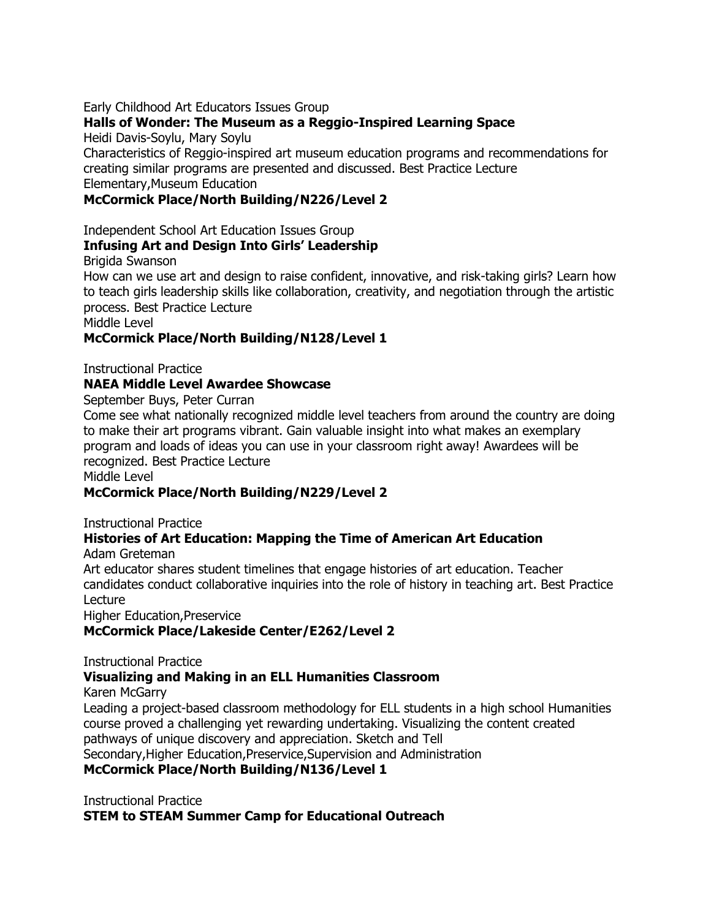Early Childhood Art Educators Issues Group

**Halls of Wonder: The Museum as a Reggio-Inspired Learning Space**

Heidi Davis-Soylu, Mary Soylu

Characteristics of Reggio-inspired art museum education programs and recommendations for creating similar programs are presented and discussed. Best Practice Lecture

Elementary,Museum Education

**McCormick Place/North Building/N226/Level 2**

Independent School Art Education Issues Group

**Infusing Art and Design Into Girls' Leadership**

Brigida Swanson

How can we use art and design to raise confident, innovative, and risk-taking girls? Learn how to teach girls leadership skills like collaboration, creativity, and negotiation through the artistic process. Best Practice Lecture

Middle Level

**McCormick Place/North Building/N128/Level 1**

Instructional Practice

**NAEA Middle Level Awardee Showcase**

September Buys, Peter Curran

Come see what nationally recognized middle level teachers from around the country are doing to make their art programs vibrant. Gain valuable insight into what makes an exemplary program and loads of ideas you can use in your classroom right away! Awardees will be recognized. Best Practice Lecture

Middle Level

**McCormick Place/North Building/N229/Level 2**

Instructional Practice

**Histories of Art Education: Mapping the Time of American Art Education**

Adam Greteman

Art educator shares student timelines that engage histories of art education. Teacher candidates conduct collaborative inquiries into the role of history in teaching art. Best Practice Lecture

Higher Education,Preservice

**McCormick Place/Lakeside Center/E262/Level 2**

Instructional Practice

**Visualizing and Making in an ELL Humanities Classroom**

Karen McGarry

Leading a project-based classroom methodology for ELL students in a high school Humanities course proved a challenging yet rewarding undertaking. Visualizing the content created pathways of unique discovery and appreciation. Sketch and Tell

Secondary,Higher Education,Preservice,Supervision and Administration

**McCormick Place/North Building/N136/Level 1**

Instructional Practice

**STEM to STEAM Summer Camp for Educational Outreach**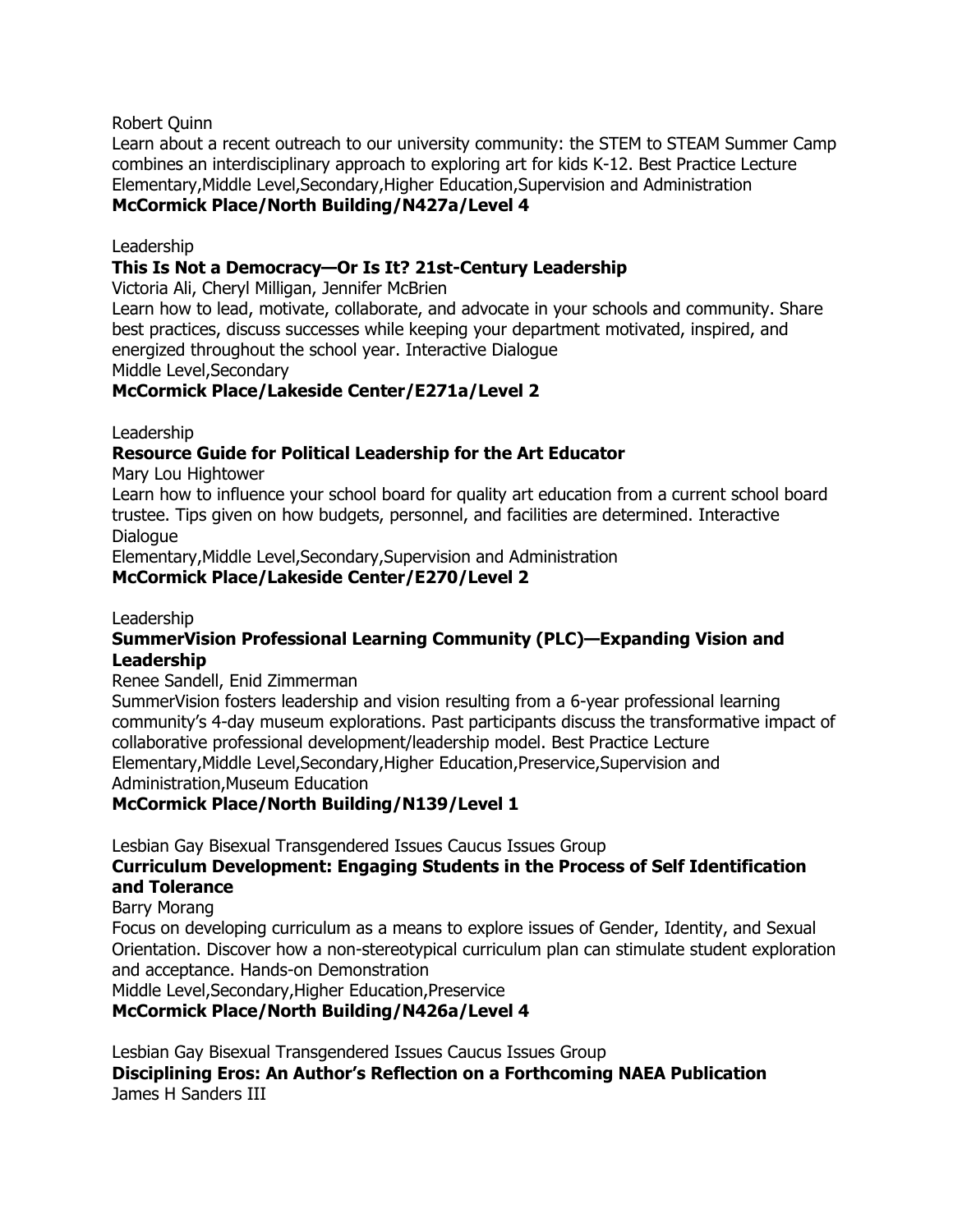Robert Quinn

Learn about a recent outreach to our university community: the STEM to STEAM Summer Camp combines an interdisciplinary approach to exploring art for kids K-12. Best Practice Lecture Elementary,Middle Level,Secondary,Higher Education,Supervision and Administration

**McCormick Place/North Building/N427a/Level 4**

Leadership

**This Is Not a Democracy—Or Is It? 21st-Century Leadership**

Victoria Ali, Cheryl Milligan, Jennifer McBrien

Learn how to lead, motivate, collaborate, and advocate in your schools and community. Share best practices, discuss successes while keeping your department motivated, inspired, and energized throughout the school year. Interactive Dialogue

Middle Level,Secondary

**McCormick Place/Lakeside Center/E271a/Level 2**

Leadership

**Resource Guide for Political Leadership for the Art Educator**

Mary Lou Hightower

Learn how to influence your school board for quality art education from a current school board trustee. Tips given on how budgets, personnel, and facilities are determined. Interactive Dialogue

Elementary,Middle Level,Secondary,Supervision and Administration

**McCormick Place/Lakeside Center/E270/Level 2**

Leadership

**SummerVision Professional Learning Community (PLC)—Expanding Vision and Leadership**

Renee Sandell, Enid Zimmerman

SummerVision fosters leadership and vision resulting from a 6-year professional learning community's 4-day museum explorations. Past participants discuss the transformative impact of collaborative professional development/leadership model. Best Practice Lecture

Elementary,Middle Level,Secondary,Higher Education,Preservice,Supervision and Administration,Museum Education

**McCormick Place/North Building/N139/Level 1**

Lesbian Gay Bisexual Transgendered Issues Caucus Issues Group

**Curriculum Development: Engaging Students in the Process of Self Identification and Tolerance**

Barry Morang

Focus on developing curriculum as a means to explore issues of Gender, Identity, and Sexual Orientation. Discover how a non-stereotypical curriculum plan can stimulate student exploration and acceptance. Hands-on Demonstration

Middle Level,Secondary,Higher Education,Preservice

**McCormick Place/North Building/N426a/Level 4**

Lesbian Gay Bisexual Transgendered Issues Caucus Issues Group

**Disciplining Eros: An Author's Reflection on a Forthcoming NAEA Publication**

James H Sanders III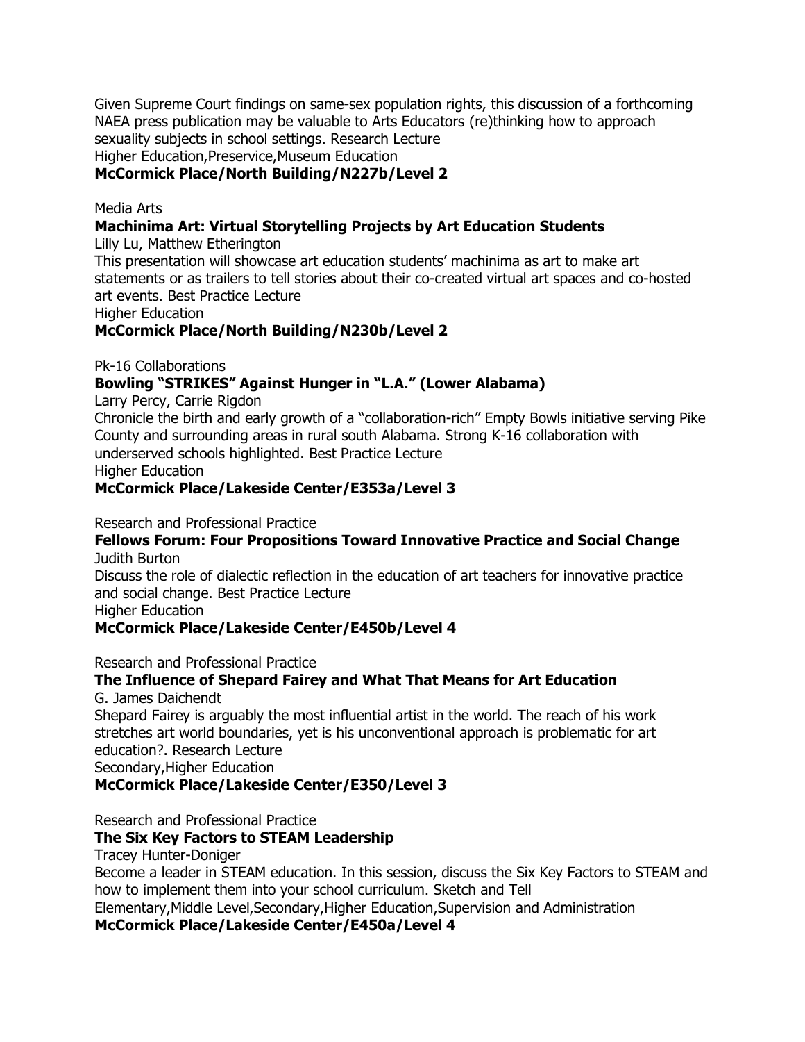Given Supreme Court findings on same-sex population rights, this discussion of a forthcoming NAEA press publication may be valuable to Arts Educators (re)thinking how to approach sexuality subjects in school settings. Research Lecture
Higher Education,Preservice,Museum Education
**McCormick Place/North Building/N227b/Level 2**

Media Arts
**Machinima Art: Virtual Storytelling Projects by Art Education Students**
Lilly Lu, Matthew Etherington
This presentation will showcase art education students' machinima as art to make art statements or as trailers to tell stories about their co-created virtual art spaces and co-hosted art events. Best Practice Lecture
Higher Education
**McCormick Place/North Building/N230b/Level 2**

Pk-16 Collaborations
**Bowling "STRIKES" Against Hunger in "L.A." (Lower Alabama)**
Larry Percy, Carrie Rigdon
Chronicle the birth and early growth of a "collaboration-rich" Empty Bowls initiative serving Pike County and surrounding areas in rural south Alabama. Strong K-16 collaboration with underserved schools highlighted. Best Practice Lecture
Higher Education
**McCormick Place/Lakeside Center/E353a/Level 3**

Research and Professional Practice
**Fellows Forum: Four Propositions Toward Innovative Practice and Social Change**
Judith Burton
Discuss the role of dialectic reflection in the education of art teachers for innovative practice and social change. Best Practice Lecture
Higher Education
**McCormick Place/Lakeside Center/E450b/Level 4**

Research and Professional Practice
**The Influence of Shepard Fairey and What That Means for Art Education**
G. James Daichendt
Shepard Fairey is arguably the most influential artist in the world. The reach of his work stretches art world boundaries, yet is his unconventional approach is problematic for art education?. Research Lecture
Secondary,Higher Education
**McCormick Place/Lakeside Center/E350/Level 3**

Research and Professional Practice
**The Six Key Factors to STEAM Leadership**
Tracey Hunter-Doniger
Become a leader in STEAM education. In this session, discuss the Six Key Factors to STEAM and how to implement them into your school curriculum. Sketch and Tell
Elementary,Middle Level,Secondary,Higher Education,Supervision and Administration
**McCormick Place/Lakeside Center/E450a/Level 4**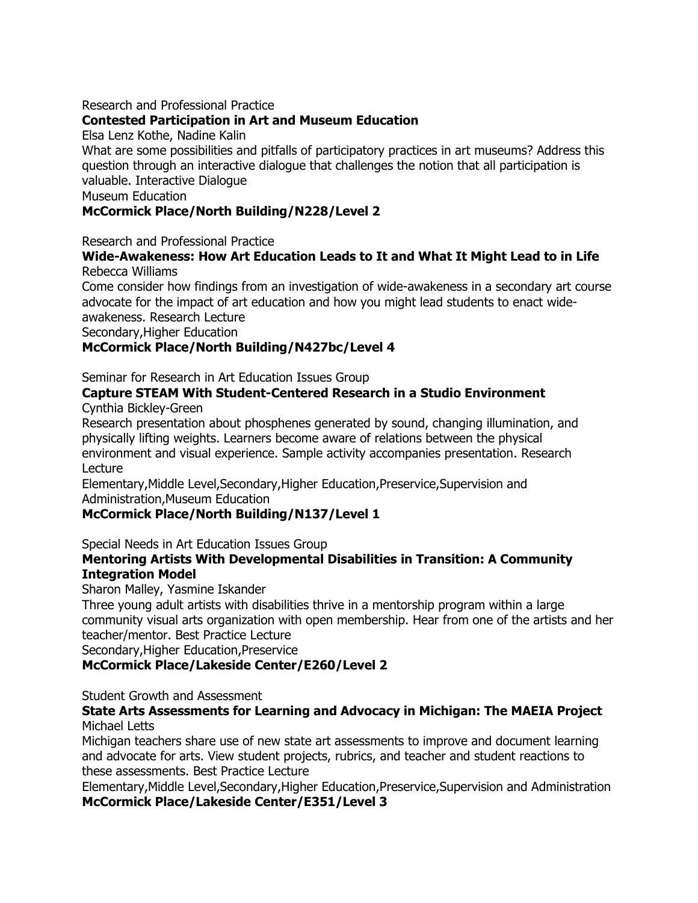Research and Professional Practice

**Contested Participation in Art and Museum Education**

Elsa Lenz Kothe, Nadine Kalin

What are some possibilities and pitfalls of participatory practices in art museums? Address this question through an interactive dialogue that challenges the notion that all participation is valuable. Interactive Dialogue

Museum Education

**McCormick Place/North Building/N228/Level 2**

Research and Professional Practice

**Wide-Awakeness: How Art Education Leads to It and What It Might Lead to in Life**

Rebecca Williams

Come consider how findings from an investigation of wide-awakeness in a secondary art course advocate for the impact of art education and how you might lead students to enact wide-awakeness. Research Lecture

Secondary,Higher Education

**McCormick Place/North Building/N427bc/Level 4**

Seminar for Research in Art Education Issues Group

**Capture STEAM With Student-Centered Research in a Studio Environment**

Cynthia Bickley-Green

Research presentation about phosphenes generated by sound, changing illumination, and physically lifting weights. Learners become aware of relations between the physical environment and visual experience. Sample activity accompanies presentation. Research Lecture

Elementary,Middle Level,Secondary,Higher Education,Preservice,Supervision and Administration,Museum Education

**McCormick Place/North Building/N137/Level 1**

Special Needs in Art Education Issues Group

**Mentoring Artists With Developmental Disabilities in Transition: A Community Integration Model**

Sharon Malley, Yasmine Iskander

Three young adult artists with disabilities thrive in a mentorship program within a large community visual arts organization with open membership. Hear from one of the artists and her teacher/mentor. Best Practice Lecture

Secondary,Higher Education,Preservice

**McCormick Place/Lakeside Center/E260/Level 2**

Student Growth and Assessment

**State Arts Assessments for Learning and Advocacy in Michigan: The MAEIA Project**

Michael Letts

Michigan teachers share use of new state art assessments to improve and document learning and advocate for arts. View student projects, rubrics, and teacher and student reactions to these assessments. Best Practice Lecture

Elementary,Middle Level,Secondary,Higher Education,Preservice,Supervision and Administration

**McCormick Place/Lakeside Center/E351/Level 3**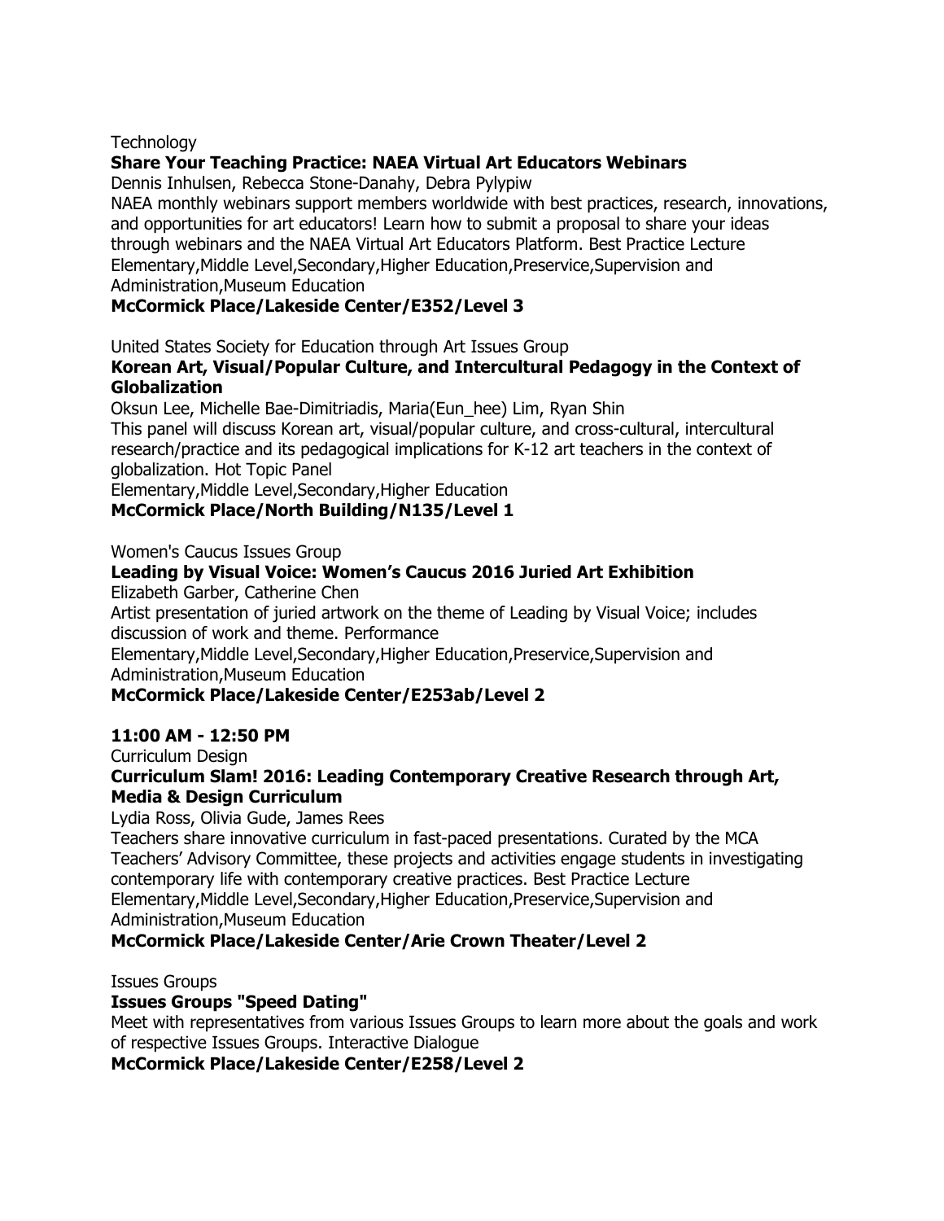Technology

**Share Your Teaching Practice: NAEA Virtual Art Educators Webinars**

Dennis Inhulsen, Rebecca Stone-Danahy, Debra Pylypiw

NAEA monthly webinars support members worldwide with best practices, research, innovations, and opportunities for art educators! Learn how to submit a proposal to share your ideas through webinars and the NAEA Virtual Art Educators Platform. Best Practice Lecture

Elementary,Middle Level,Secondary,Higher Education,Preservice,Supervision and Administration,Museum Education

**McCormick Place/Lakeside Center/E352/Level 3**

United States Society for Education through Art Issues Group

**Korean Art, Visual/Popular Culture, and Intercultural Pedagogy in the Context of Globalization**

Oksun Lee, Michelle Bae-Dimitriadis, Maria(Eun_hee) Lim, Ryan Shin

This panel will discuss Korean art, visual/popular culture, and cross-cultural, intercultural research/practice and its pedagogical implications for K-12 art teachers in the context of globalization. Hot Topic Panel

Elementary,Middle Level,Secondary,Higher Education

**McCormick Place/North Building/N135/Level 1**

Women's Caucus Issues Group

**Leading by Visual Voice: Women's Caucus 2016 Juried Art Exhibition**

Elizabeth Garber, Catherine Chen

Artist presentation of juried artwork on the theme of Leading by Visual Voice; includes discussion of work and theme. Performance

Elementary,Middle Level,Secondary,Higher Education,Preservice,Supervision and Administration,Museum Education

**McCormick Place/Lakeside Center/E253ab/Level 2**

**11:00 AM - 12:50 PM**

Curriculum Design

**Curriculum Slam! 2016: Leading Contemporary Creative Research through Art, Media & Design Curriculum**

Lydia Ross, Olivia Gude, James Rees

Teachers share innovative curriculum in fast-paced presentations. Curated by the MCA Teachers' Advisory Committee, these projects and activities engage students in investigating contemporary life with contemporary creative practices. Best Practice Lecture

Elementary,Middle Level,Secondary,Higher Education,Preservice,Supervision and Administration,Museum Education

**McCormick Place/Lakeside Center/Arie Crown Theater/Level 2**

Issues Groups

**Issues Groups "Speed Dating"**

Meet with representatives from various Issues Groups to learn more about the goals and work of respective Issues Groups. Interactive Dialogue

**McCormick Place/Lakeside Center/E258/Level 2**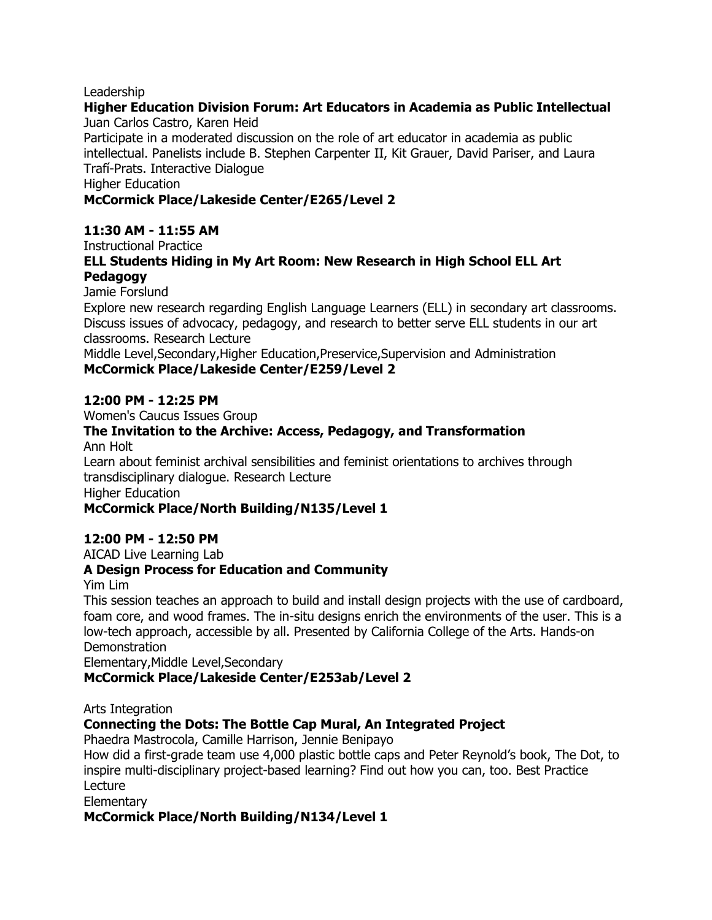Leadership

**Higher Education Division Forum: Art Educators in Academia as Public Intellectual**

Juan Carlos Castro, Karen Heid

Participate in a moderated discussion on the role of art educator in academia as public intellectual. Panelists include B. Stephen Carpenter II, Kit Grauer, David Pariser, and Laura Trafí-Prats. Interactive Dialogue

Higher Education

**McCormick Place/Lakeside Center/E265/Level 2**

**11:30 AM - 11:55 AM**

Instructional Practice

**ELL Students Hiding in My Art Room: New Research in High School ELL Art Pedagogy**

Jamie Forslund

Explore new research regarding English Language Learners (ELL) in secondary art classrooms. Discuss issues of advocacy, pedagogy, and research to better serve ELL students in our art classrooms. Research Lecture

Middle Level,Secondary,Higher Education,Preservice,Supervision and Administration

**McCormick Place/Lakeside Center/E259/Level 2**

**12:00 PM - 12:25 PM**

Women's Caucus Issues Group

**The Invitation to the Archive: Access, Pedagogy, and Transformation**

Ann Holt

Learn about feminist archival sensibilities and feminist orientations to archives through transdisciplinary dialogue. Research Lecture

Higher Education

**McCormick Place/North Building/N135/Level 1**

**12:00 PM - 12:50 PM**

AICAD Live Learning Lab

**A Design Process for Education and Community**

Yim Lim

This session teaches an approach to build and install design projects with the use of cardboard, foam core, and wood frames. The in-situ designs enrich the environments of the user. This is a low-tech approach, accessible by all. Presented by California College of the Arts. Hands-on Demonstration

Elementary,Middle Level,Secondary

**McCormick Place/Lakeside Center/E253ab/Level 2**

Arts Integration

**Connecting the Dots: The Bottle Cap Mural, An Integrated Project**

Phaedra Mastrocola, Camille Harrison, Jennie Benipayo

How did a first-grade team use 4,000 plastic bottle caps and Peter Reynold's book, The Dot, to inspire multi-disciplinary project-based learning? Find out how you can, too. Best Practice Lecture

Elementary

**McCormick Place/North Building/N134/Level 1**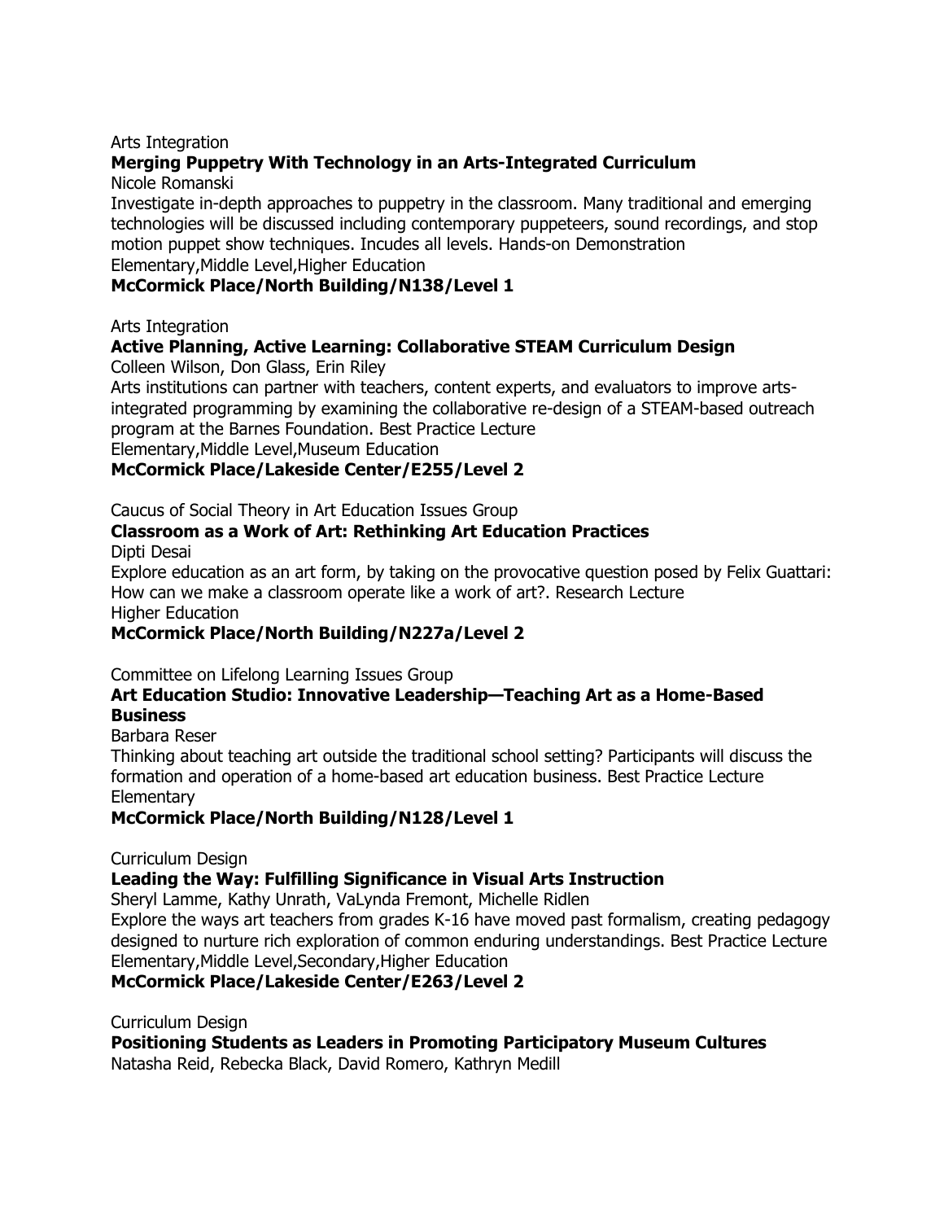Arts Integration

**Merging Puppetry With Technology in an Arts-Integrated Curriculum**

Nicole Romanski

Investigate in-depth approaches to puppetry in the classroom. Many traditional and emerging technologies will be discussed including contemporary puppeteers, sound recordings, and stop motion puppet show techniques. Incudes all levels. Hands-on Demonstration

Elementary,Middle Level,Higher Education

**McCormick Place/North Building/N138/Level 1**

Arts Integration

**Active Planning, Active Learning: Collaborative STEAM Curriculum Design**

Colleen Wilson, Don Glass, Erin Riley

Arts institutions can partner with teachers, content experts, and evaluators to improve arts-integrated programming by examining the collaborative re-design of a STEAM-based outreach program at the Barnes Foundation. Best Practice Lecture

Elementary,Middle Level,Museum Education

**McCormick Place/Lakeside Center/E255/Level 2**

Caucus of Social Theory in Art Education Issues Group

**Classroom as a Work of Art: Rethinking Art Education Practices**

Dipti Desai

Explore education as an art form, by taking on the provocative question posed by Felix Guattari: How can we make a classroom operate like a work of art?. Research Lecture

Higher Education

**McCormick Place/North Building/N227a/Level 2**

Committee on Lifelong Learning Issues Group

**Art Education Studio: Innovative Leadership—Teaching Art as a Home-Based Business**

Barbara Reser

Thinking about teaching art outside the traditional school setting? Participants will discuss the formation and operation of a home-based art education business. Best Practice Lecture

Elementary

**McCormick Place/North Building/N128/Level 1**

Curriculum Design

**Leading the Way: Fulfilling Significance in Visual Arts Instruction**

Sheryl Lamme, Kathy Unrath, VaLynda Fremont, Michelle Ridlen

Explore the ways art teachers from grades K-16 have moved past formalism, creating pedagogy designed to nurture rich exploration of common enduring understandings. Best Practice Lecture

Elementary,Middle Level,Secondary,Higher Education

**McCormick Place/Lakeside Center/E263/Level 2**

Curriculum Design

**Positioning Students as Leaders in Promoting Participatory Museum Cultures**

Natasha Reid, Rebecka Black, David Romero, Kathryn Medill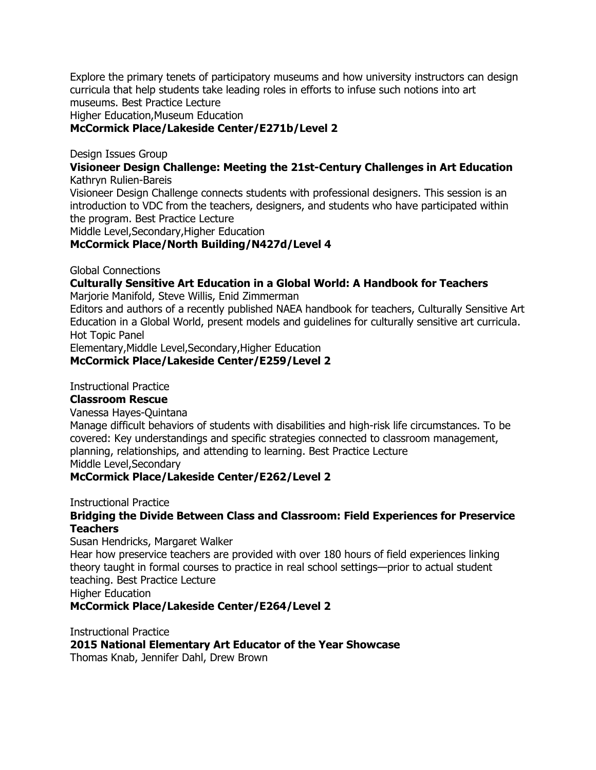Explore the primary tenets of participatory museums and how university instructors can design curricula that help students take leading roles in efforts to infuse such notions into art museums. Best Practice Lecture
Higher Education,Museum Education
**McCormick Place/Lakeside Center/E271b/Level 2**

Design Issues Group
**Visioneer Design Challenge: Meeting the 21st-Century Challenges in Art Education**
Kathryn Rulien-Bareis
Visioneer Design Challenge connects students with professional designers. This session is an introduction to VDC from the teachers, designers, and students who have participated within the program. Best Practice Lecture
Middle Level,Secondary,Higher Education
**McCormick Place/North Building/N427d/Level 4**

Global Connections
**Culturally Sensitive Art Education in a Global World: A Handbook for Teachers**
Marjorie Manifold, Steve Willis, Enid Zimmerman
Editors and authors of a recently published NAEA handbook for teachers, Culturally Sensitive Art Education in a Global World, present models and guidelines for culturally sensitive art curricula. Hot Topic Panel
Elementary,Middle Level,Secondary,Higher Education
**McCormick Place/Lakeside Center/E259/Level 2**

Instructional Practice
**Classroom Rescue**
Vanessa Hayes-Quintana
Manage difficult behaviors of students with disabilities and high-risk life circumstances. To be covered: Key understandings and specific strategies connected to classroom management, planning, relationships, and attending to learning. Best Practice Lecture
Middle Level,Secondary
**McCormick Place/Lakeside Center/E262/Level 2**

Instructional Practice
**Bridging the Divide Between Class and Classroom: Field Experiences for Preservice Teachers**
Susan Hendricks, Margaret Walker
Hear how preservice teachers are provided with over 180 hours of field experiences linking theory taught in formal courses to practice in real school settings—prior to actual student teaching. Best Practice Lecture
Higher Education
**McCormick Place/Lakeside Center/E264/Level 2**

Instructional Practice
**2015 National Elementary Art Educator of the Year Showcase**
Thomas Knab, Jennifer Dahl, Drew Brown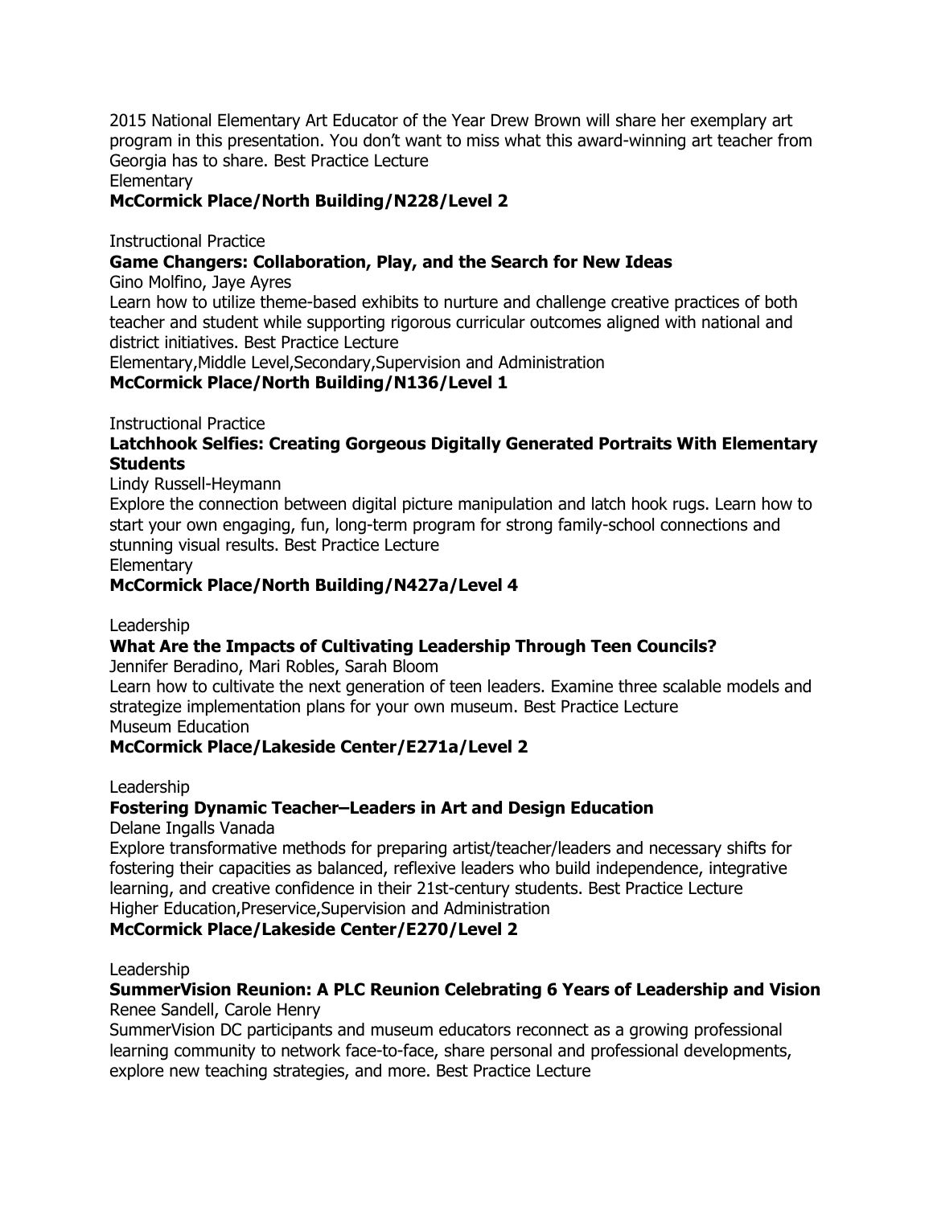2015 National Elementary Art Educator of the Year Drew Brown will share her exemplary art program in this presentation. You don't want to miss what this award-winning art teacher from Georgia has to share. Best Practice Lecture
Elementary
**McCormick Place/North Building/N228/Level 2**

Instructional Practice
**Game Changers: Collaboration, Play, and the Search for New Ideas**
Gino Molfino, Jaye Ayres
Learn how to utilize theme-based exhibits to nurture and challenge creative practices of both teacher and student while supporting rigorous curricular outcomes aligned with national and district initiatives. Best Practice Lecture
Elementary,Middle Level,Secondary,Supervision and Administration
**McCormick Place/North Building/N136/Level 1**

Instructional Practice
**Latchhook Selfies: Creating Gorgeous Digitally Generated Portraits With Elementary Students**
Lindy Russell-Heymann
Explore the connection between digital picture manipulation and latch hook rugs. Learn how to start your own engaging, fun, long-term program for strong family-school connections and stunning visual results. Best Practice Lecture
Elementary
**McCormick Place/North Building/N427a/Level 4**

Leadership
**What Are the Impacts of Cultivating Leadership Through Teen Councils?**
Jennifer Beradino, Mari Robles, Sarah Bloom
Learn how to cultivate the next generation of teen leaders. Examine three scalable models and strategize implementation plans for your own museum. Best Practice Lecture
Museum Education
**McCormick Place/Lakeside Center/E271a/Level 2**

Leadership
**Fostering Dynamic Teacher–Leaders in Art and Design Education**
Delane Ingalls Vanada
Explore transformative methods for preparing artist/teacher/leaders and necessary shifts for fostering their capacities as balanced, reflexive leaders who build independence, integrative learning, and creative confidence in their 21st-century students. Best Practice Lecture
Higher Education,Preservice,Supervision and Administration
**McCormick Place/Lakeside Center/E270/Level 2**

Leadership
**SummerVision Reunion: A PLC Reunion Celebrating 6 Years of Leadership and Vision**
Renee Sandell, Carole Henry
SummerVision DC participants and museum educators reconnect as a growing professional learning community to network face-to-face, share personal and professional developments, explore new teaching strategies, and more. Best Practice Lecture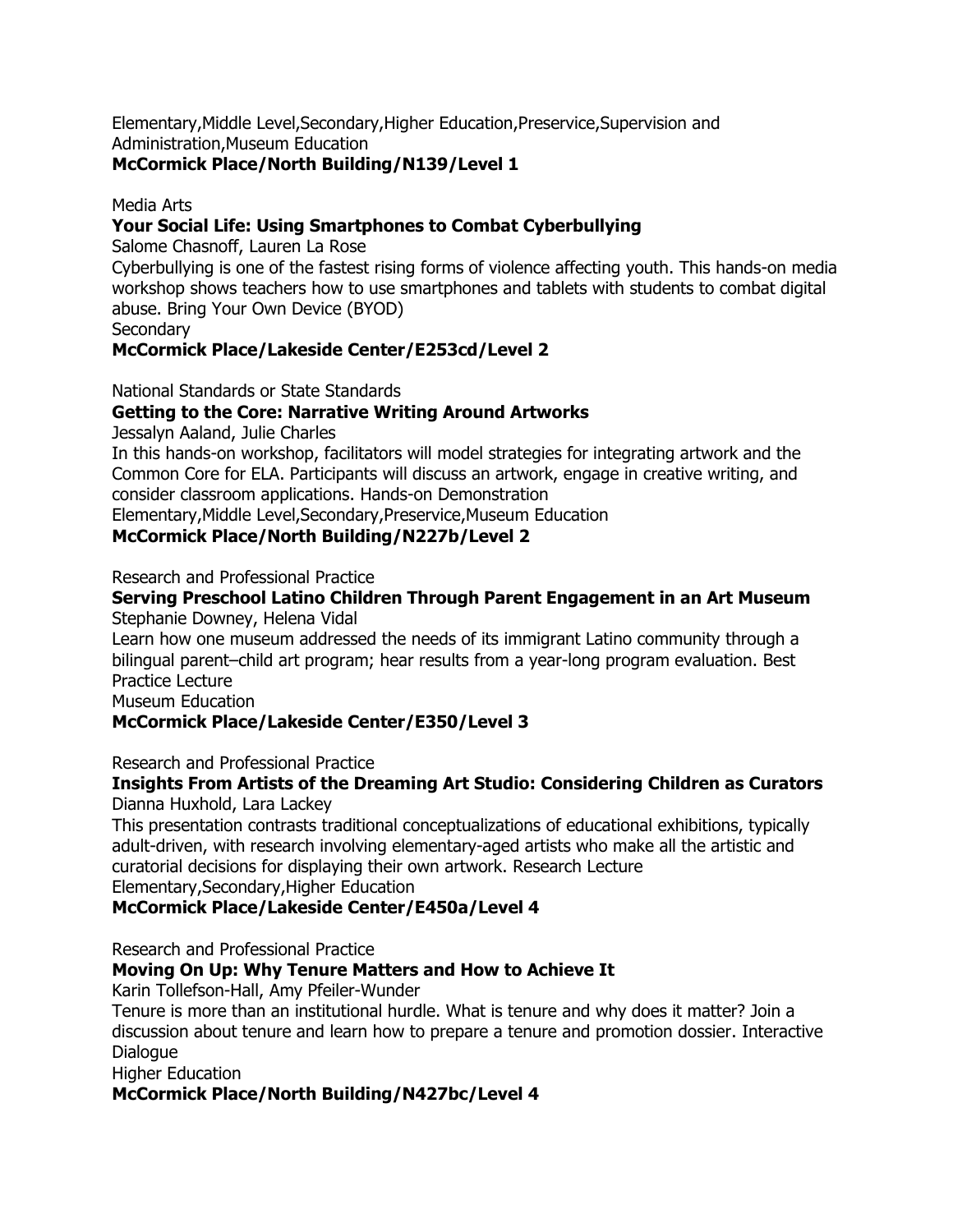Elementary,Middle Level,Secondary,Higher Education,Preservice,Supervision and Administration,Museum Education

**McCormick Place/North Building/N139/Level 1**

Media Arts

**Your Social Life: Using Smartphones to Combat Cyberbullying**

Salome Chasnoff, Lauren La Rose

Cyberbullying is one of the fastest rising forms of violence affecting youth. This hands-on media workshop shows teachers how to use smartphones and tablets with students to combat digital abuse. Bring Your Own Device (BYOD)

Secondary

**McCormick Place/Lakeside Center/E253cd/Level 2**

National Standards or State Standards

**Getting to the Core: Narrative Writing Around Artworks**

Jessalyn Aaland, Julie Charles

In this hands-on workshop, facilitators will model strategies for integrating artwork and the Common Core for ELA. Participants will discuss an artwork, engage in creative writing, and consider classroom applications. Hands-on Demonstration

Elementary,Middle Level,Secondary,Preservice,Museum Education

**McCormick Place/North Building/N227b/Level 2**

Research and Professional Practice

**Serving Preschool Latino Children Through Parent Engagement in an Art Museum**

Stephanie Downey, Helena Vidal

Learn how one museum addressed the needs of its immigrant Latino community through a bilingual parent–child art program; hear results from a year-long program evaluation. Best Practice Lecture

Museum Education

**McCormick Place/Lakeside Center/E350/Level 3**

Research and Professional Practice

**Insights From Artists of the Dreaming Art Studio: Considering Children as Curators**

Dianna Huxhold, Lara Lackey

This presentation contrasts traditional conceptualizations of educational exhibitions, typically adult-driven, with research involving elementary-aged artists who make all the artistic and curatorial decisions for displaying their own artwork. Research Lecture

Elementary,Secondary,Higher Education

**McCormick Place/Lakeside Center/E450a/Level 4**

Research and Professional Practice

**Moving On Up: Why Tenure Matters and How to Achieve It**

Karin Tollefson-Hall, Amy Pfeiler-Wunder

Tenure is more than an institutional hurdle. What is tenure and why does it matter? Join a discussion about tenure and learn how to prepare a tenure and promotion dossier. Interactive Dialogue

Higher Education

**McCormick Place/North Building/N427bc/Level 4**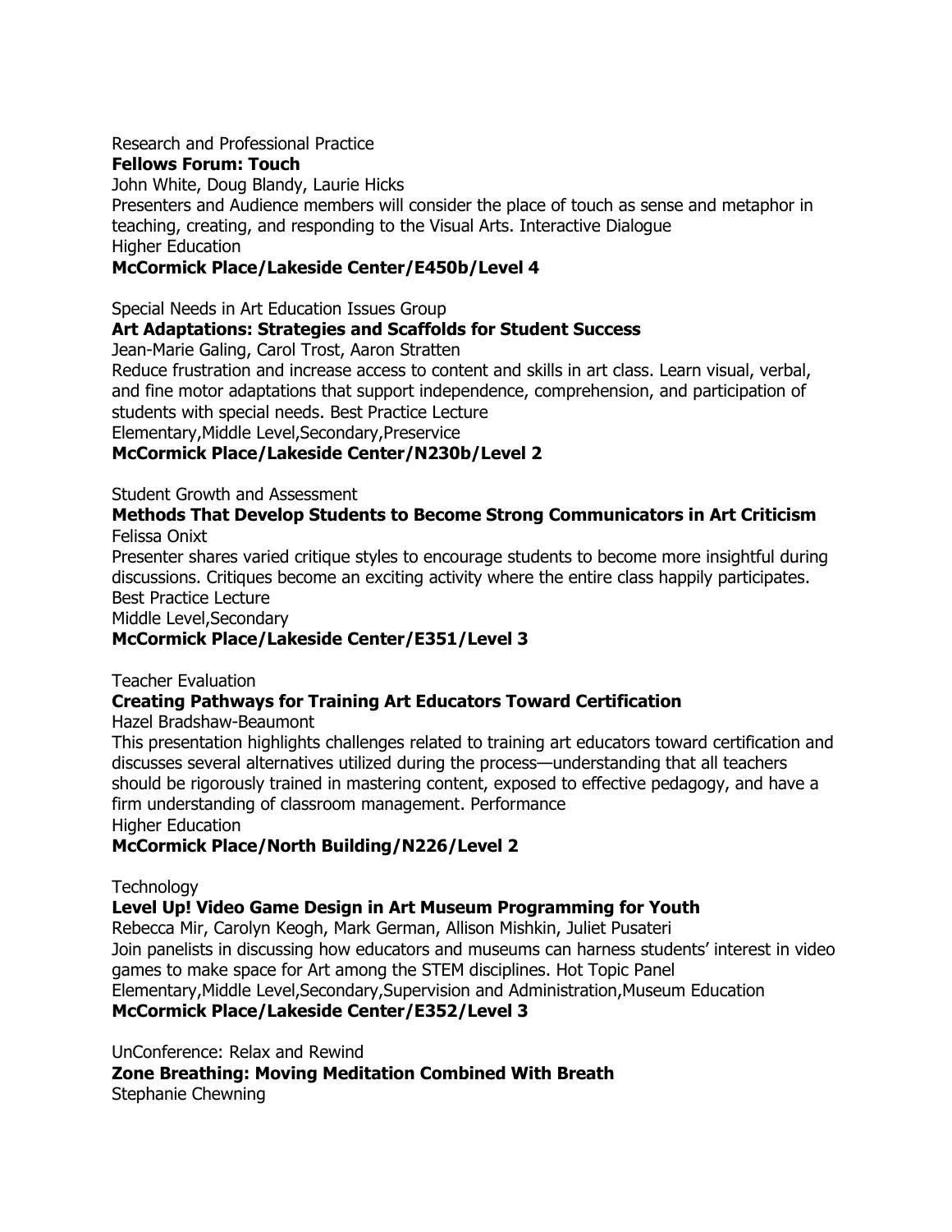Research and Professional Practice

**Fellows Forum: Touch**

John White, Doug Blandy, Laurie Hicks

Presenters and Audience members will consider the place of touch as sense and metaphor in teaching, creating, and responding to the Visual Arts. Interactive Dialogue

Higher Education

**McCormick Place/Lakeside Center/E450b/Level 4**

Special Needs in Art Education Issues Group

**Art Adaptations: Strategies and Scaffolds for Student Success**

Jean-Marie Galing, Carol Trost, Aaron Stratten

Reduce frustration and increase access to content and skills in art class. Learn visual, verbal, and fine motor adaptations that support independence, comprehension, and participation of students with special needs. Best Practice Lecture

Elementary,Middle Level,Secondary,Preservice

**McCormick Place/Lakeside Center/N230b/Level 2**

Student Growth and Assessment

**Methods That Develop Students to Become Strong Communicators in Art Criticism**

Felissa Onixt

Presenter shares varied critique styles to encourage students to become more insightful during discussions. Critiques become an exciting activity where the entire class happily participates. Best Practice Lecture

Middle Level,Secondary

**McCormick Place/Lakeside Center/E351/Level 3**

Teacher Evaluation

**Creating Pathways for Training Art Educators Toward Certification**

Hazel Bradshaw-Beaumont

This presentation highlights challenges related to training art educators toward certification and discusses several alternatives utilized during the process—understanding that all teachers should be rigorously trained in mastering content, exposed to effective pedagogy, and have a firm understanding of classroom management. Performance

Higher Education

**McCormick Place/North Building/N226/Level 2**

Technology

**Level Up! Video Game Design in Art Museum Programming for Youth**

Rebecca Mir, Carolyn Keogh, Mark German, Allison Mishkin, Juliet Pusateri

Join panelists in discussing how educators and museums can harness students' interest in video games to make space for Art among the STEM disciplines. Hot Topic Panel

Elementary,Middle Level,Secondary,Supervision and Administration,Museum Education

**McCormick Place/Lakeside Center/E352/Level 3**

UnConference: Relax and Rewind

**Zone Breathing: Moving Meditation Combined With Breath**

Stephanie Chewning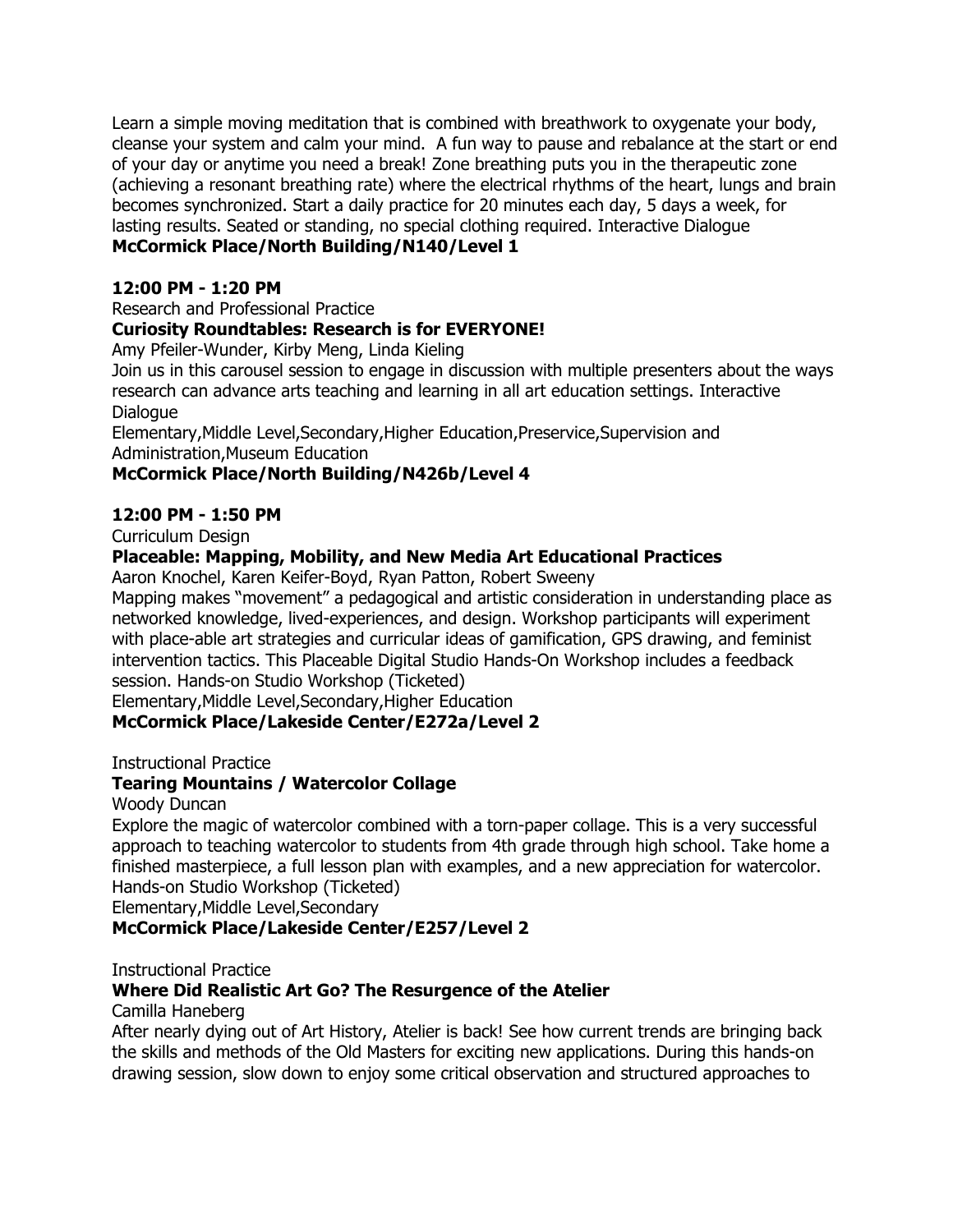Learn a simple moving meditation that is combined with breathwork to oxygenate your body, cleanse your system and calm your mind.  A fun way to pause and rebalance at the start or end of your day or anytime you need a break! Zone breathing puts you in the therapeutic zone (achieving a resonant breathing rate) where the electrical rhythms of the heart, lungs and brain becomes synchronized. Start a daily practice for 20 minutes each day, 5 days a week, for lasting results. Seated or standing, no special clothing required. Interactive Dialogue
**McCormick Place/North Building/N140/Level 1**

**12:00 PM - 1:20 PM**

Research and Professional Practice
**Curiosity Roundtables: Research is for EVERYONE!**
Amy Pfeiler-Wunder, Kirby Meng, Linda Kieling
Join us in this carousel session to engage in discussion with multiple presenters about the ways research can advance arts teaching and learning in all art education settings. Interactive Dialogue
Elementary,Middle Level,Secondary,Higher Education,Preservice,Supervision and Administration,Museum Education
**McCormick Place/North Building/N426b/Level 4**

**12:00 PM - 1:50 PM**

Curriculum Design
**Placeable: Mapping, Mobility, and New Media Art Educational Practices**
Aaron Knochel, Karen Keifer-Boyd, Ryan Patton, Robert Sweeny
Mapping makes "movement" a pedagogical and artistic consideration in understanding place as networked knowledge, lived-experiences, and design. Workshop participants will experiment with place-able art strategies and curricular ideas of gamification, GPS drawing, and feminist intervention tactics. This Placeable Digital Studio Hands-On Workshop includes a feedback session. Hands-on Studio Workshop (Ticketed)
Elementary,Middle Level,Secondary,Higher Education
**McCormick Place/Lakeside Center/E272a/Level 2**

Instructional Practice
**Tearing Mountains / Watercolor Collage**
Woody Duncan
Explore the magic of watercolor combined with a torn-paper collage. This is a very successful approach to teaching watercolor to students from 4th grade through high school. Take home a finished masterpiece, a full lesson plan with examples, and a new appreciation for watercolor. Hands-on Studio Workshop (Ticketed)
Elementary,Middle Level,Secondary
**McCormick Place/Lakeside Center/E257/Level 2**

Instructional Practice
**Where Did Realistic Art Go? The Resurgence of the Atelier**
Camilla Haneberg
After nearly dying out of Art History, Atelier is back! See how current trends are bringing back the skills and methods of the Old Masters for exciting new applications. During this hands-on drawing session, slow down to enjoy some critical observation and structured approaches to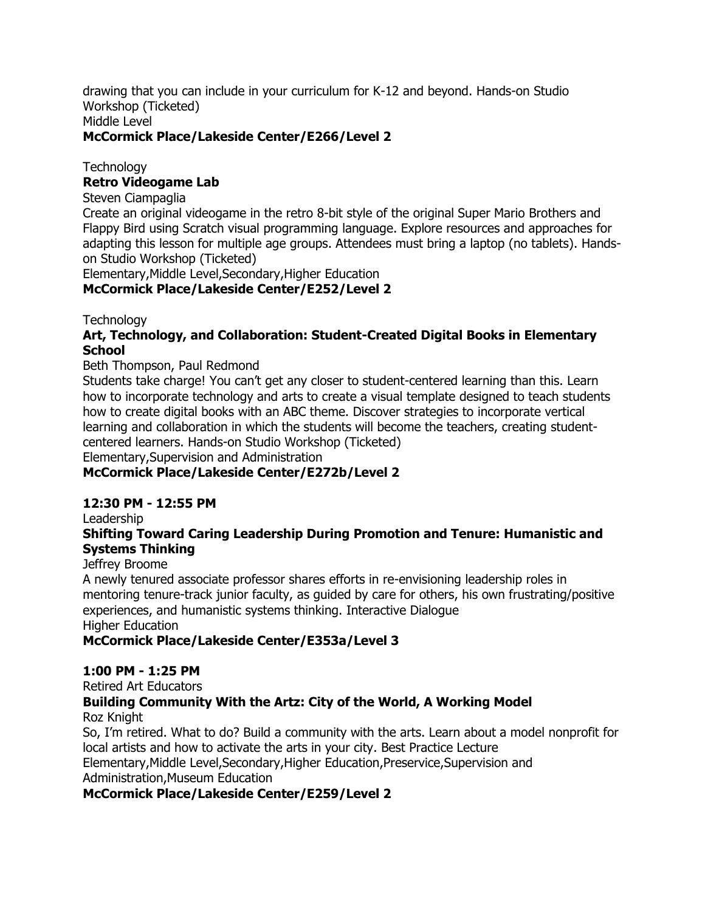drawing that you can include in your curriculum for K-12 and beyond. Hands-on Studio Workshop (Ticketed)
Middle Level
**McCormick Place/Lakeside Center/E266/Level 2**

Technology
**Retro Videogame Lab**
Steven Ciampaglia
Create an original videogame in the retro 8-bit style of the original Super Mario Brothers and Flappy Bird using Scratch visual programming language. Explore resources and approaches for adapting this lesson for multiple age groups. Attendees must bring a laptop (no tablets). Hands-on Studio Workshop (Ticketed)
Elementary,Middle Level,Secondary,Higher Education
**McCormick Place/Lakeside Center/E252/Level 2**

Technology
**Art, Technology, and Collaboration: Student-Created Digital Books in Elementary School**
Beth Thompson, Paul Redmond
Students take charge! You can't get any closer to student-centered learning than this. Learn how to incorporate technology and arts to create a visual template designed to teach students how to create digital books with an ABC theme. Discover strategies to incorporate vertical learning and collaboration in which the students will become the teachers, creating student-centered learners. Hands-on Studio Workshop (Ticketed)
Elementary,Supervision and Administration
**McCormick Place/Lakeside Center/E272b/Level 2**

**12:30 PM - 12:55 PM**
Leadership
**Shifting Toward Caring Leadership During Promotion and Tenure: Humanistic and Systems Thinking**
Jeffrey Broome
A newly tenured associate professor shares efforts in re-envisioning leadership roles in mentoring tenure-track junior faculty, as guided by care for others, his own frustrating/positive experiences, and humanistic systems thinking. Interactive Dialogue
Higher Education
**McCormick Place/Lakeside Center/E353a/Level 3**

**1:00 PM - 1:25 PM**
Retired Art Educators
**Building Community With the Artz: City of the World, A Working Model**
Roz Knight
So, I'm retired. What to do? Build a community with the arts. Learn about a model nonprofit for local artists and how to activate the arts in your city. Best Practice Lecture
Elementary,Middle Level,Secondary,Higher Education,Preservice,Supervision and Administration,Museum Education
**McCormick Place/Lakeside Center/E259/Level 2**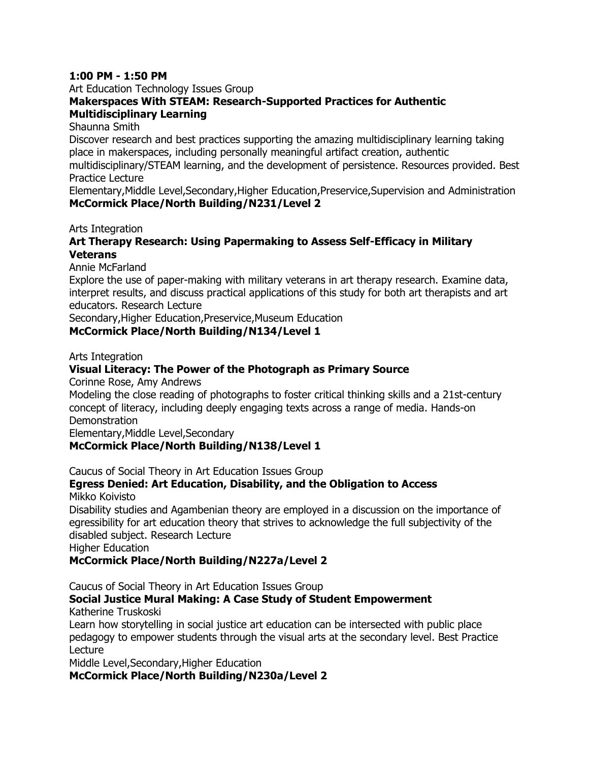**1:00 PM - 1:50 PM**

Art Education Technology Issues Group

**Makerspaces With STEAM: Research-Supported Practices for Authentic Multidisciplinary Learning**

Shaunna Smith

Discover research and best practices supporting the amazing multidisciplinary learning taking place in makerspaces, including personally meaningful artifact creation, authentic multidisciplinary/STEAM learning, and the development of persistence. Resources provided. Best Practice Lecture

Elementary,Middle Level,Secondary,Higher Education,Preservice,Supervision and Administration

**McCormick Place/North Building/N231/Level 2**

Arts Integration

**Art Therapy Research: Using Papermaking to Assess Self-Efficacy in Military Veterans**

Annie McFarland

Explore the use of paper-making with military veterans in art therapy research. Examine data, interpret results, and discuss practical applications of this study for both art therapists and art educators. Research Lecture

Secondary,Higher Education,Preservice,Museum Education

**McCormick Place/North Building/N134/Level 1**

Arts Integration

**Visual Literacy: The Power of the Photograph as Primary Source**

Corinne Rose, Amy Andrews

Modeling the close reading of photographs to foster critical thinking skills and a 21st-century concept of literacy, including deeply engaging texts across a range of media. Hands-on Demonstration

Elementary,Middle Level,Secondary

**McCormick Place/North Building/N138/Level 1**

Caucus of Social Theory in Art Education Issues Group

**Egress Denied: Art Education, Disability, and the Obligation to Access**

Mikko Koivisto

Disability studies and Agambenian theory are employed in a discussion on the importance of egressibility for art education theory that strives to acknowledge the full subjectivity of the disabled subject. Research Lecture

Higher Education

**McCormick Place/North Building/N227a/Level 2**

Caucus of Social Theory in Art Education Issues Group

**Social Justice Mural Making: A Case Study of Student Empowerment**

Katherine Truskoski

Learn how storytelling in social justice art education can be intersected with public place pedagogy to empower students through the visual arts at the secondary level. Best Practice Lecture

Middle Level,Secondary,Higher Education

**McCormick Place/North Building/N230a/Level 2**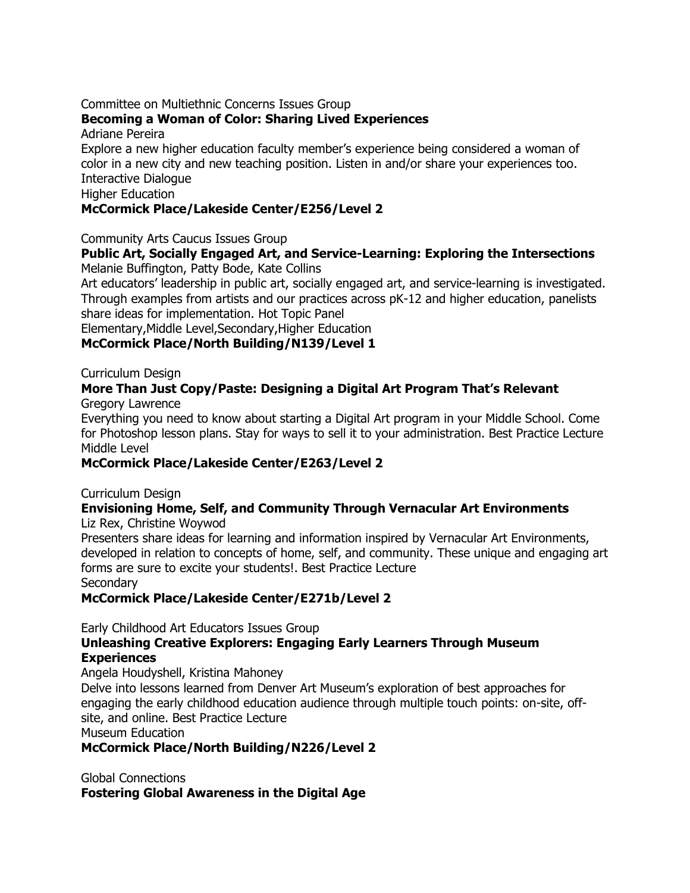Committee on Multiethnic Concerns Issues Group

**Becoming a Woman of Color: Sharing Lived Experiences**

Adriane Pereira

Explore a new higher education faculty member's experience being considered a woman of color in a new city and new teaching position. Listen in and/or share your experiences too. Interactive Dialogue

Higher Education

**McCormick Place/Lakeside Center/E256/Level 2**

Community Arts Caucus Issues Group

**Public Art, Socially Engaged Art, and Service-Learning: Exploring the Intersections**

Melanie Buffington, Patty Bode, Kate Collins

Art educators' leadership in public art, socially engaged art, and service-learning is investigated. Through examples from artists and our practices across pK-12 and higher education, panelists share ideas for implementation. Hot Topic Panel

Elementary,Middle Level,Secondary,Higher Education

**McCormick Place/North Building/N139/Level 1**

Curriculum Design

**More Than Just Copy/Paste: Designing a Digital Art Program That's Relevant**

Gregory Lawrence

Everything you need to know about starting a Digital Art program in your Middle School. Come for Photoshop lesson plans. Stay for ways to sell it to your administration. Best Practice Lecture

Middle Level

**McCormick Place/Lakeside Center/E263/Level 2**

Curriculum Design

**Envisioning Home, Self, and Community Through Vernacular Art Environments**

Liz Rex, Christine Woywod

Presenters share ideas for learning and information inspired by Vernacular Art Environments, developed in relation to concepts of home, self, and community. These unique and engaging art forms are sure to excite your students!. Best Practice Lecture

Secondary

**McCormick Place/Lakeside Center/E271b/Level 2**

Early Childhood Art Educators Issues Group

**Unleashing Creative Explorers: Engaging Early Learners Through Museum Experiences**

Angela Houdyshell, Kristina Mahoney

Delve into lessons learned from Denver Art Museum's exploration of best approaches for engaging the early childhood education audience through multiple touch points: on-site, off-site, and online. Best Practice Lecture

Museum Education

**McCormick Place/North Building/N226/Level 2**

Global Connections

**Fostering Global Awareness in the Digital Age**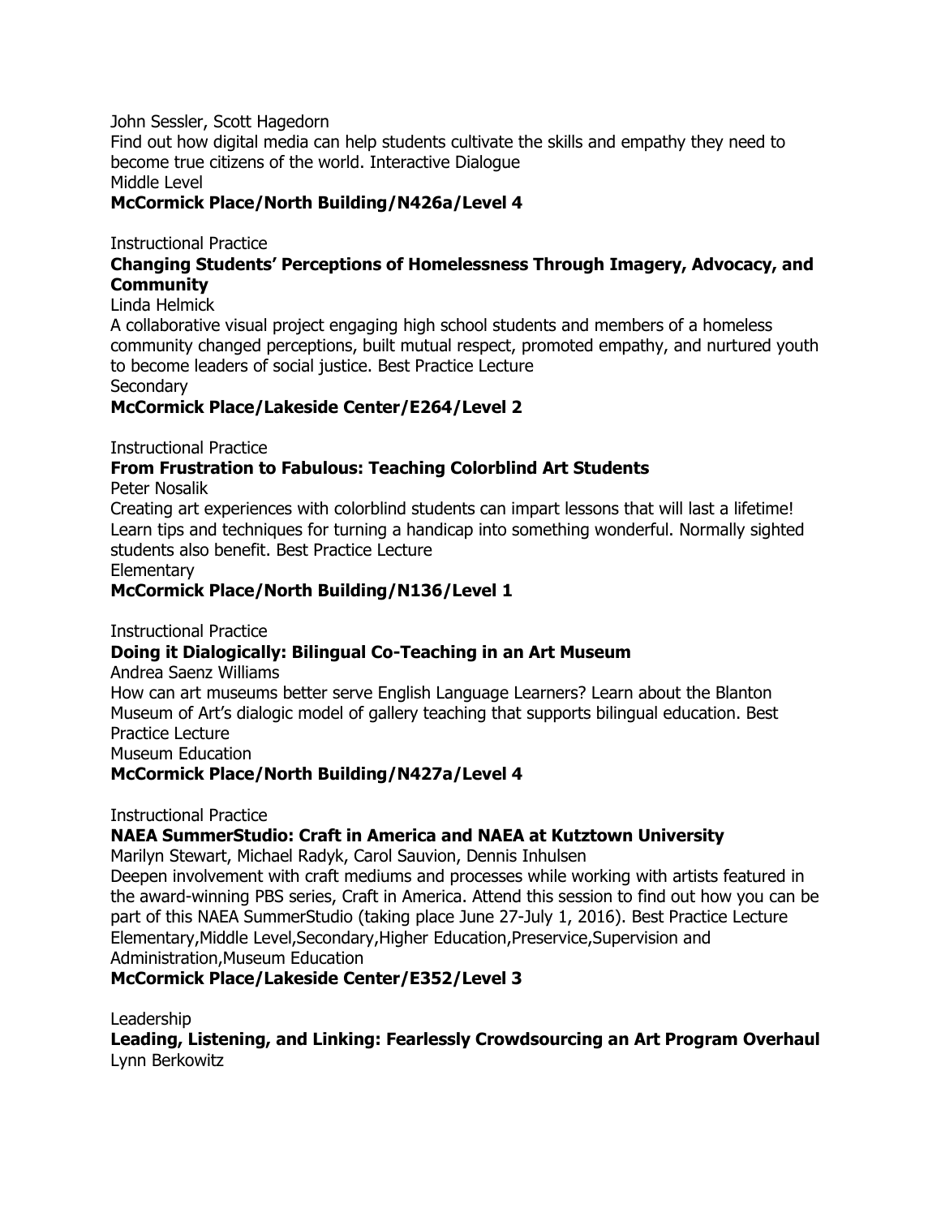John Sessler, Scott Hagedorn
Find out how digital media can help students cultivate the skills and empathy they need to become true citizens of the world. Interactive Dialogue
Middle Level
**McCormick Place/North Building/N426a/Level 4**

Instructional Practice
**Changing Students' Perceptions of Homelessness Through Imagery, Advocacy, and Community**
Linda Helmick
A collaborative visual project engaging high school students and members of a homeless community changed perceptions, built mutual respect, promoted empathy, and nurtured youth to become leaders of social justice. Best Practice Lecture
Secondary
**McCormick Place/Lakeside Center/E264/Level 2**

Instructional Practice
**From Frustration to Fabulous: Teaching Colorblind Art Students**
Peter Nosalik
Creating art experiences with colorblind students can impart lessons that will last a lifetime! Learn tips and techniques for turning a handicap into something wonderful. Normally sighted students also benefit. Best Practice Lecture
Elementary
**McCormick Place/North Building/N136/Level 1**

Instructional Practice
**Doing it Dialogically: Bilingual Co-Teaching in an Art Museum**
Andrea Saenz Williams
How can art museums better serve English Language Learners? Learn about the Blanton Museum of Art's dialogic model of gallery teaching that supports bilingual education. Best Practice Lecture
Museum Education
**McCormick Place/North Building/N427a/Level 4**

Instructional Practice
**NAEA SummerStudio: Craft in America and NAEA at Kutztown University**
Marilyn Stewart, Michael Radyk, Carol Sauvion, Dennis Inhulsen
Deepen involvement with craft mediums and processes while working with artists featured in the award-winning PBS series, Craft in America. Attend this session to find out how you can be part of this NAEA SummerStudio (taking place June 27-July 1, 2016). Best Practice Lecture
Elementary,Middle Level,Secondary,Higher Education,Preservice,Supervision and Administration,Museum Education
**McCormick Place/Lakeside Center/E352/Level 3**

Leadership
**Leading, Listening, and Linking: Fearlessly Crowdsourcing an Art Program Overhaul**
Lynn Berkowitz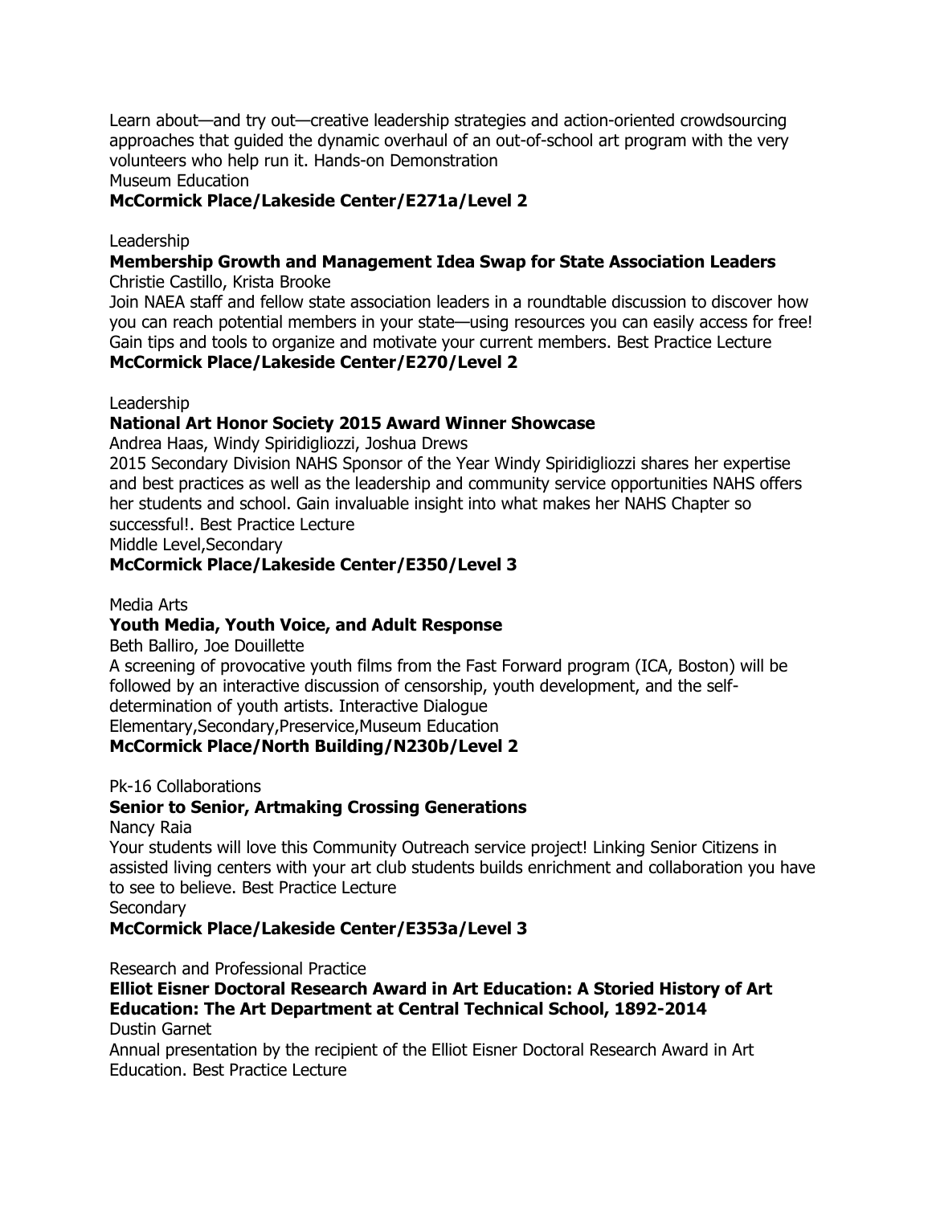Learn about—and try out—creative leadership strategies and action-oriented crowdsourcing approaches that guided the dynamic overhaul of an out-of-school art program with the very volunteers who help run it. Hands-on Demonstration
Museum Education
**McCormick Place/Lakeside Center/E271a/Level 2**

Leadership
**Membership Growth and Management Idea Swap for State Association Leaders**
Christie Castillo, Krista Brooke
Join NAEA staff and fellow state association leaders in a roundtable discussion to discover how you can reach potential members in your state—using resources you can easily access for free! Gain tips and tools to organize and motivate your current members. Best Practice Lecture
**McCormick Place/Lakeside Center/E270/Level 2**

Leadership
**National Art Honor Society 2015 Award Winner Showcase**
Andrea Haas, Windy Spiridigliozzi, Joshua Drews
2015 Secondary Division NAHS Sponsor of the Year Windy Spiridigliozzi shares her expertise and best practices as well as the leadership and community service opportunities NAHS offers her students and school. Gain invaluable insight into what makes her NAHS Chapter so successful!. Best Practice Lecture
Middle Level,Secondary
**McCormick Place/Lakeside Center/E350/Level 3**

Media Arts
**Youth Media, Youth Voice, and Adult Response**
Beth Balliro, Joe Douillette
A screening of provocative youth films from the Fast Forward program (ICA, Boston) will be followed by an interactive discussion of censorship, youth development, and the self-determination of youth artists. Interactive Dialogue
Elementary,Secondary,Preservice,Museum Education
**McCormick Place/North Building/N230b/Level 2**

Pk-16 Collaborations
**Senior to Senior, Artmaking Crossing Generations**
Nancy Raia
Your students will love this Community Outreach service project! Linking Senior Citizens in assisted living centers with your art club students builds enrichment and collaboration you have to see to believe. Best Practice Lecture
Secondary
**McCormick Place/Lakeside Center/E353a/Level 3**

Research and Professional Practice
**Elliot Eisner Doctoral Research Award in Art Education: A Storied History of Art Education: The Art Department at Central Technical School, 1892-2014**
Dustin Garnet
Annual presentation by the recipient of the Elliot Eisner Doctoral Research Award in Art Education. Best Practice Lecture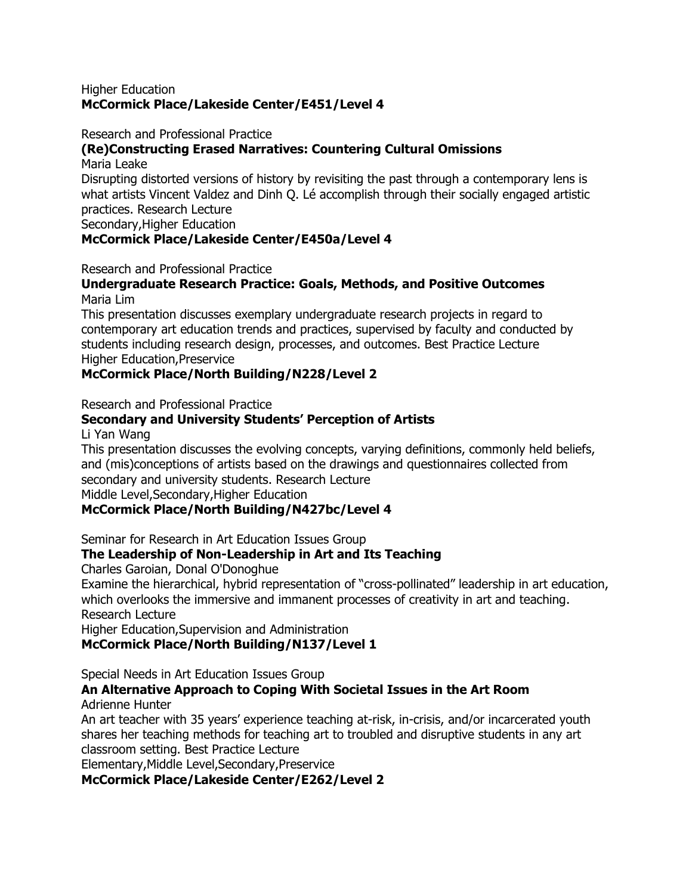Higher Education
**McCormick Place/Lakeside Center/E451/Level 4**

Research and Professional Practice
**(Re)Constructing Erased Narratives: Countering Cultural Omissions**
Maria Leake
Disrupting distorted versions of history by revisiting the past through a contemporary lens is what artists Vincent Valdez and Dinh Q. Lé accomplish through their socially engaged artistic practices. Research Lecture
Secondary,Higher Education
**McCormick Place/Lakeside Center/E450a/Level 4**

Research and Professional Practice
**Undergraduate Research Practice: Goals, Methods, and Positive Outcomes**
Maria Lim
This presentation discusses exemplary undergraduate research projects in regard to contemporary art education trends and practices, supervised by faculty and conducted by students including research design, processes, and outcomes. Best Practice Lecture
Higher Education,Preservice
**McCormick Place/North Building/N228/Level 2**

Research and Professional Practice
**Secondary and University Students' Perception of Artists**
Li Yan Wang
This presentation discusses the evolving concepts, varying definitions, commonly held beliefs, and (mis)conceptions of artists based on the drawings and questionnaires collected from secondary and university students. Research Lecture
Middle Level,Secondary,Higher Education
**McCormick Place/North Building/N427bc/Level 4**

Seminar for Research in Art Education Issues Group
**The Leadership of Non-Leadership in Art and Its Teaching**
Charles Garoian, Donal O'Donoghue
Examine the hierarchical, hybrid representation of "cross-pollinated" leadership in art education, which overlooks the immersive and immanent processes of creativity in art and teaching. Research Lecture
Higher Education,Supervision and Administration
**McCormick Place/North Building/N137/Level 1**

Special Needs in Art Education Issues Group
**An Alternative Approach to Coping With Societal Issues in the Art Room**
Adrienne Hunter
An art teacher with 35 years' experience teaching at-risk, in-crisis, and/or incarcerated youth shares her teaching methods for teaching art to troubled and disruptive students in any art classroom setting. Best Practice Lecture
Elementary,Middle Level,Secondary,Preservice
**McCormick Place/Lakeside Center/E262/Level 2**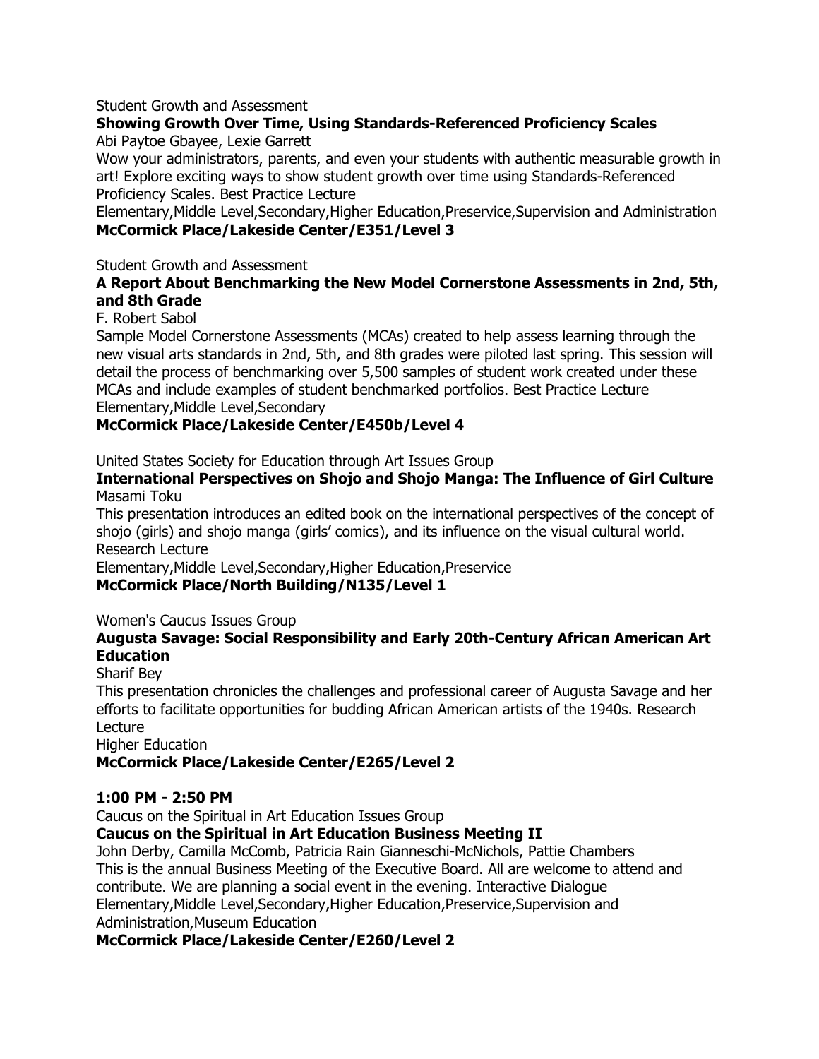Student Growth and Assessment

**Showing Growth Over Time, Using Standards-Referenced Proficiency Scales**

Abi Paytoe Gbayee, Lexie Garrett

Wow your administrators, parents, and even your students with authentic measurable growth in art! Explore exciting ways to show student growth over time using Standards-Referenced Proficiency Scales. Best Practice Lecture

Elementary,Middle Level,Secondary,Higher Education,Preservice,Supervision and Administration

**McCormick Place/Lakeside Center/E351/Level 3**

Student Growth and Assessment

**A Report About Benchmarking the New Model Cornerstone Assessments in 2nd, 5th, and 8th Grade**

F. Robert Sabol

Sample Model Cornerstone Assessments (MCAs) created to help assess learning through the new visual arts standards in 2nd, 5th, and 8th grades were piloted last spring. This session will detail the process of benchmarking over 5,500 samples of student work created under these MCAs and include examples of student benchmarked portfolios. Best Practice Lecture

Elementary,Middle Level,Secondary

**McCormick Place/Lakeside Center/E450b/Level 4**

United States Society for Education through Art Issues Group

**International Perspectives on Shojo and Shojo Manga: The Influence of Girl Culture**

Masami Toku

This presentation introduces an edited book on the international perspectives of the concept of shojo (girls) and shojo manga (girls' comics), and its influence on the visual cultural world. Research Lecture

Elementary,Middle Level,Secondary,Higher Education,Preservice

**McCormick Place/North Building/N135/Level 1**

Women's Caucus Issues Group

**Augusta Savage: Social Responsibility and Early 20th-Century African American Art Education**

Sharif Bey

This presentation chronicles the challenges and professional career of Augusta Savage and her efforts to facilitate opportunities for budding African American artists of the 1940s. Research Lecture

Higher Education

**McCormick Place/Lakeside Center/E265/Level 2**

**1:00 PM - 2:50 PM**

Caucus on the Spiritual in Art Education Issues Group

**Caucus on the Spiritual in Art Education Business Meeting II**

John Derby, Camilla McComb, Patricia Rain Gianneschi-McNichols, Pattie Chambers

This is the annual Business Meeting of the Executive Board. All are welcome to attend and contribute. We are planning a social event in the evening. Interactive Dialogue

Elementary,Middle Level,Secondary,Higher Education,Preservice,Supervision and Administration,Museum Education

**McCormick Place/Lakeside Center/E260/Level 2**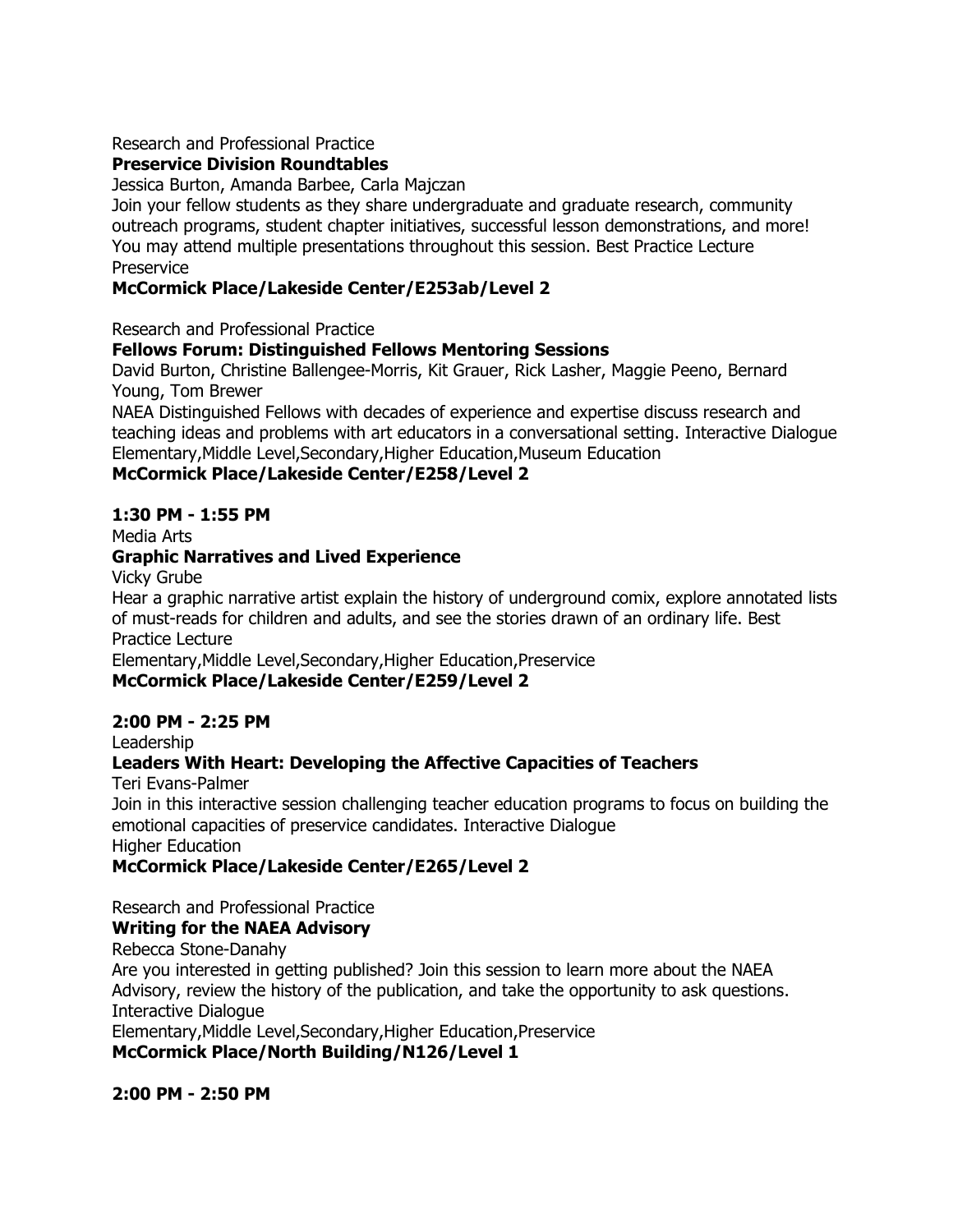Research and Professional Practice

**Preservice Division Roundtables**

Jessica Burton, Amanda Barbee, Carla Majczan

Join your fellow students as they share undergraduate and graduate research, community outreach programs, student chapter initiatives, successful lesson demonstrations, and more! You may attend multiple presentations throughout this session. Best Practice Lecture

Preservice

**McCormick Place/Lakeside Center/E253ab/Level 2**

Research and Professional Practice

**Fellows Forum: Distinguished Fellows Mentoring Sessions**

David Burton, Christine Ballengee-Morris, Kit Grauer, Rick Lasher, Maggie Peeno, Bernard Young, Tom Brewer

NAEA Distinguished Fellows with decades of experience and expertise discuss research and teaching ideas and problems with art educators in a conversational setting. Interactive Dialogue

Elementary,Middle Level,Secondary,Higher Education,Museum Education

**McCormick Place/Lakeside Center/E258/Level 2**

**1:30 PM - 1:55 PM**

Media Arts

**Graphic Narratives and Lived Experience**

Vicky Grube

Hear a graphic narrative artist explain the history of underground comix, explore annotated lists of must-reads for children and adults, and see the stories drawn of an ordinary life. Best Practice Lecture

Elementary,Middle Level,Secondary,Higher Education,Preservice

**McCormick Place/Lakeside Center/E259/Level 2**

**2:00 PM - 2:25 PM**

Leadership

**Leaders With Heart: Developing the Affective Capacities of Teachers**

Teri Evans-Palmer

Join in this interactive session challenging teacher education programs to focus on building the emotional capacities of preservice candidates. Interactive Dialogue

Higher Education

**McCormick Place/Lakeside Center/E265/Level 2**

Research and Professional Practice

**Writing for the NAEA Advisory**

Rebecca Stone-Danahy

Are you interested in getting published? Join this session to learn more about the NAEA Advisory, review the history of the publication, and take the opportunity to ask questions. Interactive Dialogue

Elementary,Middle Level,Secondary,Higher Education,Preservice

**McCormick Place/North Building/N126/Level 1**

**2:00 PM - 2:50 PM**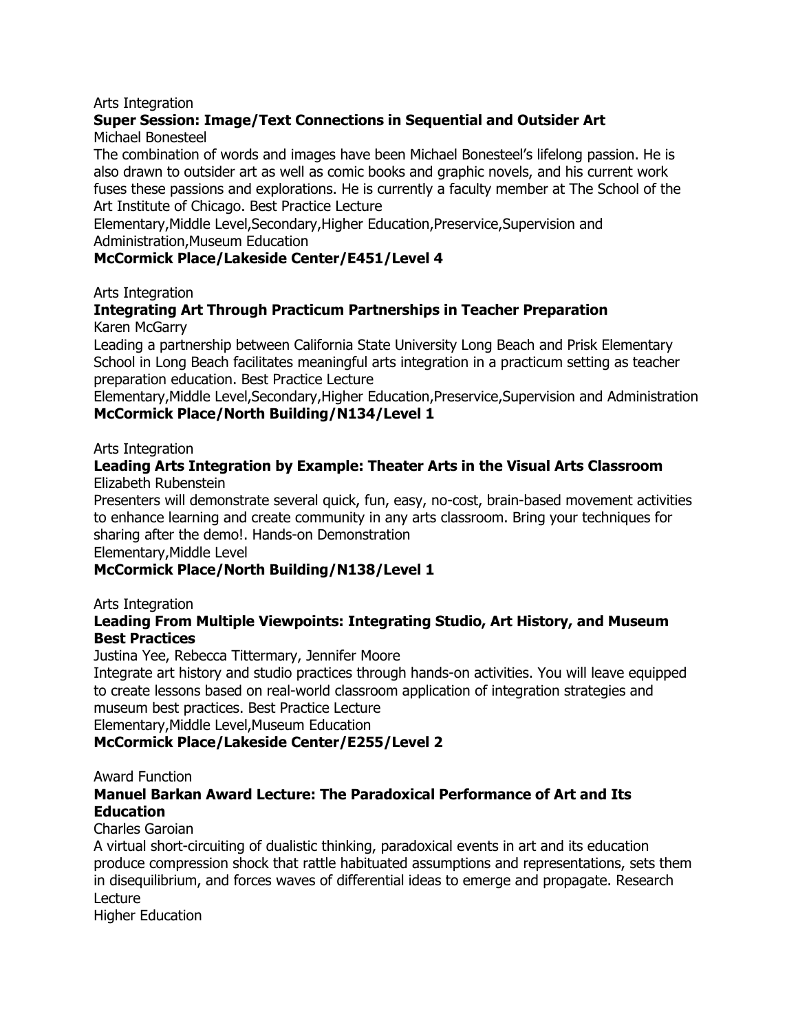Arts Integration

**Super Session: Image/Text Connections in Sequential and Outsider Art**

Michael Bonesteel

The combination of words and images have been Michael Bonesteel's lifelong passion. He is also drawn to outsider art as well as comic books and graphic novels, and his current work fuses these passions and explorations. He is currently a faculty member at The School of the Art Institute of Chicago. Best Practice Lecture

Elementary,Middle Level,Secondary,Higher Education,Preservice,Supervision and Administration,Museum Education

**McCormick Place/Lakeside Center/E451/Level 4**

Arts Integration

**Integrating Art Through Practicum Partnerships in Teacher Preparation**

Karen McGarry

Leading a partnership between California State University Long Beach and Prisk Elementary School in Long Beach facilitates meaningful arts integration in a practicum setting as teacher preparation education. Best Practice Lecture

Elementary,Middle Level,Secondary,Higher Education,Preservice,Supervision and Administration

**McCormick Place/North Building/N134/Level 1**

Arts Integration

**Leading Arts Integration by Example: Theater Arts in the Visual Arts Classroom**

Elizabeth Rubenstein

Presenters will demonstrate several quick, fun, easy, no-cost, brain-based movement activities to enhance learning and create community in any arts classroom. Bring your techniques for sharing after the demo!. Hands-on Demonstration

Elementary,Middle Level

**McCormick Place/North Building/N138/Level 1**

Arts Integration

**Leading From Multiple Viewpoints: Integrating Studio, Art History, and Museum Best Practices**

Justina Yee, Rebecca Tittermary, Jennifer Moore

Integrate art history and studio practices through hands-on activities. You will leave equipped to create lessons based on real-world classroom application of integration strategies and museum best practices. Best Practice Lecture

Elementary,Middle Level,Museum Education

**McCormick Place/Lakeside Center/E255/Level 2**

Award Function

**Manuel Barkan Award Lecture: The Paradoxical Performance of Art and Its Education**

Charles Garoian

A virtual short-circuiting of dualistic thinking, paradoxical events in art and its education produce compression shock that rattle habituated assumptions and representations, sets them in disequilibrium, and forces waves of differential ideas to emerge and propagate. Research Lecture

Higher Education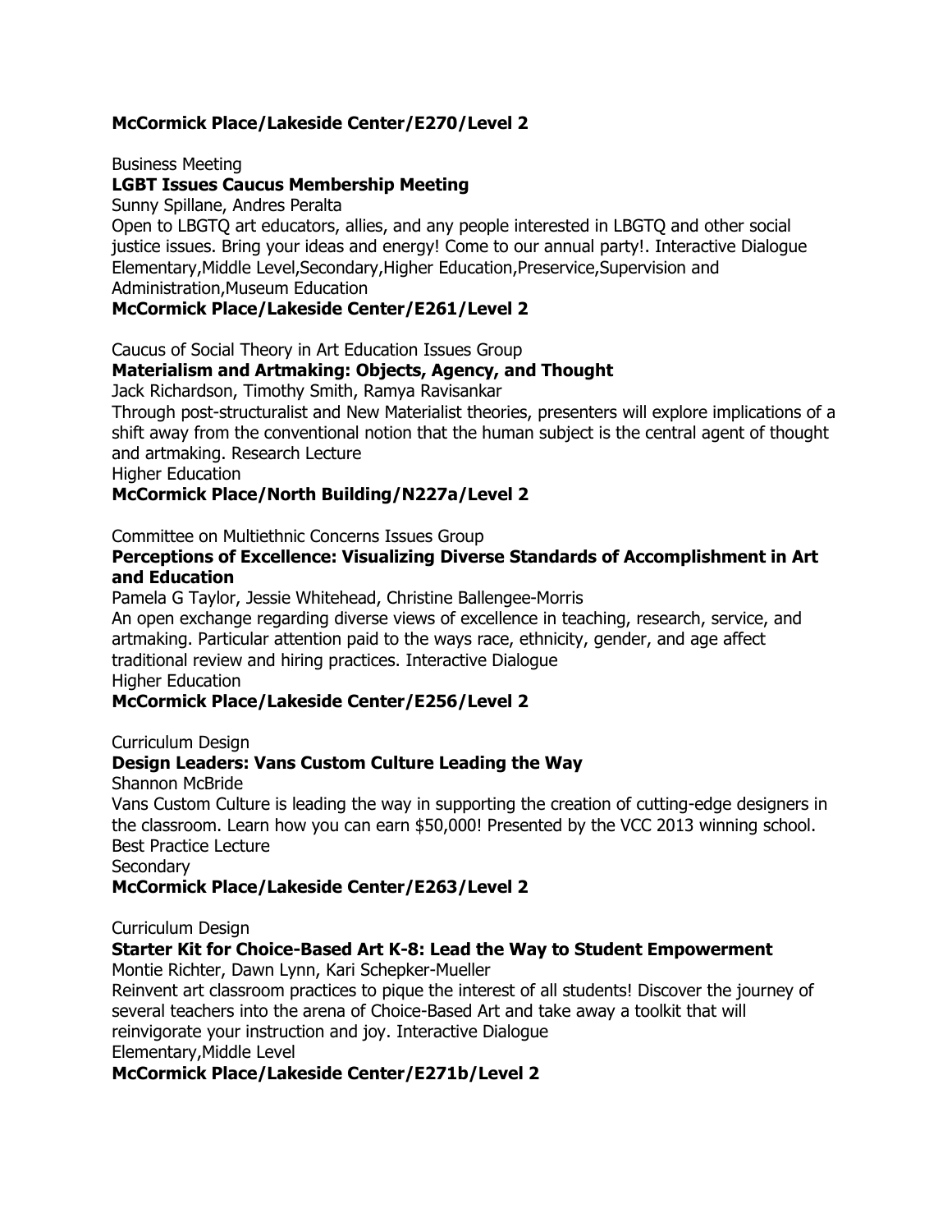**McCormick Place/Lakeside Center/E270/Level 2**

Business Meeting

**LGBT Issues Caucus Membership Meeting**

Sunny Spillane, Andres Peralta

Open to LBGTQ art educators, allies, and any people interested in LBGTQ and other social justice issues. Bring your ideas and energy! Come to our annual party!. Interactive Dialogue

Elementary,Middle Level,Secondary,Higher Education,Preservice,Supervision and Administration,Museum Education

**McCormick Place/Lakeside Center/E261/Level 2**

Caucus of Social Theory in Art Education Issues Group

**Materialism and Artmaking: Objects, Agency, and Thought**

Jack Richardson, Timothy Smith, Ramya Ravisankar

Through post-structuralist and New Materialist theories, presenters will explore implications of a shift away from the conventional notion that the human subject is the central agent of thought and artmaking. Research Lecture

Higher Education

**McCormick Place/North Building/N227a/Level 2**

Committee on Multiethnic Concerns Issues Group

**Perceptions of Excellence: Visualizing Diverse Standards of Accomplishment in Art and Education**

Pamela G Taylor, Jessie Whitehead, Christine Ballengee-Morris

An open exchange regarding diverse views of excellence in teaching, research, service, and artmaking. Particular attention paid to the ways race, ethnicity, gender, and age affect traditional review and hiring practices. Interactive Dialogue

Higher Education

**McCormick Place/Lakeside Center/E256/Level 2**

Curriculum Design

**Design Leaders: Vans Custom Culture Leading the Way**

Shannon McBride

Vans Custom Culture is leading the way in supporting the creation of cutting-edge designers in the classroom. Learn how you can earn $50,000! Presented by the VCC 2013 winning school. Best Practice Lecture

Secondary

**McCormick Place/Lakeside Center/E263/Level 2**

Curriculum Design

**Starter Kit for Choice-Based Art K-8: Lead the Way to Student Empowerment**

Montie Richter, Dawn Lynn, Kari Schepker-Mueller

Reinvent art classroom practices to pique the interest of all students! Discover the journey of several teachers into the arena of Choice-Based Art and take away a toolkit that will reinvigorate your instruction and joy. Interactive Dialogue

Elementary,Middle Level

**McCormick Place/Lakeside Center/E271b/Level 2**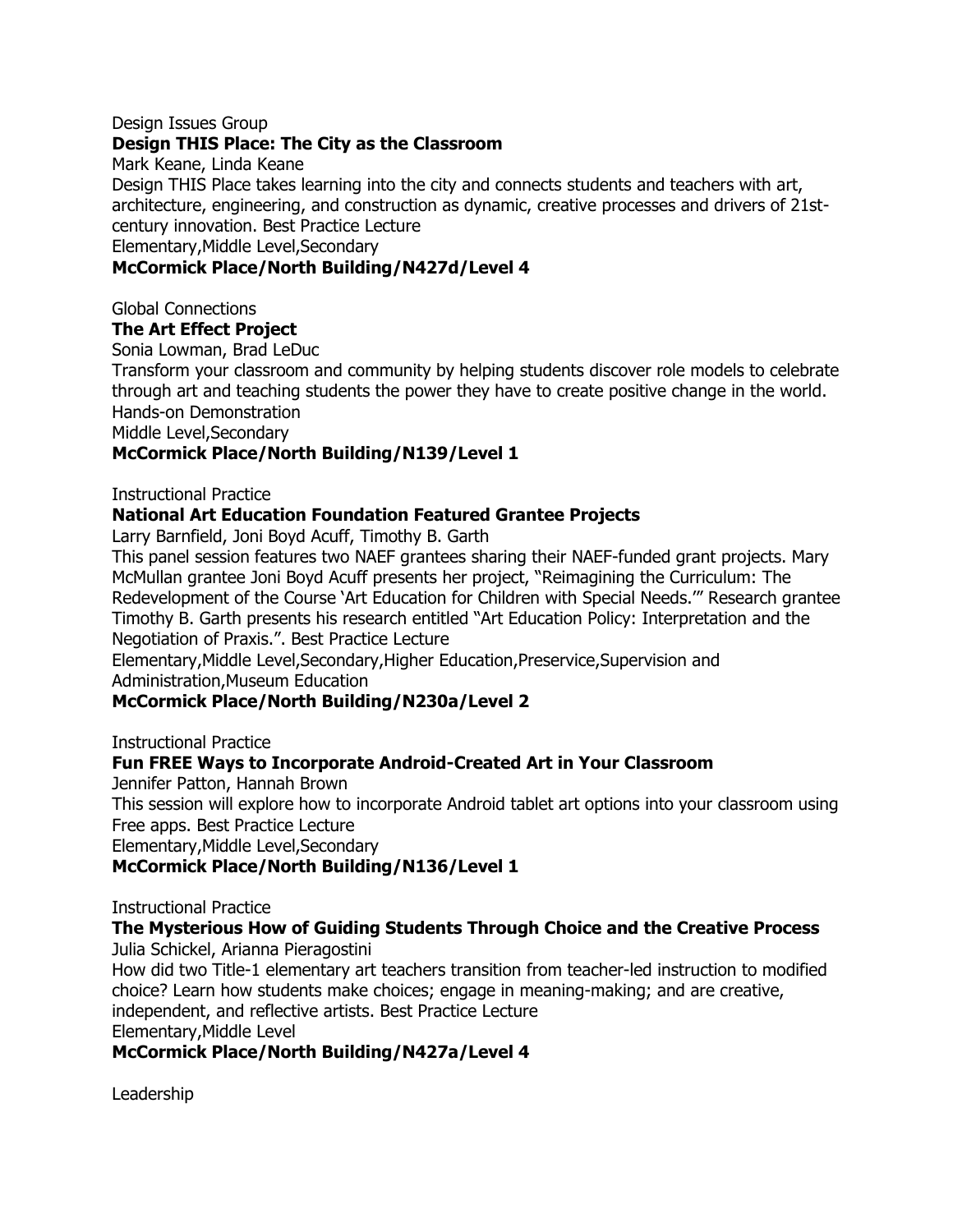Design Issues Group

**Design THIS Place: The City as the Classroom**

Mark Keane, Linda Keane

Design THIS Place takes learning into the city and connects students and teachers with art, architecture, engineering, and construction as dynamic, creative processes and drivers of 21st-century innovation. Best Practice Lecture

Elementary,Middle Level,Secondary

**McCormick Place/North Building/N427d/Level 4**

Global Connections

**The Art Effect Project**

Sonia Lowman, Brad LeDuc

Transform your classroom and community by helping students discover role models to celebrate through art and teaching students the power they have to create positive change in the world. Hands-on Demonstration

Middle Level,Secondary

**McCormick Place/North Building/N139/Level 1**

Instructional Practice

**National Art Education Foundation Featured Grantee Projects**

Larry Barnfield, Joni Boyd Acuff, Timothy B. Garth

This panel session features two NAEF grantees sharing their NAEF-funded grant projects. Mary McMullan grantee Joni Boyd Acuff presents her project, "Reimagining the Curriculum: The Redevelopment of the Course 'Art Education for Children with Special Needs.'" Research grantee Timothy B. Garth presents his research entitled "Art Education Policy: Interpretation and the Negotiation of Praxis.". Best Practice Lecture

Elementary,Middle Level,Secondary,Higher Education,Preservice,Supervision and Administration,Museum Education

**McCormick Place/North Building/N230a/Level 2**

Instructional Practice

**Fun FREE Ways to Incorporate Android-Created Art in Your Classroom**

Jennifer Patton, Hannah Brown

This session will explore how to incorporate Android tablet art options into your classroom using Free apps. Best Practice Lecture

Elementary,Middle Level,Secondary

**McCormick Place/North Building/N136/Level 1**

Instructional Practice

**The Mysterious How of Guiding Students Through Choice and the Creative Process**

Julia Schickel, Arianna Pieragostini

How did two Title-1 elementary art teachers transition from teacher-led instruction to modified choice? Learn how students make choices; engage in meaning-making; and are creative, independent, and reflective artists. Best Practice Lecture

Elementary,Middle Level

**McCormick Place/North Building/N427a/Level 4**

Leadership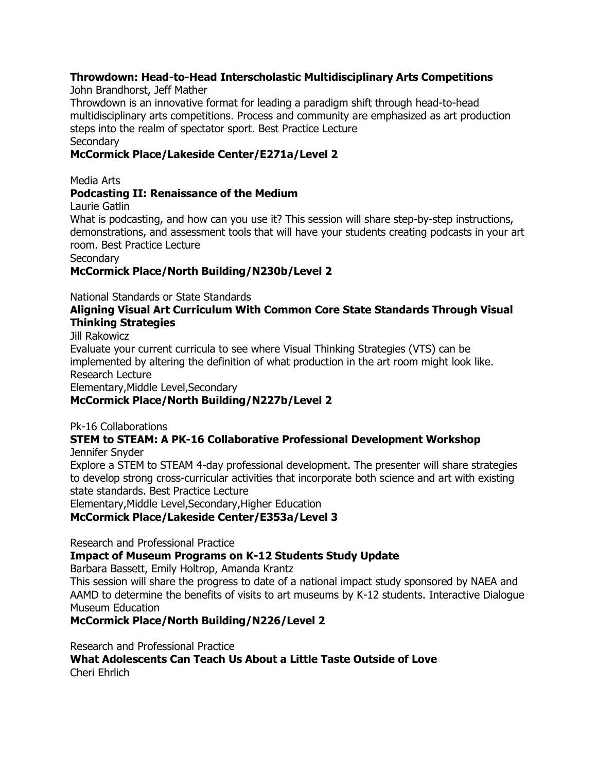**Throwdown: Head-to-Head Interscholastic Multidisciplinary Arts Competitions**
John Brandhorst, Jeff Mather
Throwdown is an innovative format for leading a paradigm shift through head-to-head multidisciplinary arts competitions. Process and community are emphasized as art production steps into the realm of spectator sport. Best Practice Lecture
Secondary
**McCormick Place/Lakeside Center/E271a/Level 2**

Media Arts
**Podcasting II: Renaissance of the Medium**
Laurie Gatlin
What is podcasting, and how can you use it? This session will share step-by-step instructions, demonstrations, and assessment tools that will have your students creating podcasts in your art room. Best Practice Lecture
Secondary
**McCormick Place/North Building/N230b/Level 2**

National Standards or State Standards
**Aligning Visual Art Curriculum With Common Core State Standards Through Visual Thinking Strategies**
Jill Rakowicz
Evaluate your current curricula to see where Visual Thinking Strategies (VTS) can be implemented by altering the definition of what production in the art room might look like. Research Lecture
Elementary,Middle Level,Secondary
**McCormick Place/North Building/N227b/Level 2**

Pk-16 Collaborations
**STEM to STEAM: A PK-16 Collaborative Professional Development Workshop**
Jennifer Snyder
Explore a STEM to STEAM 4-day professional development. The presenter will share strategies to develop strong cross-curricular activities that incorporate both science and art with existing state standards. Best Practice Lecture
Elementary,Middle Level,Secondary,Higher Education
**McCormick Place/Lakeside Center/E353a/Level 3**

Research and Professional Practice
**Impact of Museum Programs on K-12 Students Study Update**
Barbara Bassett, Emily Holtrop, Amanda Krantz
This session will share the progress to date of a national impact study sponsored by NAEA and AAMD to determine the benefits of visits to art museums by K-12 students. Interactive Dialogue
Museum Education
**McCormick Place/North Building/N226/Level 2**

Research and Professional Practice
**What Adolescents Can Teach Us About a Little Taste Outside of Love**
Cheri Ehrlich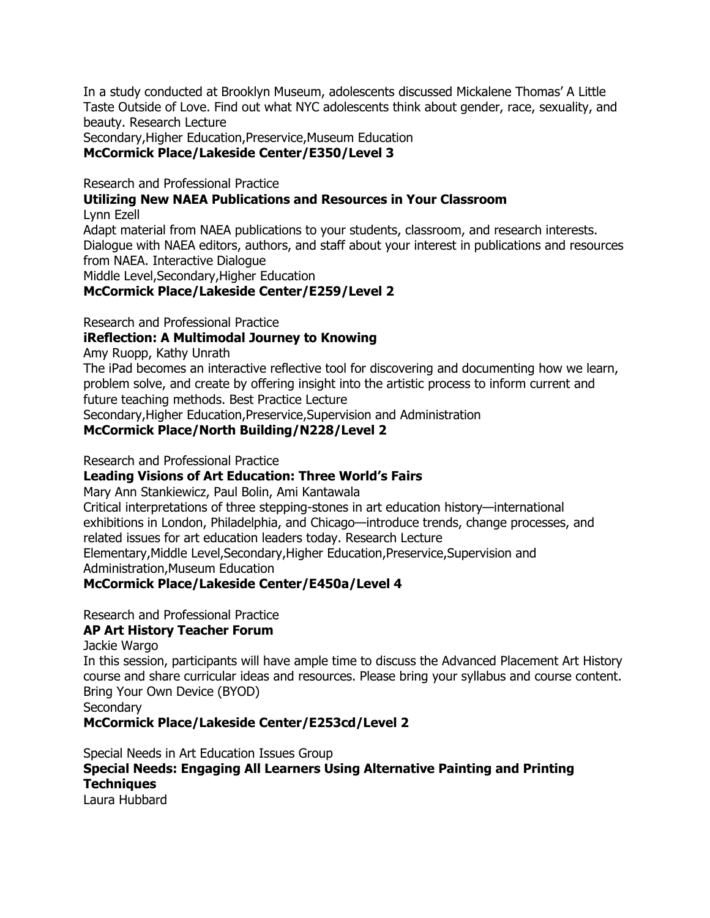In a study conducted at Brooklyn Museum, adolescents discussed Mickalene Thomas' A Little Taste Outside of Love. Find out what NYC adolescents think about gender, race, sexuality, and beauty. Research Lecture
Secondary,Higher Education,Preservice,Museum Education
**McCormick Place/Lakeside Center/E350/Level 3**

Research and Professional Practice
**Utilizing New NAEA Publications and Resources in Your Classroom**
Lynn Ezell
Adapt material from NAEA publications to your students, classroom, and research interests. Dialogue with NAEA editors, authors, and staff about your interest in publications and resources from NAEA. Interactive Dialogue
Middle Level,Secondary,Higher Education
**McCormick Place/Lakeside Center/E259/Level 2**

Research and Professional Practice
**iReflection: A Multimodal Journey to Knowing**
Amy Ruopp, Kathy Unrath
The iPad becomes an interactive reflective tool for discovering and documenting how we learn, problem solve, and create by offering insight into the artistic process to inform current and future teaching methods. Best Practice Lecture
Secondary,Higher Education,Preservice,Supervision and Administration
**McCormick Place/North Building/N228/Level 2**

Research and Professional Practice
**Leading Visions of Art Education: Three World's Fairs**
Mary Ann Stankiewicz, Paul Bolin, Ami Kantawala
Critical interpretations of three stepping-stones in art education history—international exhibitions in London, Philadelphia, and Chicago—introduce trends, change processes, and related issues for art education leaders today. Research Lecture
Elementary,Middle Level,Secondary,Higher Education,Preservice,Supervision and Administration,Museum Education
**McCormick Place/Lakeside Center/E450a/Level 4**

Research and Professional Practice
**AP Art History Teacher Forum**
Jackie Wargo
In this session, participants will have ample time to discuss the Advanced Placement Art History course and share curricular ideas and resources. Please bring your syllabus and course content. Bring Your Own Device (BYOD)
Secondary
**McCormick Place/Lakeside Center/E253cd/Level 2**

Special Needs in Art Education Issues Group
**Special Needs: Engaging All Learners Using Alternative Painting and Printing Techniques**
Laura Hubbard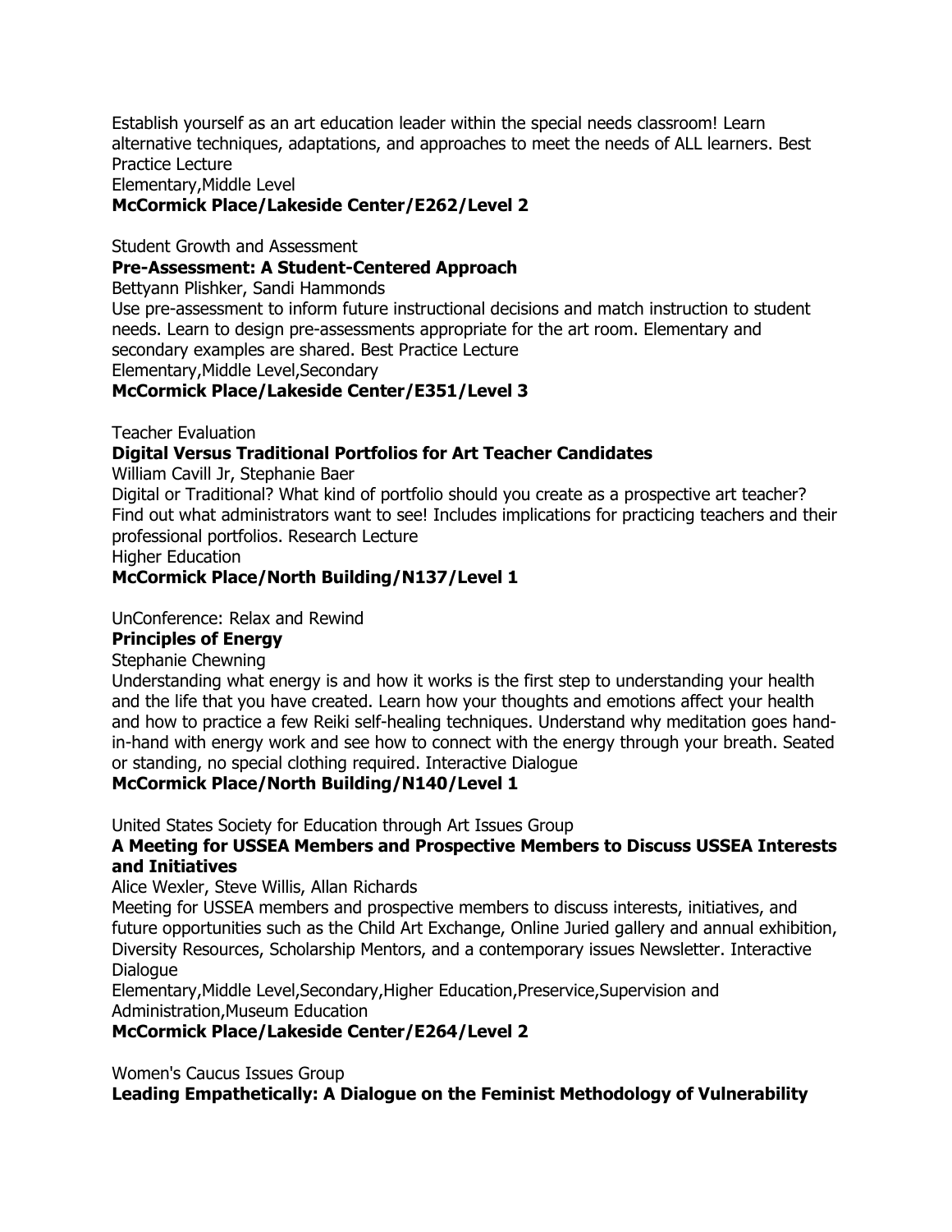Establish yourself as an art education leader within the special needs classroom! Learn alternative techniques, adaptations, and approaches to meet the needs of ALL learners. Best Practice Lecture
Elementary,Middle Level
**McCormick Place/Lakeside Center/E262/Level 2**

Student Growth and Assessment
**Pre-Assessment: A Student-Centered Approach**
Bettyann Plishker, Sandi Hammonds
Use pre-assessment to inform future instructional decisions and match instruction to student needs. Learn to design pre-assessments appropriate for the art room. Elementary and secondary examples are shared. Best Practice Lecture
Elementary,Middle Level,Secondary
**McCormick Place/Lakeside Center/E351/Level 3**

Teacher Evaluation
**Digital Versus Traditional Portfolios for Art Teacher Candidates**
William Cavill Jr, Stephanie Baer
Digital or Traditional? What kind of portfolio should you create as a prospective art teacher? Find out what administrators want to see! Includes implications for practicing teachers and their professional portfolios. Research Lecture
Higher Education
**McCormick Place/North Building/N137/Level 1**

UnConference: Relax and Rewind
**Principles of Energy**
Stephanie Chewning
Understanding what energy is and how it works is the first step to understanding your health and the life that you have created. Learn how your thoughts and emotions affect your health and how to practice a few Reiki self-healing techniques. Understand why meditation goes hand-in-hand with energy work and see how to connect with the energy through your breath. Seated or standing, no special clothing required. Interactive Dialogue
**McCormick Place/North Building/N140/Level 1**

United States Society for Education through Art Issues Group
**A Meeting for USSEA Members and Prospective Members to Discuss USSEA Interests and Initiatives**
Alice Wexler, Steve Willis, Allan Richards
Meeting for USSEA members and prospective members to discuss interests, initiatives, and future opportunities such as the Child Art Exchange, Online Juried gallery and annual exhibition, Diversity Resources, Scholarship Mentors, and a contemporary issues Newsletter. Interactive Dialogue
Elementary,Middle Level,Secondary,Higher Education,Preservice,Supervision and Administration,Museum Education
**McCormick Place/Lakeside Center/E264/Level 2**

Women's Caucus Issues Group
**Leading Empathetically: A Dialogue on the Feminist Methodology of Vulnerability**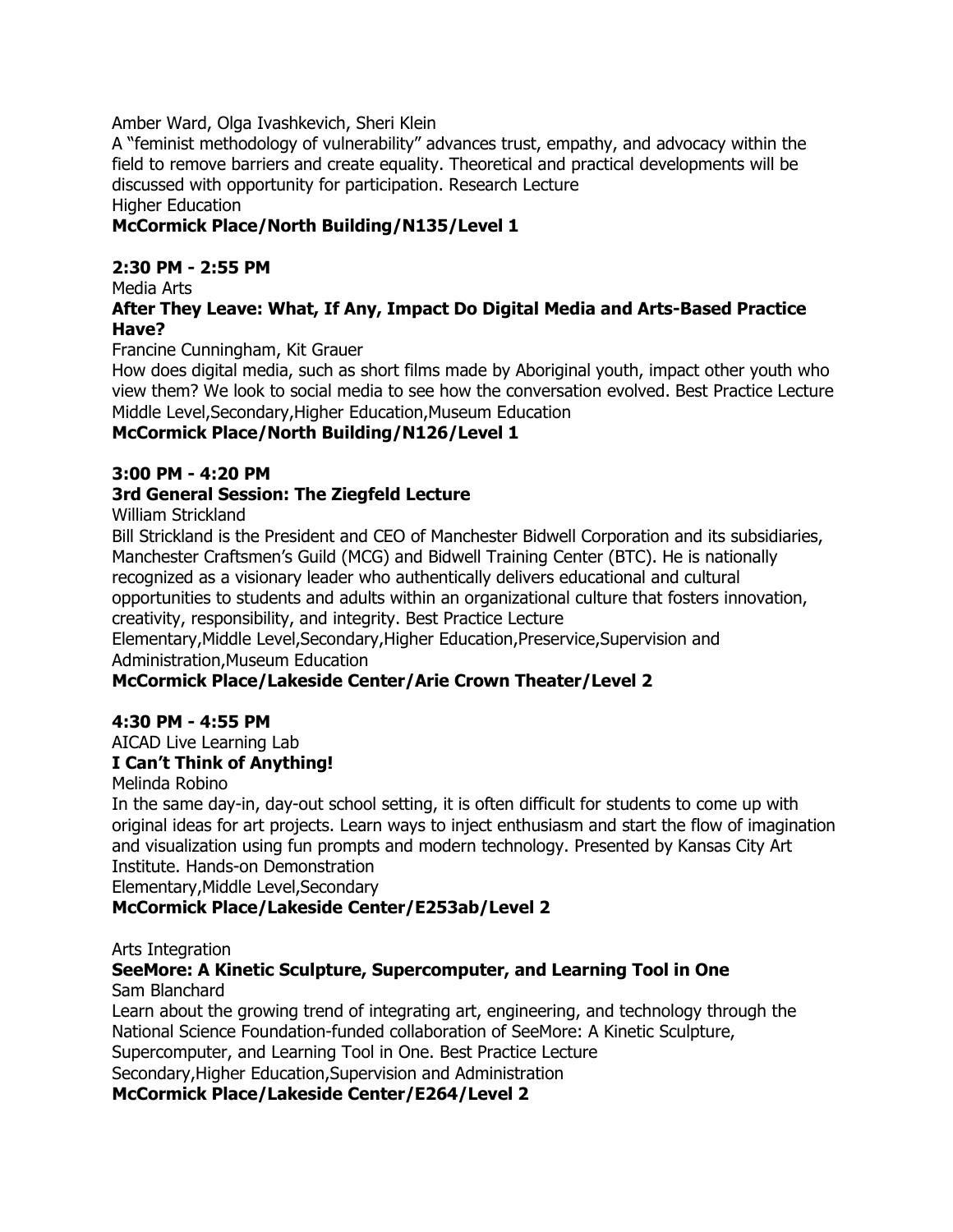Amber Ward, Olga Ivashkevich, Sheri Klein

A "feminist methodology of vulnerability" advances trust, empathy, and advocacy within the field to remove barriers and create equality. Theoretical and practical developments will be discussed with opportunity for participation. Research Lecture

Higher Education

**McCormick Place/North Building/N135/Level 1**

**2:30 PM - 2:55 PM**

Media Arts

**After They Leave: What, If Any, Impact Do Digital Media and Arts-Based Practice Have?**

Francine Cunningham, Kit Grauer

How does digital media, such as short films made by Aboriginal youth, impact other youth who view them? We look to social media to see how the conversation evolved. Best Practice Lecture

Middle Level,Secondary,Higher Education,Museum Education

**McCormick Place/North Building/N126/Level 1**

**3:00 PM - 4:20 PM**

**3rd General Session: The Ziegfeld Lecture**

William Strickland

Bill Strickland is the President and CEO of Manchester Bidwell Corporation and its subsidiaries, Manchester Craftsmen's Guild (MCG) and Bidwell Training Center (BTC). He is nationally recognized as a visionary leader who authentically delivers educational and cultural opportunities to students and adults within an organizational culture that fosters innovation, creativity, responsibility, and integrity. Best Practice Lecture

Elementary,Middle Level,Secondary,Higher Education,Preservice,Supervision and Administration,Museum Education

**McCormick Place/Lakeside Center/Arie Crown Theater/Level 2**

**4:30 PM - 4:55 PM**

AICAD Live Learning Lab

**I Can't Think of Anything!**

Melinda Robino

In the same day-in, day-out school setting, it is often difficult for students to come up with original ideas for art projects. Learn ways to inject enthusiasm and start the flow of imagination and visualization using fun prompts and modern technology. Presented by Kansas City Art Institute. Hands-on Demonstration

Elementary,Middle Level,Secondary

**McCormick Place/Lakeside Center/E253ab/Level 2**

Arts Integration

**SeeMore: A Kinetic Sculpture, Supercomputer, and Learning Tool in One**

Sam Blanchard

Learn about the growing trend of integrating art, engineering, and technology through the National Science Foundation-funded collaboration of SeeMore: A Kinetic Sculpture, Supercomputer, and Learning Tool in One. Best Practice Lecture

Secondary,Higher Education,Supervision and Administration

**McCormick Place/Lakeside Center/E264/Level 2**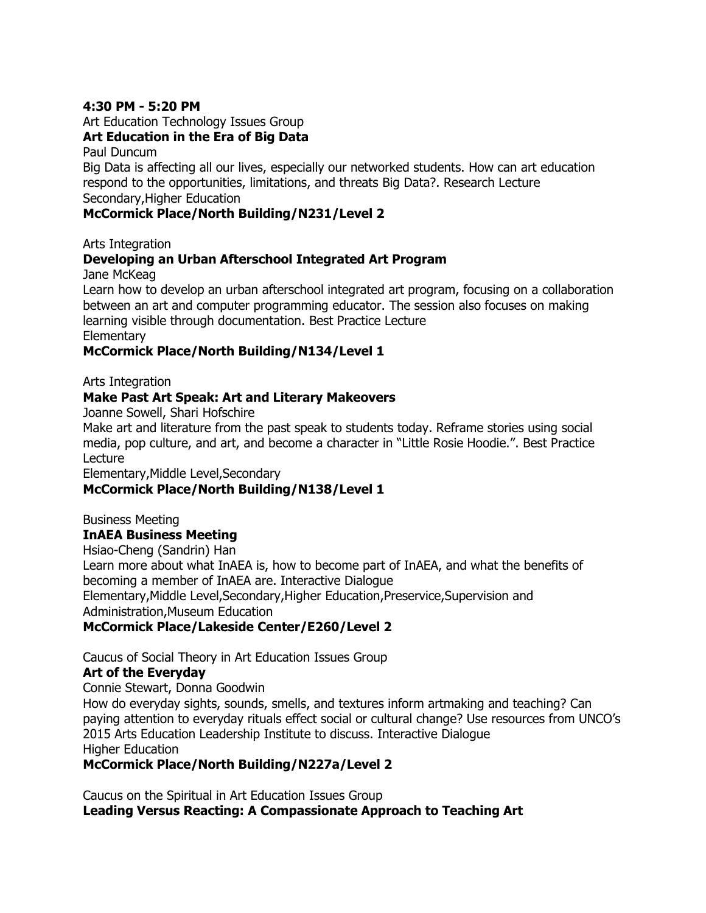**4:30 PM - 5:20 PM**

Art Education Technology Issues Group

**Art Education in the Era of Big Data**

Paul Duncum

Big Data is affecting all our lives, especially our networked students. How can art education respond to the opportunities, limitations, and threats Big Data?. Research Lecture

Secondary,Higher Education

**McCormick Place/North Building/N231/Level 2**

Arts Integration

**Developing an Urban Afterschool Integrated Art Program**

Jane McKeag

Learn how to develop an urban afterschool integrated art program, focusing on a collaboration between an art and computer programming educator. The session also focuses on making learning visible through documentation. Best Practice Lecture

Elementary

**McCormick Place/North Building/N134/Level 1**

Arts Integration

**Make Past Art Speak: Art and Literary Makeovers**

Joanne Sowell, Shari Hofschire

Make art and literature from the past speak to students today. Reframe stories using social media, pop culture, and art, and become a character in "Little Rosie Hoodie.". Best Practice Lecture

Elementary,Middle Level,Secondary

**McCormick Place/North Building/N138/Level 1**

Business Meeting

**InAEA Business Meeting**

Hsiao-Cheng (Sandrin) Han

Learn more about what InAEA is, how to become part of InAEA, and what the benefits of becoming a member of InAEA are. Interactive Dialogue

Elementary,Middle Level,Secondary,Higher Education,Preservice,Supervision and Administration,Museum Education

**McCormick Place/Lakeside Center/E260/Level 2**

Caucus of Social Theory in Art Education Issues Group

**Art of the Everyday**

Connie Stewart, Donna Goodwin

How do everyday sights, sounds, smells, and textures inform artmaking and teaching? Can paying attention to everyday rituals effect social or cultural change? Use resources from UNCO's 2015 Arts Education Leadership Institute to discuss. Interactive Dialogue

Higher Education

**McCormick Place/North Building/N227a/Level 2**

Caucus on the Spiritual in Art Education Issues Group

**Leading Versus Reacting: A Compassionate Approach to Teaching Art**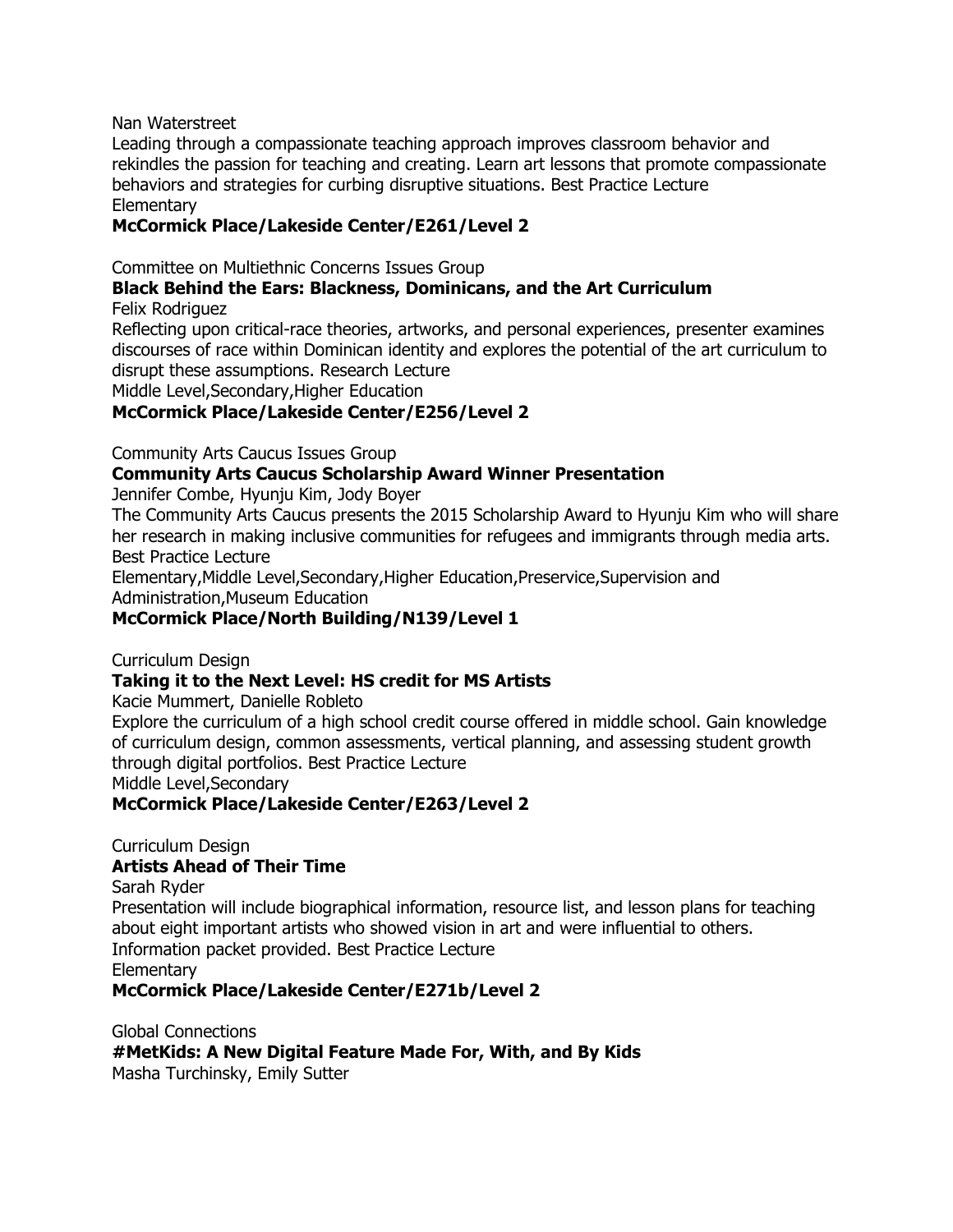Nan Waterstreet

Leading through a compassionate teaching approach improves classroom behavior and rekindles the passion for teaching and creating. Learn art lessons that promote compassionate behaviors and strategies for curbing disruptive situations. Best Practice Lecture

Elementary

**McCormick Place/Lakeside Center/E261/Level 2**

Committee on Multiethnic Concerns Issues Group

**Black Behind the Ears: Blackness, Dominicans, and the Art Curriculum**

Felix Rodriguez

Reflecting upon critical-race theories, artworks, and personal experiences, presenter examines discourses of race within Dominican identity and explores the potential of the art curriculum to disrupt these assumptions. Research Lecture

Middle Level,Secondary,Higher Education

**McCormick Place/Lakeside Center/E256/Level 2**

Community Arts Caucus Issues Group

**Community Arts Caucus Scholarship Award Winner Presentation**

Jennifer Combe, Hyunju Kim, Jody Boyer

The Community Arts Caucus presents the 2015 Scholarship Award to Hyunju Kim who will share her research in making inclusive communities for refugees and immigrants through media arts. Best Practice Lecture

Elementary,Middle Level,Secondary,Higher Education,Preservice,Supervision and Administration,Museum Education

**McCormick Place/North Building/N139/Level 1**

Curriculum Design

**Taking it to the Next Level: HS credit for MS Artists**

Kacie Mummert, Danielle Robleto

Explore the curriculum of a high school credit course offered in middle school. Gain knowledge of curriculum design, common assessments, vertical planning, and assessing student growth through digital portfolios. Best Practice Lecture

Middle Level,Secondary

**McCormick Place/Lakeside Center/E263/Level 2**

Curriculum Design

**Artists Ahead of Their Time**

Sarah Ryder

Presentation will include biographical information, resource list, and lesson plans for teaching about eight important artists who showed vision in art and were influential to others. Information packet provided. Best Practice Lecture

Elementary

**McCormick Place/Lakeside Center/E271b/Level 2**

Global Connections

**#MetKids: A New Digital Feature Made For, With, and By Kids**

Masha Turchinsky, Emily Sutter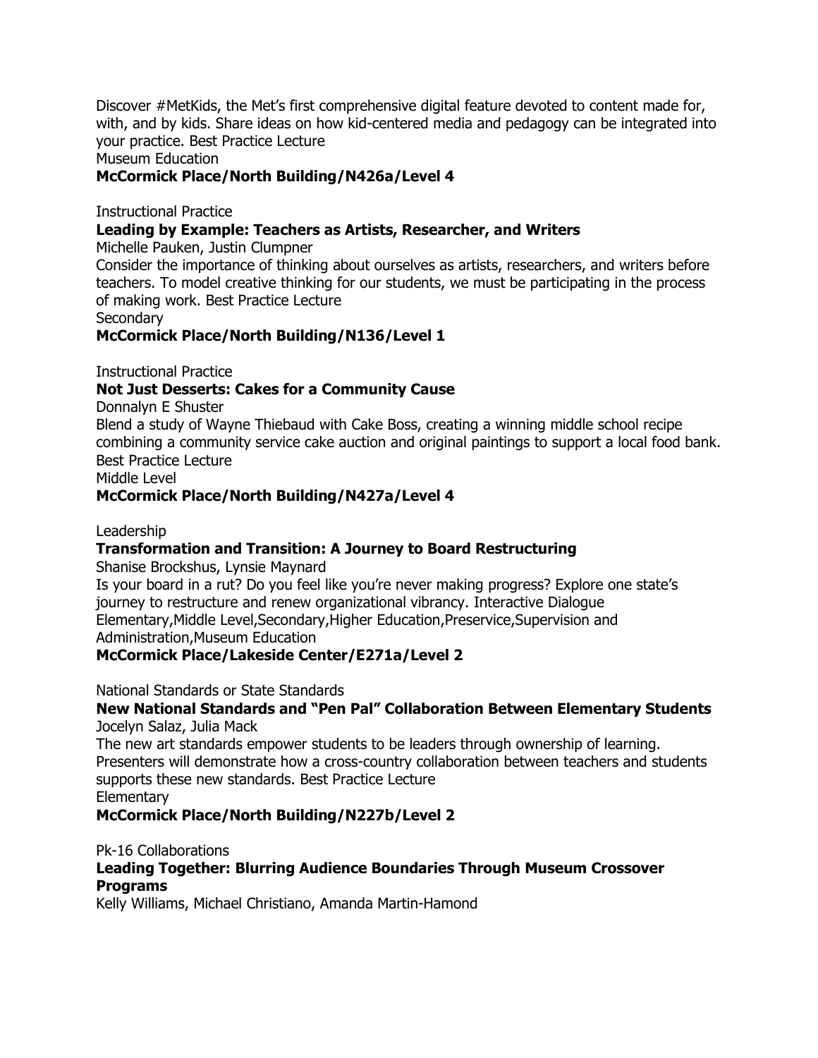Discover #MetKids, the Met's first comprehensive digital feature devoted to content made for, with, and by kids. Share ideas on how kid-centered media and pedagogy can be integrated into your practice. Best Practice Lecture
Museum Education
**McCormick Place/North Building/N426a/Level 4**

Instructional Practice
**Leading by Example: Teachers as Artists, Researcher, and Writers**
Michelle Pauken, Justin Clumpner
Consider the importance of thinking about ourselves as artists, researchers, and writers before teachers. To model creative thinking for our students, we must be participating in the process of making work. Best Practice Lecture
Secondary
**McCormick Place/North Building/N136/Level 1**

Instructional Practice
**Not Just Desserts: Cakes for a Community Cause**
Donnalyn E Shuster
Blend a study of Wayne Thiebaud with Cake Boss, creating a winning middle school recipe combining a community service cake auction and original paintings to support a local food bank. Best Practice Lecture
Middle Level
**McCormick Place/North Building/N427a/Level 4**

Leadership
**Transformation and Transition: A Journey to Board Restructuring**
Shanise Brockshus, Lynsie Maynard
Is your board in a rut? Do you feel like you're never making progress? Explore one state's journey to restructure and renew organizational vibrancy. Interactive Dialogue
Elementary,Middle Level,Secondary,Higher Education,Preservice,Supervision and Administration,Museum Education
**McCormick Place/Lakeside Center/E271a/Level 2**

National Standards or State Standards
**New National Standards and "Pen Pal" Collaboration Between Elementary Students**
Jocelyn Salaz, Julia Mack
The new art standards empower students to be leaders through ownership of learning. Presenters will demonstrate how a cross-country collaboration between teachers and students supports these new standards. Best Practice Lecture
Elementary
**McCormick Place/North Building/N227b/Level 2**

Pk-16 Collaborations
**Leading Together: Blurring Audience Boundaries Through Museum Crossover Programs**
Kelly Williams, Michael Christiano, Amanda Martin-Hamond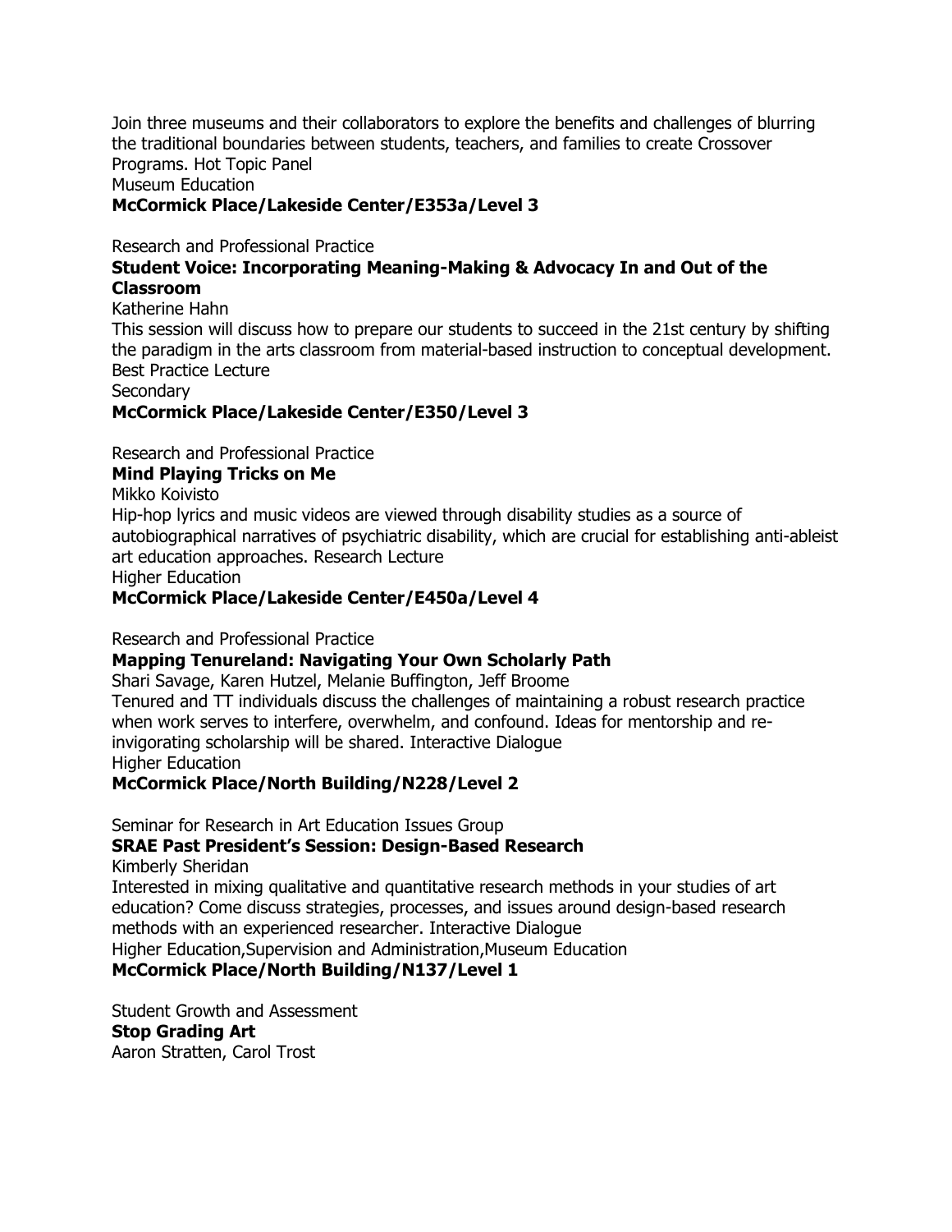Join three museums and their collaborators to explore the benefits and challenges of blurring the traditional boundaries between students, teachers, and families to create Crossover Programs. Hot Topic Panel
Museum Education
**McCormick Place/Lakeside Center/E353a/Level 3**

Research and Professional Practice
**Student Voice: Incorporating Meaning-Making & Advocacy In and Out of the Classroom**
Katherine Hahn
This session will discuss how to prepare our students to succeed in the 21st century by shifting the paradigm in the arts classroom from material-based instruction to conceptual development. Best Practice Lecture
Secondary
**McCormick Place/Lakeside Center/E350/Level 3**

Research and Professional Practice
**Mind Playing Tricks on Me**
Mikko Koivisto
Hip-hop lyrics and music videos are viewed through disability studies as a source of autobiographical narratives of psychiatric disability, which are crucial for establishing anti-ableist art education approaches. Research Lecture
Higher Education
**McCormick Place/Lakeside Center/E450a/Level 4**

Research and Professional Practice
**Mapping Tenureland: Navigating Your Own Scholarly Path**
Shari Savage, Karen Hutzel, Melanie Buffington, Jeff Broome
Tenured and TT individuals discuss the challenges of maintaining a robust research practice when work serves to interfere, overwhelm, and confound. Ideas for mentorship and re-invigorating scholarship will be shared. Interactive Dialogue
Higher Education
**McCormick Place/North Building/N228/Level 2**

Seminar for Research in Art Education Issues Group
**SRAE Past President's Session: Design-Based Research**
Kimberly Sheridan
Interested in mixing qualitative and quantitative research methods in your studies of art education? Come discuss strategies, processes, and issues around design-based research methods with an experienced researcher. Interactive Dialogue
Higher Education,Supervision and Administration,Museum Education
**McCormick Place/North Building/N137/Level 1**

Student Growth and Assessment
**Stop Grading Art**
Aaron Stratten, Carol Trost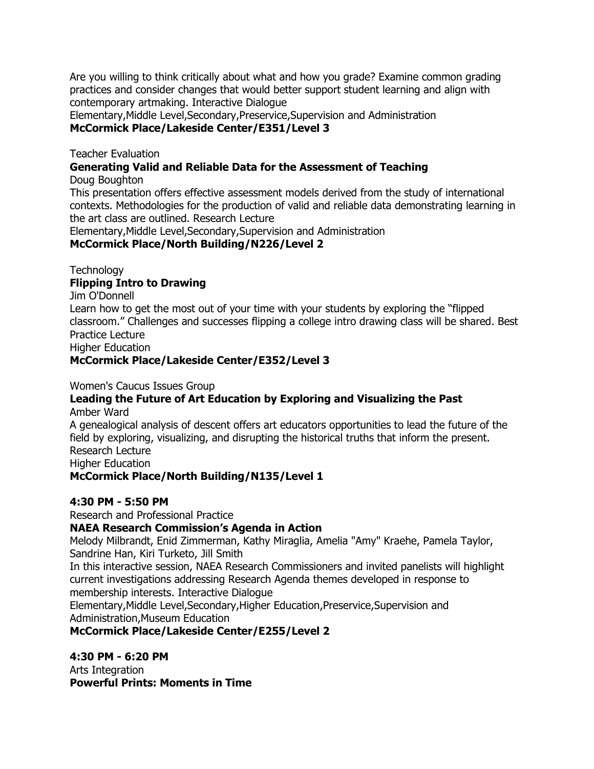Are you willing to think critically about what and how you grade? Examine common grading practices and consider changes that would better support student learning and align with contemporary artmaking. Interactive Dialogue
Elementary,Middle Level,Secondary,Preservice,Supervision and Administration
**McCormick Place/Lakeside Center/E351/Level 3**

Teacher Evaluation
**Generating Valid and Reliable Data for the Assessment of Teaching**
Doug Boughton
This presentation offers effective assessment models derived from the study of international contexts. Methodologies for the production of valid and reliable data demonstrating learning in the art class are outlined. Research Lecture
Elementary,Middle Level,Secondary,Supervision and Administration
**McCormick Place/North Building/N226/Level 2**

Technology
**Flipping Intro to Drawing**
Jim O'Donnell
Learn how to get the most out of your time with your students by exploring the "flipped classroom." Challenges and successes flipping a college intro drawing class will be shared. Best Practice Lecture
Higher Education
**McCormick Place/Lakeside Center/E352/Level 3**

Women's Caucus Issues Group
**Leading the Future of Art Education by Exploring and Visualizing the Past**
Amber Ward
A genealogical analysis of descent offers art educators opportunities to lead the future of the field by exploring, visualizing, and disrupting the historical truths that inform the present. Research Lecture
Higher Education
**McCormick Place/North Building/N135/Level 1**

**4:30 PM - 5:50 PM**
Research and Professional Practice
**NAEA Research Commission's Agenda in Action**
Melody Milbrandt, Enid Zimmerman, Kathy Miraglia, Amelia "Amy" Kraehe, Pamela Taylor, Sandrine Han, Kiri Turketo, Jill Smith
In this interactive session, NAEA Research Commissioners and invited panelists will highlight current investigations addressing Research Agenda themes developed in response to membership interests. Interactive Dialogue
Elementary,Middle Level,Secondary,Higher Education,Preservice,Supervision and Administration,Museum Education
**McCormick Place/Lakeside Center/E255/Level 2**

**4:30 PM - 6:20 PM**
Arts Integration
**Powerful Prints: Moments in Time**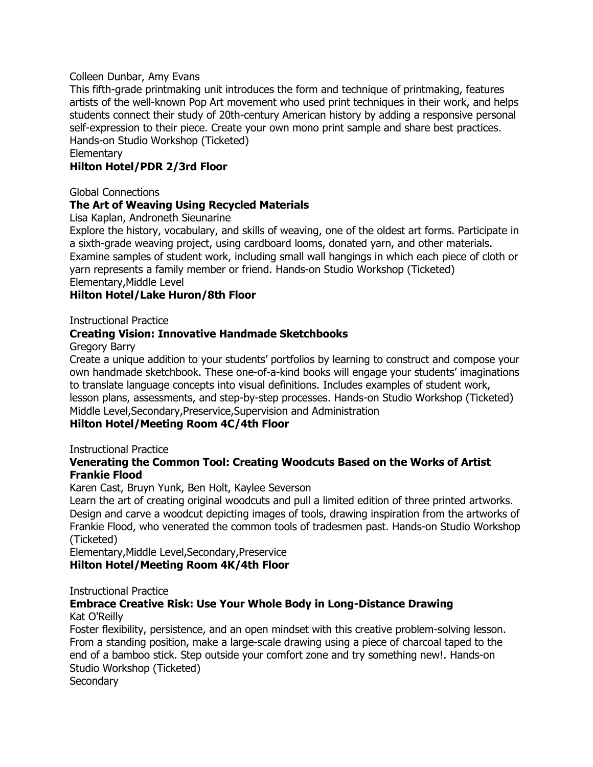Colleen Dunbar, Amy Evans

This fifth-grade printmaking unit introduces the form and technique of printmaking, features artists of the well-known Pop Art movement who used print techniques in their work, and helps students connect their study of 20th-century American history by adding a responsive personal self-expression to their piece. Create your own mono print sample and share best practices. Hands-on Studio Workshop (Ticketed)

Elementary

**Hilton Hotel/PDR 2/3rd Floor**

Global Connections

**The Art of Weaving Using Recycled Materials**

Lisa Kaplan, Androneth Sieunarine

Explore the history, vocabulary, and skills of weaving, one of the oldest art forms. Participate in a sixth-grade weaving project, using cardboard looms, donated yarn, and other materials. Examine samples of student work, including small wall hangings in which each piece of cloth or yarn represents a family member or friend. Hands-on Studio Workshop (Ticketed)

Elementary,Middle Level

**Hilton Hotel/Lake Huron/8th Floor**

Instructional Practice

**Creating Vision: Innovative Handmade Sketchbooks**

Gregory Barry

Create a unique addition to your students' portfolios by learning to construct and compose your own handmade sketchbook. These one-of-a-kind books will engage your students' imaginations to translate language concepts into visual definitions. Includes examples of student work, lesson plans, assessments, and step-by-step processes. Hands-on Studio Workshop (Ticketed)

Middle Level,Secondary,Preservice,Supervision and Administration

**Hilton Hotel/Meeting Room 4C/4th Floor**

Instructional Practice

**Venerating the Common Tool: Creating Woodcuts Based on the Works of Artist Frankie Flood**

Karen Cast, Bruyn Yunk, Ben Holt, Kaylee Severson

Learn the art of creating original woodcuts and pull a limited edition of three printed artworks. Design and carve a woodcut depicting images of tools, drawing inspiration from the artworks of Frankie Flood, who venerated the common tools of tradesmen past. Hands-on Studio Workshop (Ticketed)

Elementary,Middle Level,Secondary,Preservice

**Hilton Hotel/Meeting Room 4K/4th Floor**

Instructional Practice

**Embrace Creative Risk: Use Your Whole Body in Long-Distance Drawing**

Kat O'Reilly

Foster flexibility, persistence, and an open mindset with this creative problem-solving lesson. From a standing position, make a large-scale drawing using a piece of charcoal taped to the end of a bamboo stick. Step outside your comfort zone and try something new!. Hands-on Studio Workshop (Ticketed)

Secondary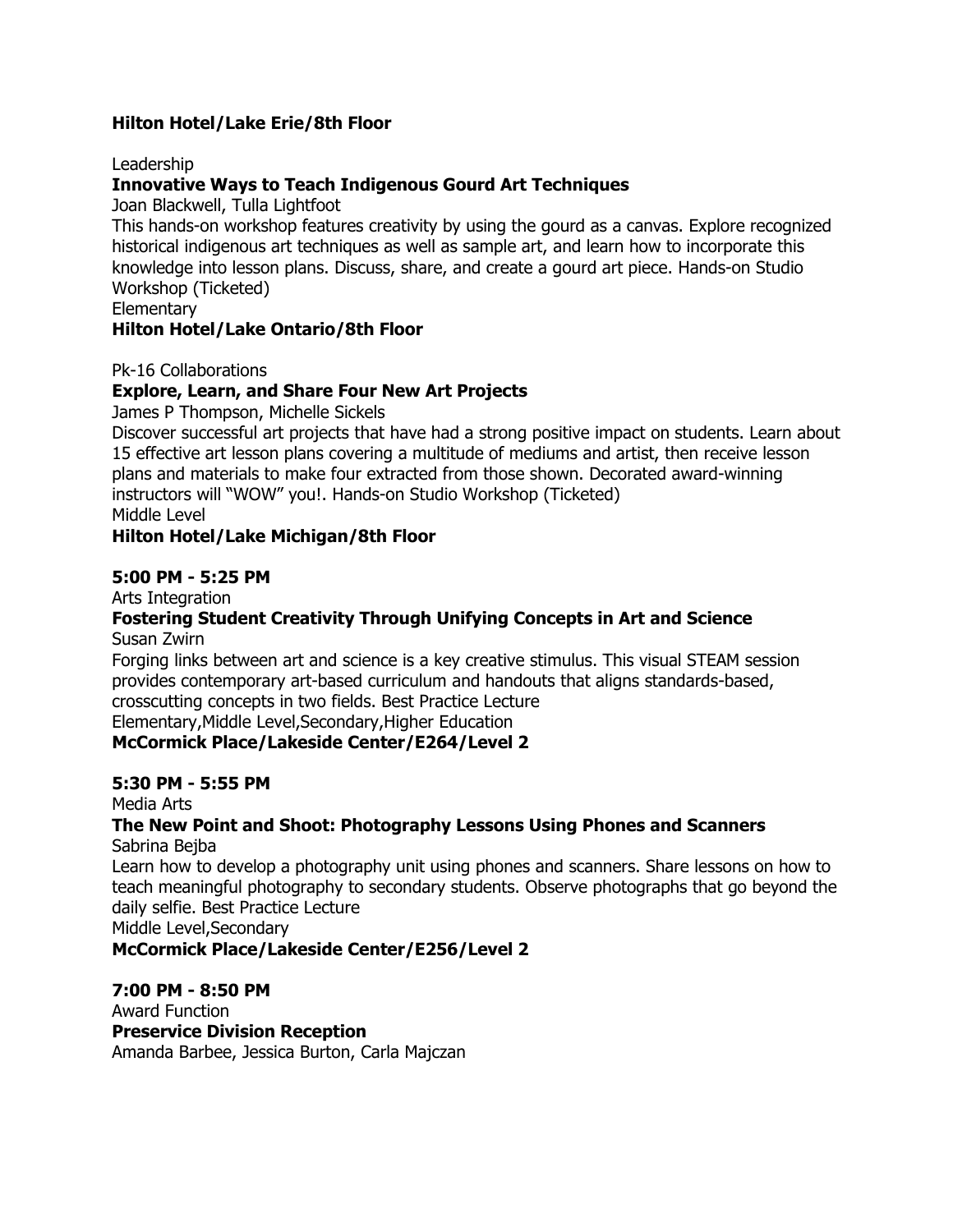**Hilton Hotel/Lake Erie/8th Floor**

Leadership

**Innovative Ways to Teach Indigenous Gourd Art Techniques**

Joan Blackwell, Tulla Lightfoot

This hands-on workshop features creativity by using the gourd as a canvas. Explore recognized historical indigenous art techniques as well as sample art, and learn how to incorporate this knowledge into lesson plans. Discuss, share, and create a gourd art piece. Hands-on Studio Workshop (Ticketed)

Elementary

**Hilton Hotel/Lake Ontario/8th Floor**

Pk-16 Collaborations

**Explore, Learn, and Share Four New Art Projects**

James P Thompson, Michelle Sickels

Discover successful art projects that have had a strong positive impact on students. Learn about 15 effective art lesson plans covering a multitude of mediums and artist, then receive lesson plans and materials to make four extracted from those shown. Decorated award-winning instructors will "WOW" you!. Hands-on Studio Workshop (Ticketed)

Middle Level

**Hilton Hotel/Lake Michigan/8th Floor**

**5:00 PM - 5:25 PM**

Arts Integration

**Fostering Student Creativity Through Unifying Concepts in Art and Science**

Susan Zwirn

Forging links between art and science is a key creative stimulus. This visual STEAM session provides contemporary art-based curriculum and handouts that aligns standards-based, crosscutting concepts in two fields. Best Practice Lecture

Elementary,Middle Level,Secondary,Higher Education

**McCormick Place/Lakeside Center/E264/Level 2**

**5:30 PM - 5:55 PM**

Media Arts

**The New Point and Shoot: Photography Lessons Using Phones and Scanners**

Sabrina Bejba

Learn how to develop a photography unit using phones and scanners. Share lessons on how to teach meaningful photography to secondary students. Observe photographs that go beyond the daily selfie. Best Practice Lecture

Middle Level,Secondary

**McCormick Place/Lakeside Center/E256/Level 2**

**7:00 PM - 8:50 PM**

Award Function

**Preservice Division Reception**

Amanda Barbee, Jessica Burton, Carla Majczan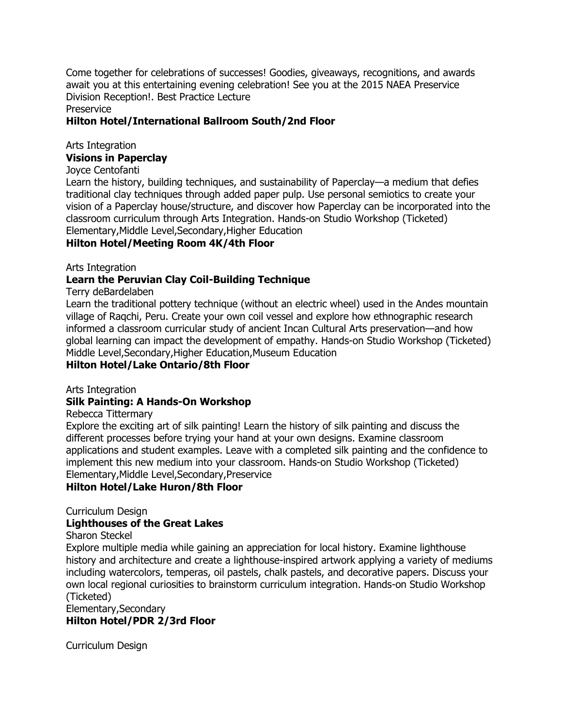Come together for celebrations of successes! Goodies, giveaways, recognitions, and awards await you at this entertaining evening celebration! See you at the 2015 NAEA Preservice Division Reception!. Best Practice Lecture
Preservice
**Hilton Hotel/International Ballroom South/2nd Floor**

Arts Integration
**Visions in Paperclay**
Joyce Centofanti
Learn the history, building techniques, and sustainability of Paperclay—a medium that defies traditional clay techniques through added paper pulp. Use personal semiotics to create your vision of a Paperclay house/structure, and discover how Paperclay can be incorporated into the classroom curriculum through Arts Integration. Hands-on Studio Workshop (Ticketed)
Elementary,Middle Level,Secondary,Higher Education
**Hilton Hotel/Meeting Room 4K/4th Floor**

Arts Integration
**Learn the Peruvian Clay Coil-Building Technique**
Terry deBardelaben
Learn the traditional pottery technique (without an electric wheel) used in the Andes mountain village of Raqchi, Peru. Create your own coil vessel and explore how ethnographic research informed a classroom curricular study of ancient Incan Cultural Arts preservation—and how global learning can impact the development of empathy. Hands-on Studio Workshop (Ticketed)
Middle Level,Secondary,Higher Education,Museum Education
**Hilton Hotel/Lake Ontario/8th Floor**

Arts Integration
**Silk Painting: A Hands-On Workshop**
Rebecca Tittermary
Explore the exciting art of silk painting! Learn the history of silk painting and discuss the different processes before trying your hand at your own designs. Examine classroom applications and student examples. Leave with a completed silk painting and the confidence to implement this new medium into your classroom. Hands-on Studio Workshop (Ticketed)
Elementary,Middle Level,Secondary,Preservice
**Hilton Hotel/Lake Huron/8th Floor**

Curriculum Design
**Lighthouses of the Great Lakes**
Sharon Steckel
Explore multiple media while gaining an appreciation for local history. Examine lighthouse history and architecture and create a lighthouse-inspired artwork applying a variety of mediums including watercolors, temperas, oil pastels, chalk pastels, and decorative papers. Discuss your own local regional curiosities to brainstorm curriculum integration. Hands-on Studio Workshop (Ticketed)
Elementary,Secondary
**Hilton Hotel/PDR 2/3rd Floor**

Curriculum Design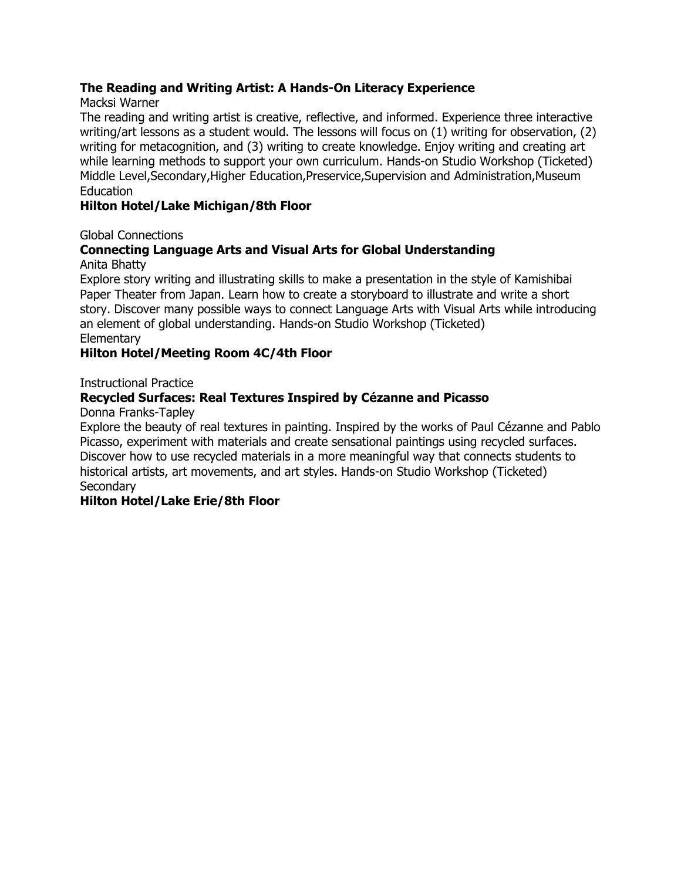**The Reading and Writing Artist: A Hands-On Literacy Experience**

Macksi Warner

The reading and writing artist is creative, reflective, and informed. Experience three interactive writing/art lessons as a student would. The lessons will focus on (1) writing for observation, (2) writing for metacognition, and (3) writing to create knowledge. Enjoy writing and creating art while learning methods to support your own curriculum. Hands-on Studio Workshop (Ticketed)

Middle Level,Secondary,Higher Education,Preservice,Supervision and Administration,Museum Education

**Hilton Hotel/Lake Michigan/8th Floor**

Global Connections

**Connecting Language Arts and Visual Arts for Global Understanding**

Anita Bhatty

Explore story writing and illustrating skills to make a presentation in the style of Kamishibai Paper Theater from Japan. Learn how to create a storyboard to illustrate and write a short story. Discover many possible ways to connect Language Arts with Visual Arts while introducing an element of global understanding. Hands-on Studio Workshop (Ticketed)

Elementary

**Hilton Hotel/Meeting Room 4C/4th Floor**

Instructional Practice

**Recycled Surfaces: Real Textures Inspired by Cézanne and Picasso**

Donna Franks-Tapley

Explore the beauty of real textures in painting. Inspired by the works of Paul Cézanne and Pablo Picasso, experiment with materials and create sensational paintings using recycled surfaces. Discover how to use recycled materials in a more meaningful way that connects students to historical artists, art movements, and art styles. Hands-on Studio Workshop (Ticketed)

Secondary

**Hilton Hotel/Lake Erie/8th Floor**